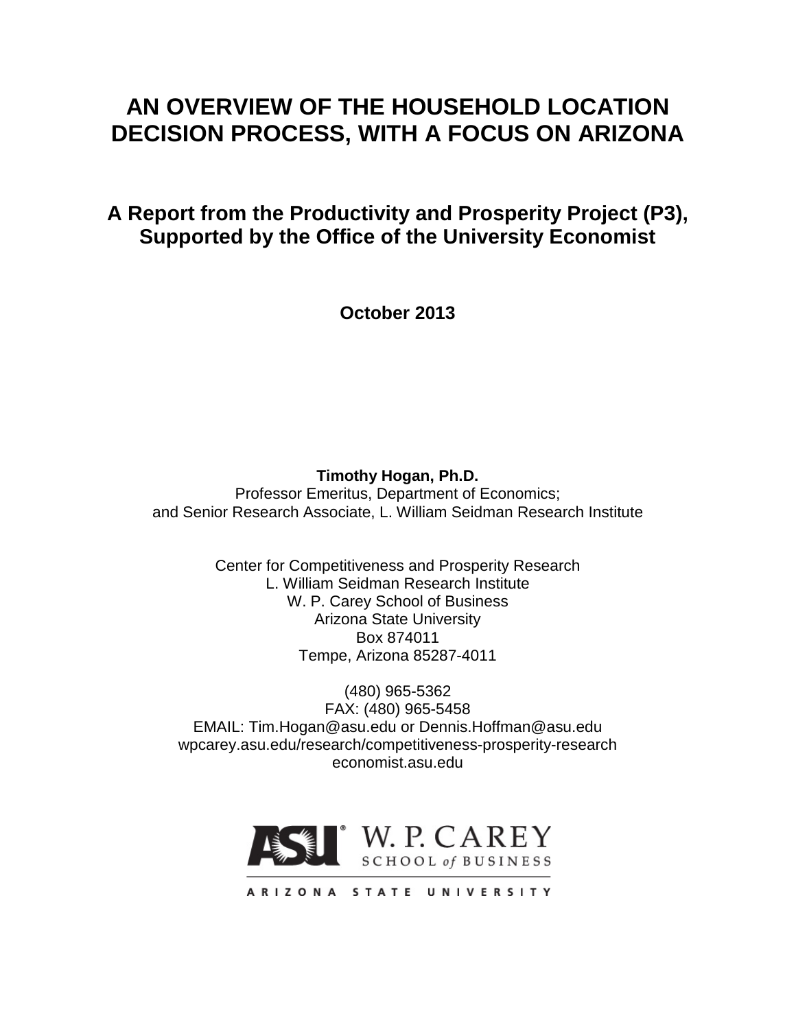# AN OVERVIEW OF THE HOUSEHOLD LOCATION DECISION PROCESS, WITH A FOCUS ON ARIZONA

## A Report from the Productivity and Prosperity Project (P3), Supported by the Office of the University Economist

**October 2013**

**Timothy Hogan, Ph.D.**
Professor Emeritus, Department of Economics;
and Senior Research Associate, L. William Seidman Research Institute

Center for Competitiveness and Prosperity Research
L. William Seidman Research Institute
W. P. Carey School of Business
Arizona State University
Box 874011
Tempe, Arizona 85287-4011

(480) 965-5362
FAX: (480) 965-5458
EMAIL: Tim.Hogan@asu.edu or Dennis.Hoffman@asu.edu
wpcarey.asu.edu/research/competitiveness-prosperity-research
economist.asu.edu

ASU W. P. CAREY SCHOOL of BUSINESS
ARIZONA STATE UNIVERSITY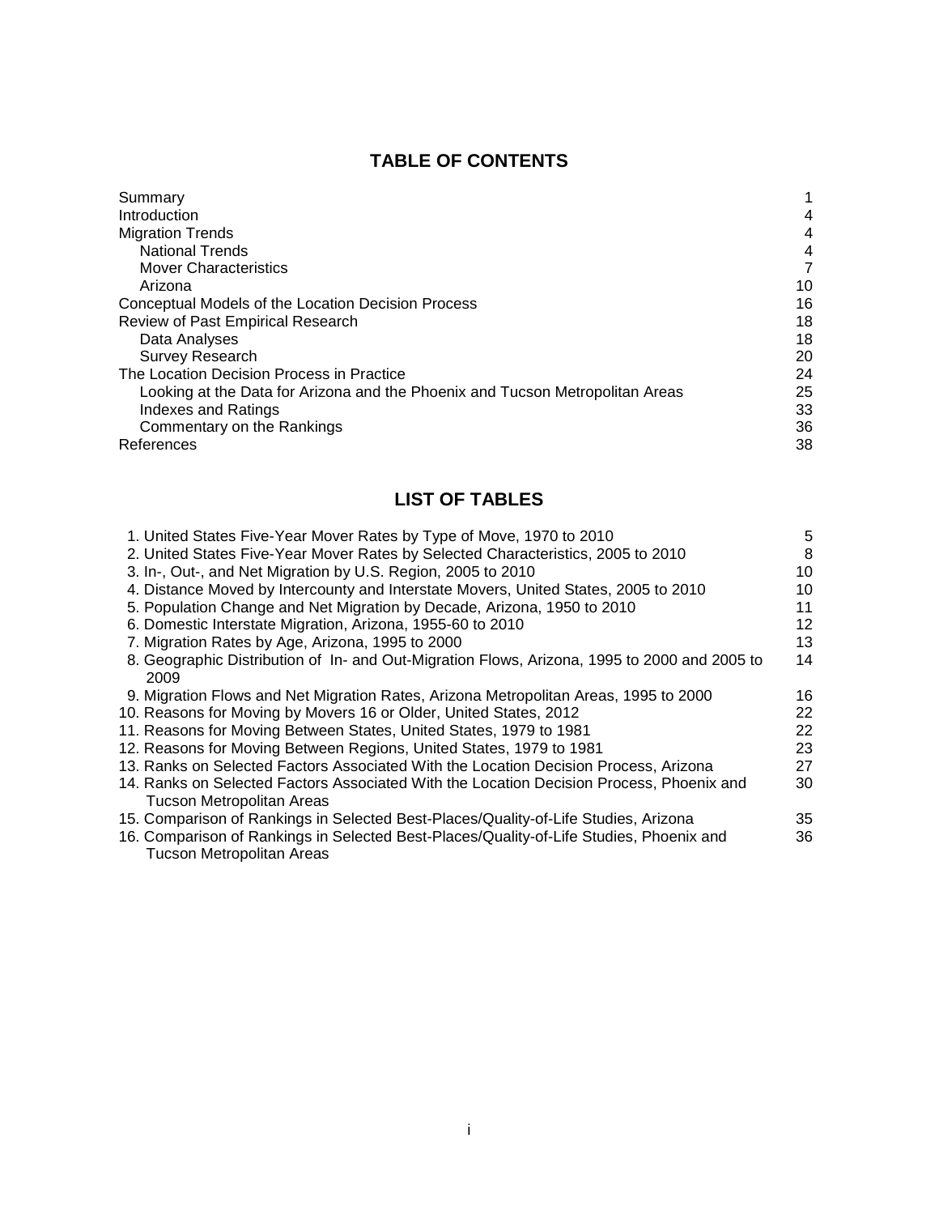# TABLE OF CONTENTS

| | |
|---|---|
| Summary | 1 |
| Introduction | 4 |
| Migration Trends | 4 |
| National Trends | 4 |
| Mover Characteristics | 7 |
| Arizona | 10 |
| Conceptual Models of the Location Decision Process | 16 |
| Review of Past Empirical Research | 18 |
| Data Analyses | 18 |
| Survey Research | 20 |
| The Location Decision Process in Practice | 24 |
| Looking at the Data for Arizona and the Phoenix and Tucson Metropolitan Areas | 25 |
| Indexes and Ratings | 33 |
| Commentary on the Rankings | 36 |
| References | 38 |

# LIST OF TABLES

| | |
|---|---|
| 1. United States Five-Year Mover Rates by Type of Move, 1970 to 2010 | 5 |
| 2. United States Five-Year Mover Rates by Selected Characteristics, 2005 to 2010 | 8 |
| 3. In-, Out-, and Net Migration by U.S. Region, 2005 to 2010 | 10 |
| 4. Distance Moved by Intercounty and Interstate Movers, United States, 2005 to 2010 | 10 |
| 5. Population Change and Net Migration by Decade, Arizona, 1950 to 2010 | 11 |
| 6. Domestic Interstate Migration, Arizona, 1955-60 to 2010 | 12 |
| 7. Migration Rates by Age, Arizona, 1995 to 2000 | 13 |
| 8. Geographic Distribution of In- and Out-Migration Flows, Arizona, 1995 to 2000 and 2005 to 2009 | 14 |
| 9. Migration Flows and Net Migration Rates, Arizona Metropolitan Areas, 1995 to 2000 | 16 |
| 10. Reasons for Moving by Movers 16 or Older, United States, 2012 | 22 |
| 11. Reasons for Moving Between States, United States, 1979 to 1981 | 22 |
| 12. Reasons for Moving Between Regions, United States, 1979 to 1981 | 23 |
| 13. Ranks on Selected Factors Associated With the Location Decision Process, Arizona | 27 |
| 14. Ranks on Selected Factors Associated With the Location Decision Process, Phoenix and Tucson Metropolitan Areas | 30 |
| 15. Comparison of Rankings in Selected Best-Places/Quality-of-Life Studies, Arizona | 35 |
| 16. Comparison of Rankings in Selected Best-Places/Quality-of-Life Studies, Phoenix and Tucson Metropolitan Areas | 36 |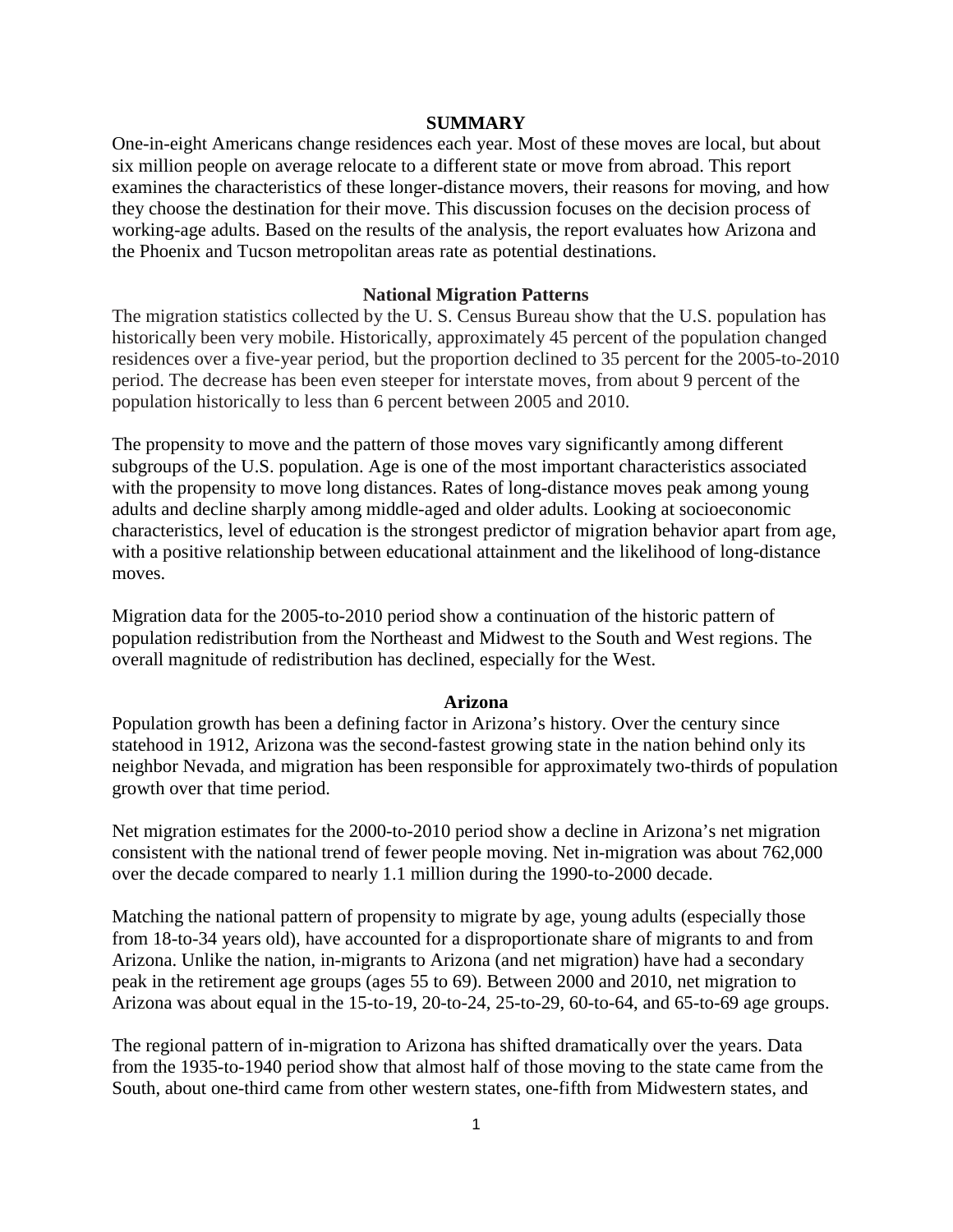## SUMMARY

One-in-eight Americans change residences each year. Most of these moves are local, but about six million people on average relocate to a different state or move from abroad. This report examines the characteristics of these longer-distance movers, their reasons for moving, and how they choose the destination for their move. This discussion focuses on the decision process of working-age adults. Based on the results of the analysis, the report evaluates how Arizona and the Phoenix and Tucson metropolitan areas rate as potential destinations.

### National Migration Patterns

The migration statistics collected by the U. S. Census Bureau show that the U.S. population has historically been very mobile. Historically, approximately 45 percent of the population changed residences over a five-year period, but the proportion declined to 35 percent for the 2005-to-2010 period. The decrease has been even steeper for interstate moves, from about 9 percent of the population historically to less than 6 percent between 2005 and 2010.

The propensity to move and the pattern of those moves vary significantly among different subgroups of the U.S. population. Age is one of the most important characteristics associated with the propensity to move long distances. Rates of long-distance moves peak among young adults and decline sharply among middle-aged and older adults. Looking at socioeconomic characteristics, level of education is the strongest predictor of migration behavior apart from age, with a positive relationship between educational attainment and the likelihood of long-distance moves.

Migration data for the 2005-to-2010 period show a continuation of the historic pattern of population redistribution from the Northeast and Midwest to the South and West regions. The overall magnitude of redistribution has declined, especially for the West.

### Arizona

Population growth has been a defining factor in Arizona's history. Over the century since statehood in 1912, Arizona was the second-fastest growing state in the nation behind only its neighbor Nevada, and migration has been responsible for approximately two-thirds of population growth over that time period.

Net migration estimates for the 2000-to-2010 period show a decline in Arizona's net migration consistent with the national trend of fewer people moving. Net in-migration was about 762,000 over the decade compared to nearly 1.1 million during the 1990-to-2000 decade.

Matching the national pattern of propensity to migrate by age, young adults (especially those from 18-to-34 years old), have accounted for a disproportionate share of migrants to and from Arizona. Unlike the nation, in-migrants to Arizona (and net migration) have had a secondary peak in the retirement age groups (ages 55 to 69). Between 2000 and 2010, net migration to Arizona was about equal in the 15-to-19, 20-to-24, 25-to-29, 60-to-64, and 65-to-69 age groups.

The regional pattern of in-migration to Arizona has shifted dramatically over the years. Data from the 1935-to-1940 period show that almost half of those moving to the state came from the South, about one-third came from other western states, one-fifth from Midwestern states, and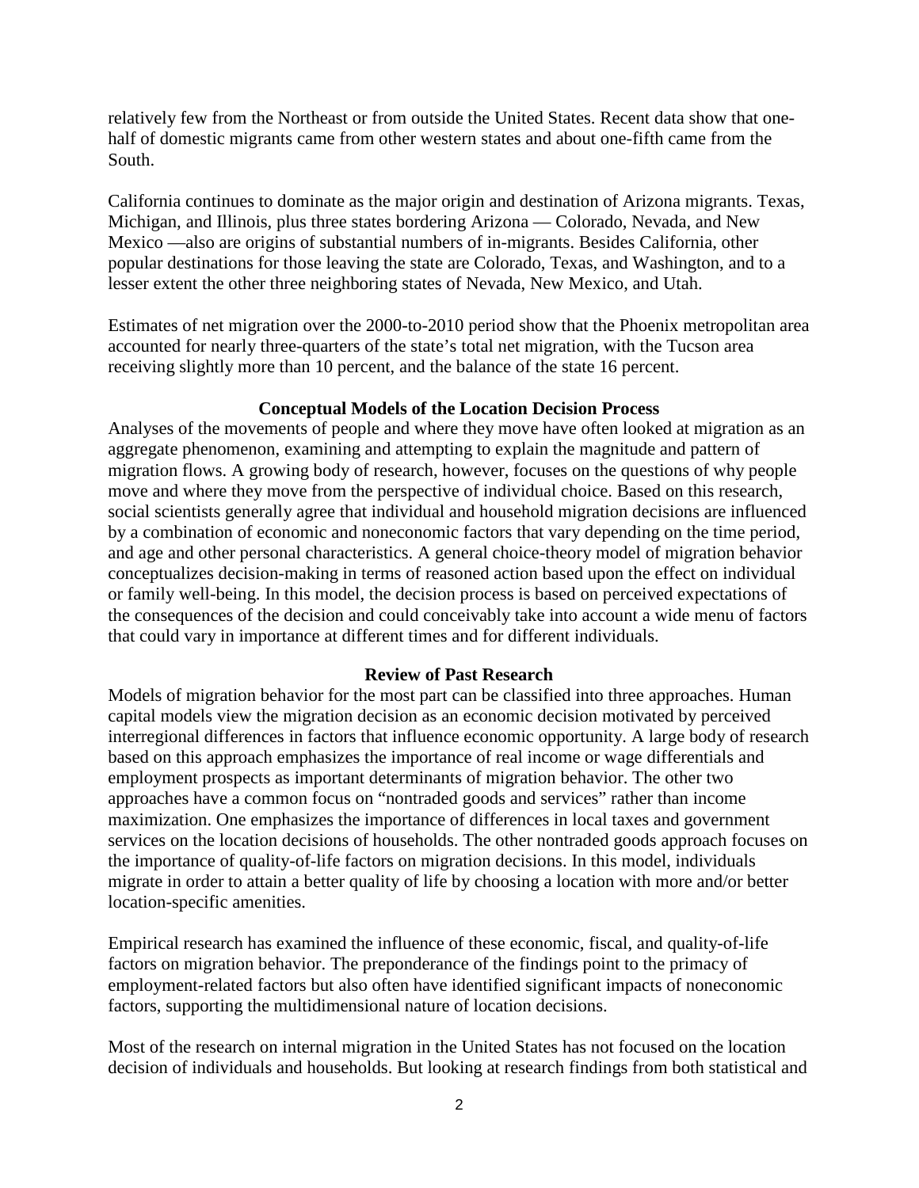relatively few from the Northeast or from outside the United States. Recent data show that one-half of domestic migrants came from other western states and about one-fifth came from the South.

California continues to dominate as the major origin and destination of Arizona migrants. Texas, Michigan, and Illinois, plus three states bordering Arizona — Colorado, Nevada, and New Mexico —also are origins of substantial numbers of in-migrants. Besides California, other popular destinations for those leaving the state are Colorado, Texas, and Washington, and to a lesser extent the other three neighboring states of Nevada, New Mexico, and Utah.

Estimates of net migration over the 2000-to-2010 period show that the Phoenix metropolitan area accounted for nearly three-quarters of the state's total net migration, with the Tucson area receiving slightly more than 10 percent, and the balance of the state 16 percent.

## Conceptual Models of the Location Decision Process

Analyses of the movements of people and where they move have often looked at migration as an aggregate phenomenon, examining and attempting to explain the magnitude and pattern of migration flows. A growing body of research, however, focuses on the questions of why people move and where they move from the perspective of individual choice. Based on this research, social scientists generally agree that individual and household migration decisions are influenced by a combination of economic and noneconomic factors that vary depending on the time period, and age and other personal characteristics. A general choice-theory model of migration behavior conceptualizes decision-making in terms of reasoned action based upon the effect on individual or family well-being. In this model, the decision process is based on perceived expectations of the consequences of the decision and could conceivably take into account a wide menu of factors that could vary in importance at different times and for different individuals.

## Review of Past Research

Models of migration behavior for the most part can be classified into three approaches. Human capital models view the migration decision as an economic decision motivated by perceived interregional differences in factors that influence economic opportunity. A large body of research based on this approach emphasizes the importance of real income or wage differentials and employment prospects as important determinants of migration behavior. The other two approaches have a common focus on "nontraded goods and services" rather than income maximization. One emphasizes the importance of differences in local taxes and government services on the location decisions of households. The other nontraded goods approach focuses on the importance of quality-of-life factors on migration decisions. In this model, individuals migrate in order to attain a better quality of life by choosing a location with more and/or better location-specific amenities.

Empirical research has examined the influence of these economic, fiscal, and quality-of-life factors on migration behavior. The preponderance of the findings point to the primacy of employment-related factors but also often have identified significant impacts of noneconomic factors, supporting the multidimensional nature of location decisions.

Most of the research on internal migration in the United States has not focused on the location decision of individuals and households. But looking at research findings from both statistical and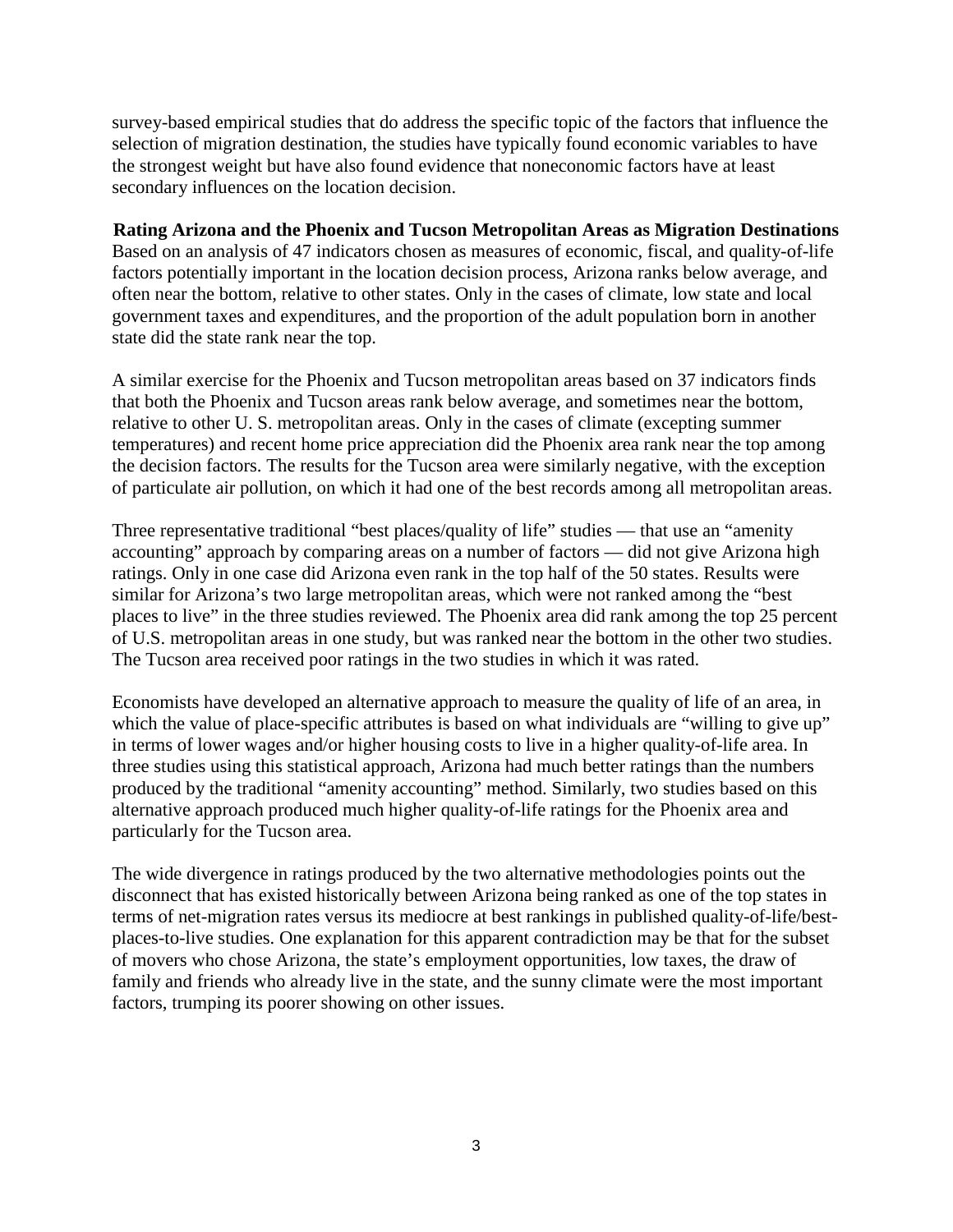survey-based empirical studies that do address the specific topic of the factors that influence the selection of migration destination, the studies have typically found economic variables to have the strongest weight but have also found evidence that noneconomic factors have at least secondary influences on the location decision.

**Rating Arizona and the Phoenix and Tucson Metropolitan Areas as Migration Destinations**

Based on an analysis of 47 indicators chosen as measures of economic, fiscal, and quality-of-life factors potentially important in the location decision process, Arizona ranks below average, and often near the bottom, relative to other states. Only in the cases of climate, low state and local government taxes and expenditures, and the proportion of the adult population born in another state did the state rank near the top.

A similar exercise for the Phoenix and Tucson metropolitan areas based on 37 indicators finds that both the Phoenix and Tucson areas rank below average, and sometimes near the bottom, relative to other U. S. metropolitan areas. Only in the cases of climate (excepting summer temperatures) and recent home price appreciation did the Phoenix area rank near the top among the decision factors. The results for the Tucson area were similarly negative, with the exception of particulate air pollution, on which it had one of the best records among all metropolitan areas.

Three representative traditional "best places/quality of life" studies — that use an "amenity accounting" approach by comparing areas on a number of factors — did not give Arizona high ratings. Only in one case did Arizona even rank in the top half of the 50 states. Results were similar for Arizona's two large metropolitan areas, which were not ranked among the "best places to live" in the three studies reviewed. The Phoenix area did rank among the top 25 percent of U.S. metropolitan areas in one study, but was ranked near the bottom in the other two studies. The Tucson area received poor ratings in the two studies in which it was rated.

Economists have developed an alternative approach to measure the quality of life of an area, in which the value of place-specific attributes is based on what individuals are "willing to give up" in terms of lower wages and/or higher housing costs to live in a higher quality-of-life area. In three studies using this statistical approach, Arizona had much better ratings than the numbers produced by the traditional "amenity accounting" method. Similarly, two studies based on this alternative approach produced much higher quality-of-life ratings for the Phoenix area and particularly for the Tucson area.

The wide divergence in ratings produced by the two alternative methodologies points out the disconnect that has existed historically between Arizona being ranked as one of the top states in terms of net-migration rates versus its mediocre at best rankings in published quality-of-life/best-places-to-live studies. One explanation for this apparent contradiction may be that for the subset of movers who chose Arizona, the state's employment opportunities, low taxes, the draw of family and friends who already live in the state, and the sunny climate were the most important factors, trumping its poorer showing on other issues.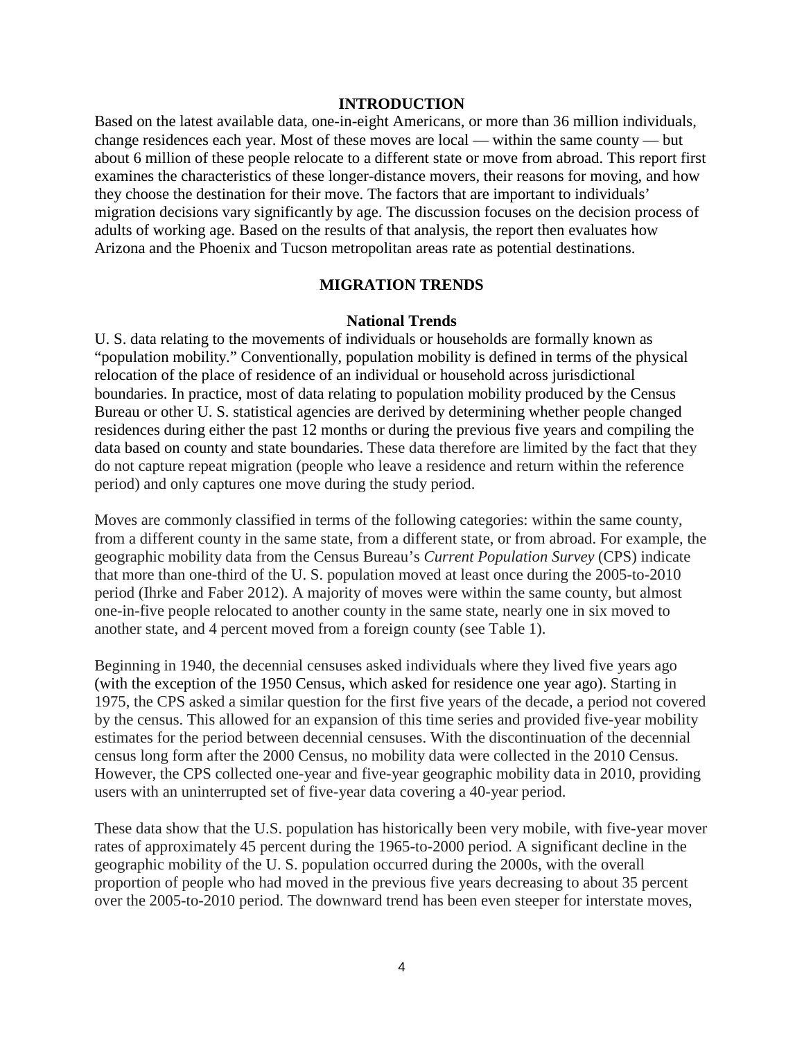## INTRODUCTION

Based on the latest available data, one-in-eight Americans, or more than 36 million individuals, change residences each year. Most of these moves are local — within the same county — but about 6 million of these people relocate to a different state or move from abroad. This report first examines the characteristics of these longer-distance movers, their reasons for moving, and how they choose the destination for their move. The factors that are important to individuals' migration decisions vary significantly by age. The discussion focuses on the decision process of adults of working age. Based on the results of that analysis, the report then evaluates how Arizona and the Phoenix and Tucson metropolitan areas rate as potential destinations.

## MIGRATION TRENDS

### National Trends

U. S. data relating to the movements of individuals or households are formally known as "population mobility." Conventionally, population mobility is defined in terms of the physical relocation of the place of residence of an individual or household across jurisdictional boundaries. In practice, most of data relating to population mobility produced by the Census Bureau or other U. S. statistical agencies are derived by determining whether people changed residences during either the past 12 months or during the previous five years and compiling the data based on county and state boundaries. These data therefore are limited by the fact that they do not capture repeat migration (people who leave a residence and return within the reference period) and only captures one move during the study period.

Moves are commonly classified in terms of the following categories: within the same county, from a different county in the same state, from a different state, or from abroad. For example, the geographic mobility data from the Census Bureau's *Current Population Survey* (CPS) indicate that more than one-third of the U. S. population moved at least once during the 2005-to-2010 period (Ihrke and Faber 2012). A majority of moves were within the same county, but almost one-in-five people relocated to another county in the same state, nearly one in six moved to another state, and 4 percent moved from a foreign county (see Table 1).

Beginning in 1940, the decennial censuses asked individuals where they lived five years ago (with the exception of the 1950 Census, which asked for residence one year ago). Starting in 1975, the CPS asked a similar question for the first five years of the decade, a period not covered by the census. This allowed for an expansion of this time series and provided five-year mobility estimates for the period between decennial censuses. With the discontinuation of the decennial census long form after the 2000 Census, no mobility data were collected in the 2010 Census. However, the CPS collected one-year and five-year geographic mobility data in 2010, providing users with an uninterrupted set of five-year data covering a 40-year period.

These data show that the U.S. population has historically been very mobile, with five-year mover rates of approximately 45 percent during the 1965-to-2000 period. A significant decline in the geographic mobility of the U. S. population occurred during the 2000s, with the overall proportion of people who had moved in the previous five years decreasing to about 35 percent over the 2005-to-2010 period. The downward trend has been even steeper for interstate moves,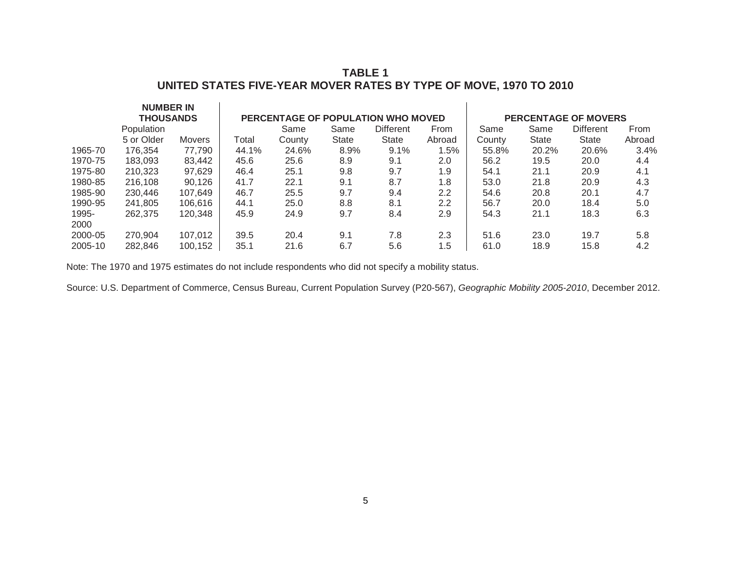**TABLE 1**
**UNITED STATES FIVE-YEAR MOVER RATES BY TYPE OF MOVE, 1970 TO 2010**

| | **NUMBER IN THOUSANDS** | | **PERCENTAGE OF POPULATION WHO MOVED** | | | | | **PERCENTAGE OF MOVERS** | | | |
|---|---|---|---|---|---|---|---|---|---|---|---|
| | Population 5 or Older | Movers | Total | Same County | Same State | Different State | From Abroad | Same County | Same State | Different State | From Abroad |
| 1965-70 | 176,354 | 77,790 | 44.1% | 24.6% | 8.9% | 9.1% | 1.5% | 55.8% | 20.2% | 20.6% | 3.4% |
| 1970-75 | 183,093 | 83,442 | 45.6 | 25.6 | 8.9 | 9.1 | 2.0 | 56.2 | 19.5 | 20.0 | 4.4 |
| 1975-80 | 210,323 | 97,629 | 46.4 | 25.1 | 9.8 | 9.7 | 1.9 | 54.1 | 21.1 | 20.9 | 4.1 |
| 1980-85 | 216,108 | 90,126 | 41.7 | 22.1 | 9.1 | 8.7 | 1.8 | 53.0 | 21.8 | 20.9 | 4.3 |
| 1985-90 | 230,446 | 107,649 | 46.7 | 25.5 | 9.7 | 9.4 | 2.2 | 54.6 | 20.8 | 20.1 | 4.7 |
| 1990-95 | 241,805 | 106,616 | 44.1 | 25.0 | 8.8 | 8.1 | 2.2 | 56.7 | 20.0 | 18.4 | 5.0 |
| 1995-2000 | 262,375 | 120,348 | 45.9 | 24.9 | 9.7 | 8.4 | 2.9 | 54.3 | 21.1 | 18.3 | 6.3 |
| 2000-05 | 270,904 | 107,012 | 39.5 | 20.4 | 9.1 | 7.8 | 2.3 | 51.6 | 23.0 | 19.7 | 5.8 |
| 2005-10 | 282,846 | 100,152 | 35.1 | 21.6 | 6.7 | 5.6 | 1.5 | 61.0 | 18.9 | 15.8 | 4.2 |

Note: The 1970 and 1975 estimates do not include respondents who did not specify a mobility status.

Source: U.S. Department of Commerce, Census Bureau, Current Population Survey (P20-567), *Geographic Mobility 2005-2010*, December 2012.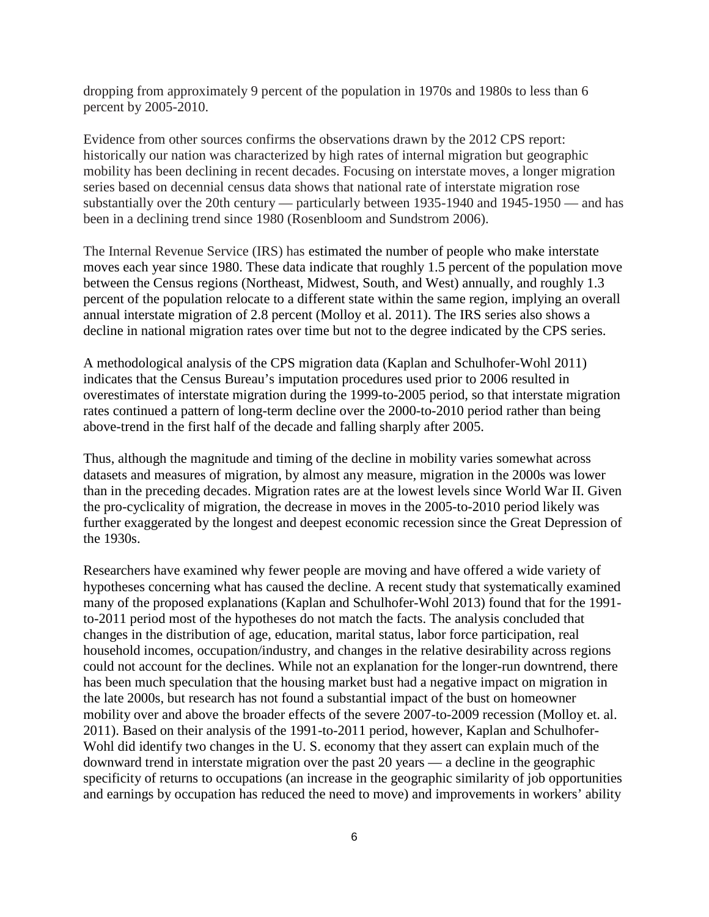dropping from approximately 9 percent of the population in 1970s and 1980s to less than 6 percent by 2005-2010.

Evidence from other sources confirms the observations drawn by the 2012 CPS report: historically our nation was characterized by high rates of internal migration but geographic mobility has been declining in recent decades. Focusing on interstate moves, a longer migration series based on decennial census data shows that national rate of interstate migration rose substantially over the 20th century — particularly between 1935-1940 and 1945-1950 — and has been in a declining trend since 1980 (Rosenbloom and Sundstrom 2006).

The Internal Revenue Service (IRS) has estimated the number of people who make interstate moves each year since 1980. These data indicate that roughly 1.5 percent of the population move between the Census regions (Northeast, Midwest, South, and West) annually, and roughly 1.3 percent of the population relocate to a different state within the same region, implying an overall annual interstate migration of 2.8 percent (Molloy et al. 2011). The IRS series also shows a decline in national migration rates over time but not to the degree indicated by the CPS series.

A methodological analysis of the CPS migration data (Kaplan and Schulhofer-Wohl 2011) indicates that the Census Bureau's imputation procedures used prior to 2006 resulted in overestimates of interstate migration during the 1999-to-2005 period, so that interstate migration rates continued a pattern of long-term decline over the 2000-to-2010 period rather than being above-trend in the first half of the decade and falling sharply after 2005.

Thus, although the magnitude and timing of the decline in mobility varies somewhat across datasets and measures of migration, by almost any measure, migration in the 2000s was lower than in the preceding decades. Migration rates are at the lowest levels since World War II. Given the pro-cyclicality of migration, the decrease in moves in the 2005-to-2010 period likely was further exaggerated by the longest and deepest economic recession since the Great Depression of the 1930s.

Researchers have examined why fewer people are moving and have offered a wide variety of hypotheses concerning what has caused the decline. A recent study that systematically examined many of the proposed explanations (Kaplan and Schulhofer-Wohl 2013) found that for the 1991-to-2011 period most of the hypotheses do not match the facts. The analysis concluded that changes in the distribution of age, education, marital status, labor force participation, real household incomes, occupation/industry, and changes in the relative desirability across regions could not account for the declines. While not an explanation for the longer-run downtrend, there has been much speculation that the housing market bust had a negative impact on migration in the late 2000s, but research has not found a substantial impact of the bust on homeowner mobility over and above the broader effects of the severe 2007-to-2009 recession (Molloy et. al. 2011). Based on their analysis of the 1991-to-2011 period, however, Kaplan and Schulhofer-Wohl did identify two changes in the U. S. economy that they assert can explain much of the downward trend in interstate migration over the past 20 years — a decline in the geographic specificity of returns to occupations (an increase in the geographic similarity of job opportunities and earnings by occupation has reduced the need to move) and improvements in workers' ability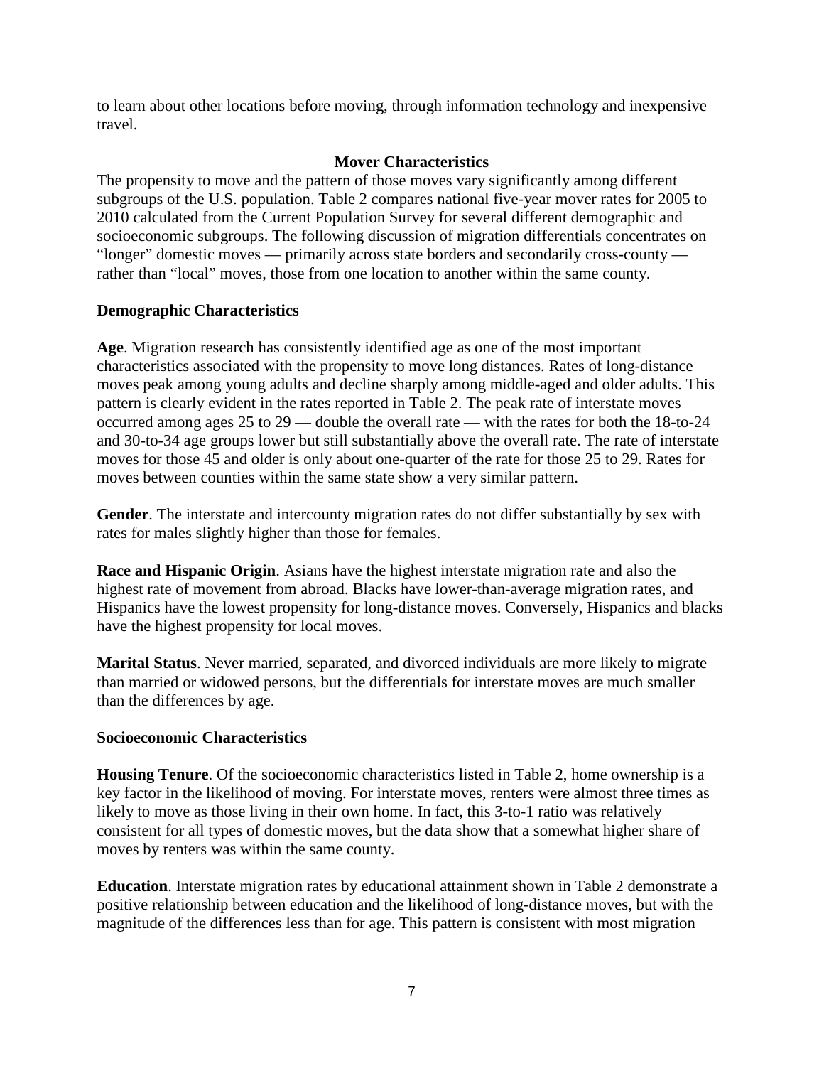to learn about other locations before moving, through information technology and inexpensive travel.

## Mover Characteristics

The propensity to move and the pattern of those moves vary significantly among different subgroups of the U.S. population. Table 2 compares national five-year mover rates for 2005 to 2010 calculated from the Current Population Survey for several different demographic and socioeconomic subgroups. The following discussion of migration differentials concentrates on "longer" domestic moves — primarily across state borders and secondarily cross-county — rather than "local" moves, those from one location to another within the same county.

### Demographic Characteristics

**Age**. Migration research has consistently identified age as one of the most important characteristics associated with the propensity to move long distances. Rates of long-distance moves peak among young adults and decline sharply among middle-aged and older adults. This pattern is clearly evident in the rates reported in Table 2. The peak rate of interstate moves occurred among ages 25 to 29 — double the overall rate — with the rates for both the 18-to-24 and 30-to-34 age groups lower but still substantially above the overall rate. The rate of interstate moves for those 45 and older is only about one-quarter of the rate for those 25 to 29. Rates for moves between counties within the same state show a very similar pattern.

**Gender**. The interstate and intercounty migration rates do not differ substantially by sex with rates for males slightly higher than those for females.

**Race and Hispanic Origin**. Asians have the highest interstate migration rate and also the highest rate of movement from abroad. Blacks have lower-than-average migration rates, and Hispanics have the lowest propensity for long-distance moves. Conversely, Hispanics and blacks have the highest propensity for local moves.

**Marital Status**. Never married, separated, and divorced individuals are more likely to migrate than married or widowed persons, but the differentials for interstate moves are much smaller than the differences by age.

### Socioeconomic Characteristics

**Housing Tenure**. Of the socioeconomic characteristics listed in Table 2, home ownership is a key factor in the likelihood of moving. For interstate moves, renters were almost three times as likely to move as those living in their own home. In fact, this 3-to-1 ratio was relatively consistent for all types of domestic moves, but the data show that a somewhat higher share of moves by renters was within the same county.

**Education**. Interstate migration rates by educational attainment shown in Table 2 demonstrate a positive relationship between education and the likelihood of long-distance moves, but with the magnitude of the differences less than for age. This pattern is consistent with most migration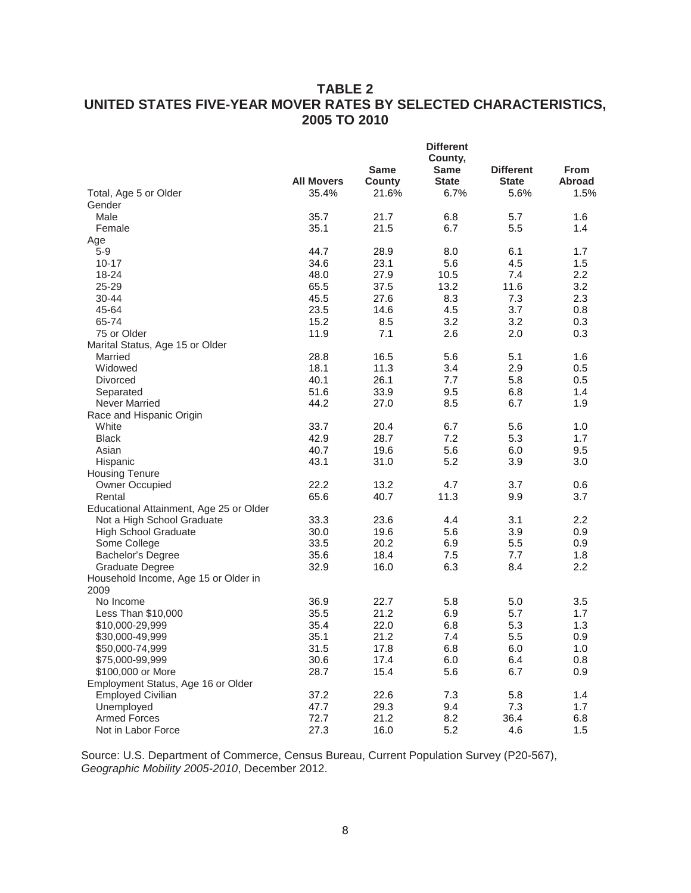## TABLE 2
## UNITED STATES FIVE-YEAR MOVER RATES BY SELECTED CHARACTERISTICS, 2005 TO 2010

| | All Movers | Same County | Different County, Same State | Different State | From Abroad |
|---|---|---|---|---|---|
| Total, Age 5 or Older | 35.4% | 21.6% | 6.7% | 5.6% | 1.5% |
| Gender | | | | | |
| Male | 35.7 | 21.7 | 6.8 | 5.7 | 1.6 |
| Female | 35.1 | 21.5 | 6.7 | 5.5 | 1.4 |
| Age | | | | | |
| 5-9 | 44.7 | 28.9 | 8.0 | 6.1 | 1.7 |
| 10-17 | 34.6 | 23.1 | 5.6 | 4.5 | 1.5 |
| 18-24 | 48.0 | 27.9 | 10.5 | 7.4 | 2.2 |
| 25-29 | 65.5 | 37.5 | 13.2 | 11.6 | 3.2 |
| 30-44 | 45.5 | 27.6 | 8.3 | 7.3 | 2.3 |
| 45-64 | 23.5 | 14.6 | 4.5 | 3.7 | 0.8 |
| 65-74 | 15.2 | 8.5 | 3.2 | 3.2 | 0.3 |
| 75 or Older | 11.9 | 7.1 | 2.6 | 2.0 | 0.3 |
| Marital Status, Age 15 or Older | | | | | |
| Married | 28.8 | 16.5 | 5.6 | 5.1 | 1.6 |
| Widowed | 18.1 | 11.3 | 3.4 | 2.9 | 0.5 |
| Divorced | 40.1 | 26.1 | 7.7 | 5.8 | 0.5 |
| Separated | 51.6 | 33.9 | 9.5 | 6.8 | 1.4 |
| Never Married | 44.2 | 27.0 | 8.5 | 6.7 | 1.9 |
| Race and Hispanic Origin | | | | | |
| White | 33.7 | 20.4 | 6.7 | 5.6 | 1.0 |
| Black | 42.9 | 28.7 | 7.2 | 5.3 | 1.7 |
| Asian | 40.7 | 19.6 | 5.6 | 6.0 | 9.5 |
| Hispanic | 43.1 | 31.0 | 5.2 | 3.9 | 3.0 |
| Housing Tenure | | | | | |
| Owner Occupied | 22.2 | 13.2 | 4.7 | 3.7 | 0.6 |
| Rental | 65.6 | 40.7 | 11.3 | 9.9 | 3.7 |
| Educational Attainment, Age 25 or Older | | | | | |
| Not a High School Graduate | 33.3 | 23.6 | 4.4 | 3.1 | 2.2 |
| High School Graduate | 30.0 | 19.6 | 5.6 | 3.9 | 0.9 |
| Some College | 33.5 | 20.2 | 6.9 | 5.5 | 0.9 |
| Bachelor's Degree | 35.6 | 18.4 | 7.5 | 7.7 | 1.8 |
| Graduate Degree | 32.9 | 16.0 | 6.3 | 8.4 | 2.2 |
| Household Income, Age 15 or Older in 2009 | | | | | |
| No Income | 36.9 | 22.7 | 5.8 | 5.0 | 3.5 |
| Less Than $10,000 | 35.5 | 21.2 | 6.9 | 5.7 | 1.7 |
| $10,000-29,999 | 35.4 | 22.0 | 6.8 | 5.3 | 1.3 |
| $30,000-49,999 | 35.1 | 21.2 | 7.4 | 5.5 | 0.9 |
| $50,000-74,999 | 31.5 | 17.8 | 6.8 | 6.0 | 1.0 |
| $75,000-99,999 | 30.6 | 17.4 | 6.0 | 6.4 | 0.8 |
| $100,000 or More | 28.7 | 15.4 | 5.6 | 6.7 | 0.9 |
| Employment Status, Age 16 or Older | | | | | |
| Employed Civilian | 37.2 | 22.6 | 7.3 | 5.8 | 1.4 |
| Unemployed | 47.7 | 29.3 | 9.4 | 7.3 | 1.7 |
| Armed Forces | 72.7 | 21.2 | 8.2 | 36.4 | 6.8 |
| Not in Labor Force | 27.3 | 16.0 | 5.2 | 4.6 | 1.5 |

Source: U.S. Department of Commerce, Census Bureau, Current Population Survey (P20-567), *Geographic Mobility 2005-2010*, December 2012.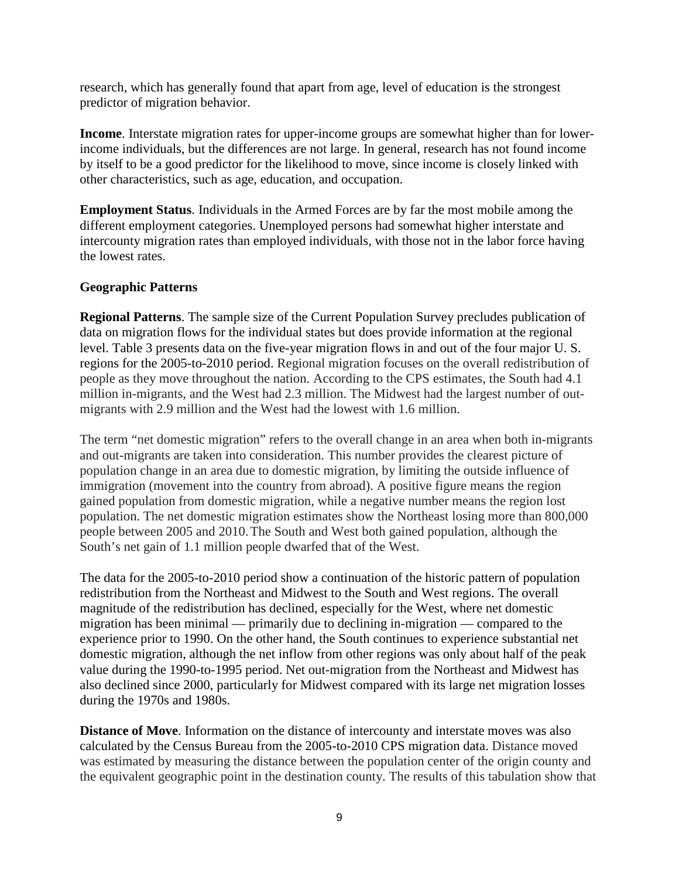research, which has generally found that apart from age, level of education is the strongest predictor of migration behavior.

**Income**. Interstate migration rates for upper-income groups are somewhat higher than for lower-income individuals, but the differences are not large. In general, research has not found income by itself to be a good predictor for the likelihood to move, since income is closely linked with other characteristics, such as age, education, and occupation.

**Employment Status**. Individuals in the Armed Forces are by far the most mobile among the different employment categories. Unemployed persons had somewhat higher interstate and intercounty migration rates than employed individuals, with those not in the labor force having the lowest rates.

### Geographic Patterns

**Regional Patterns**. The sample size of the Current Population Survey precludes publication of data on migration flows for the individual states but does provide information at the regional level. Table 3 presents data on the five-year migration flows in and out of the four major U. S. regions for the 2005-to-2010 period. Regional migration focuses on the overall redistribution of people as they move throughout the nation. According to the CPS estimates, the South had 4.1 million in-migrants, and the West had 2.3 million. The Midwest had the largest number of out-migrants with 2.9 million and the West had the lowest with 1.6 million.

The term "net domestic migration" refers to the overall change in an area when both in-migrants and out-migrants are taken into consideration. This number provides the clearest picture of population change in an area due to domestic migration, by limiting the outside influence of immigration (movement into the country from abroad). A positive figure means the region gained population from domestic migration, while a negative number means the region lost population. The net domestic migration estimates show the Northeast losing more than 800,000 people between 2005 and 2010. The South and West both gained population, although the South's net gain of 1.1 million people dwarfed that of the West.

The data for the 2005-to-2010 period show a continuation of the historic pattern of population redistribution from the Northeast and Midwest to the South and West regions. The overall magnitude of the redistribution has declined, especially for the West, where net domestic migration has been minimal — primarily due to declining in-migration — compared to the experience prior to 1990. On the other hand, the South continues to experience substantial net domestic migration, although the net inflow from other regions was only about half of the peak value during the 1990-to-1995 period. Net out-migration from the Northeast and Midwest has also declined since 2000, particularly for Midwest compared with its large net migration losses during the 1970s and 1980s.

**Distance of Move**. Information on the distance of intercounty and interstate moves was also calculated by the Census Bureau from the 2005-to-2010 CPS migration data. Distance moved was estimated by measuring the distance between the population center of the origin county and the equivalent geographic point in the destination county. The results of this tabulation show that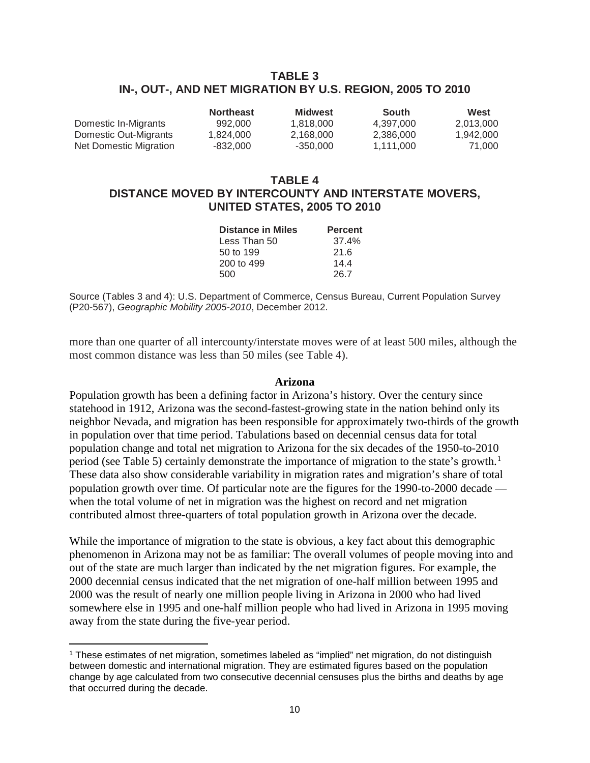**TABLE 3**
**IN-, OUT-, AND NET MIGRATION BY U.S. REGION, 2005 TO 2010**

| | Northeast | Midwest | South | West |
|---|---|---|---|---|
| Domestic In-Migrants | 992,000 | 1,818,000 | 4,397,000 | 2,013,000 |
| Domestic Out-Migrants | 1,824,000 | 2,168,000 | 2,386,000 | 1,942,000 |
| Net Domestic Migration | -832,000 | -350,000 | 1,111,000 | 71,000 |

**TABLE 4**
**DISTANCE MOVED BY INTERCOUNTY AND INTERSTATE MOVERS, UNITED STATES, 2005 TO 2010**

| Distance in Miles | Percent |
|---|---|
| Less Than 50 | 37.4% |
| 50 to 199 | 21.6 |
| 200 to 499 | 14.4 |
| 500 | 26.7 |

Source (Tables 3 and 4): U.S. Department of Commerce, Census Bureau, Current Population Survey (P20-567), *Geographic Mobility 2005-2010*, December 2012.

more than one quarter of all intercounty/interstate moves were of at least 500 miles, although the most common distance was less than 50 miles (see Table 4).

### Arizona

Population growth has been a defining factor in Arizona's history. Over the century since statehood in 1912, Arizona was the second-fastest-growing state in the nation behind only its neighbor Nevada, and migration has been responsible for approximately two-thirds of the growth in population over that time period. Tabulations based on decennial census data for total population change and total net migration to Arizona for the six decades of the 1950-to-2010 period (see Table 5) certainly demonstrate the importance of migration to the state's growth.[1] These data also show considerable variability in migration rates and migration's share of total population growth over time. Of particular note are the figures for the 1990-to-2000 decade — when the total volume of net in migration was the highest on record and net migration contributed almost three-quarters of total population growth in Arizona over the decade.

While the importance of migration to the state is obvious, a key fact about this demographic phenomenon in Arizona may not be as familiar: The overall volumes of people moving into and out of the state are much larger than indicated by the net migration figures. For example, the 2000 decennial census indicated that the net migration of one-half million between 1995 and 2000 was the result of nearly one million people living in Arizona in 2000 who had lived somewhere else in 1995 and one-half million people who had lived in Arizona in 1995 moving away from the state during the five-year period.

[1] These estimates of net migration, sometimes labeled as "implied" net migration, do not distinguish between domestic and international migration. They are estimated figures based on the population change by age calculated from two consecutive decennial censuses plus the births and deaths by age that occurred during the decade.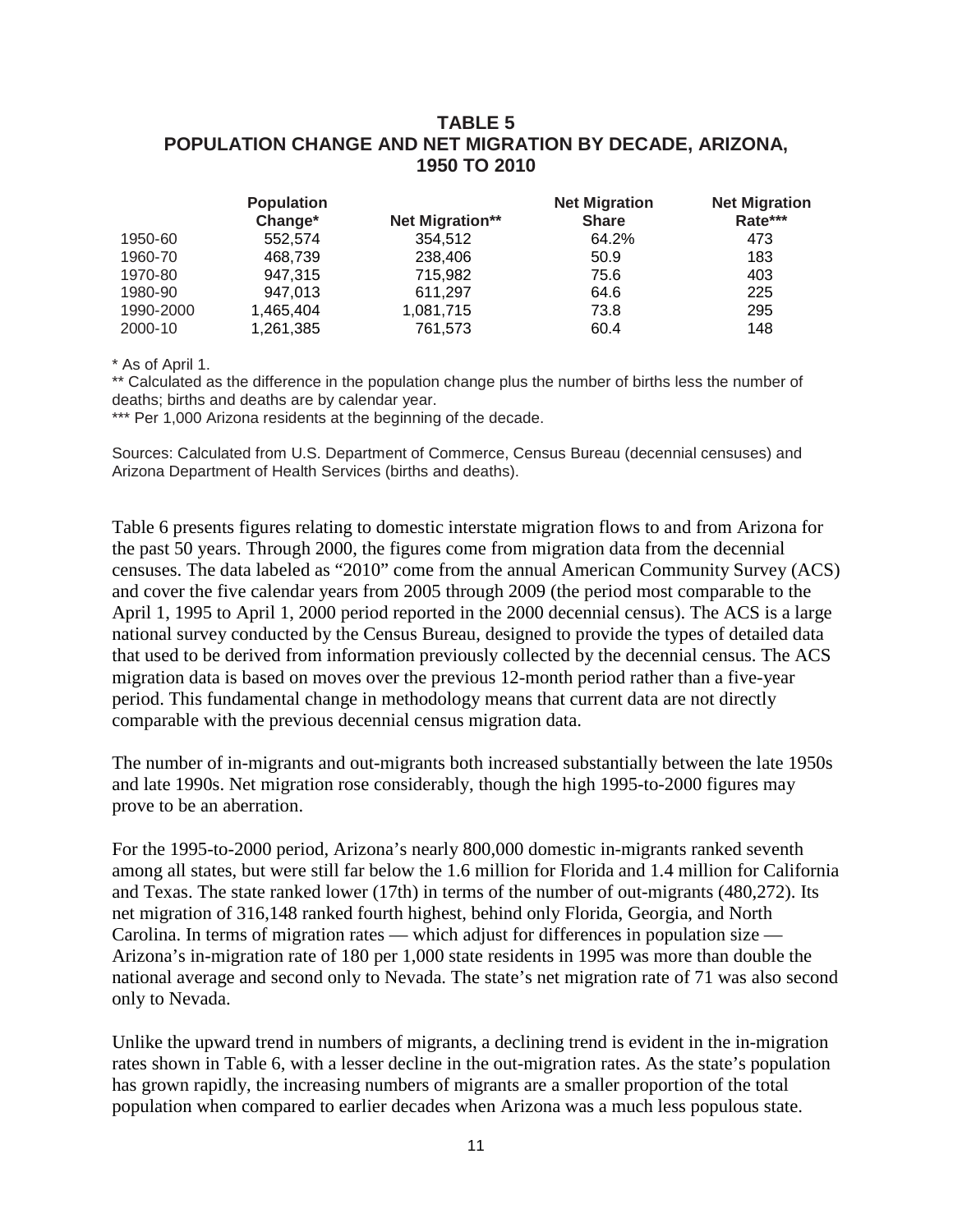## TABLE 5
## POPULATION CHANGE AND NET MIGRATION BY DECADE, ARIZONA, 1950 TO 2010

| | Population Change* | Net Migration** | Net Migration Share | Net Migration Rate*** |
|---|---|---|---|---|
| 1950-60 | 552,574 | 354,512 | 64.2% | 473 |
| 1960-70 | 468,739 | 238,406 | 50.9 | 183 |
| 1970-80 | 947,315 | 715,982 | 75.6 | 403 |
| 1980-90 | 947,013 | 611,297 | 64.6 | 225 |
| 1990-2000 | 1,465,404 | 1,081,715 | 73.8 | 295 |
| 2000-10 | 1,261,385 | 761,573 | 60.4 | 148 |

\* As of April 1.

** Calculated as the difference in the population change plus the number of births less the number of deaths; births and deaths are by calendar year.

*** Per 1,000 Arizona residents at the beginning of the decade.

Sources: Calculated from U.S. Department of Commerce, Census Bureau (decennial censuses) and Arizona Department of Health Services (births and deaths).

Table 6 presents figures relating to domestic interstate migration flows to and from Arizona for the past 50 years. Through 2000, the figures come from migration data from the decennial censuses. The data labeled as "2010" come from the annual American Community Survey (ACS) and cover the five calendar years from 2005 through 2009 (the period most comparable to the April 1, 1995 to April 1, 2000 period reported in the 2000 decennial census). The ACS is a large national survey conducted by the Census Bureau, designed to provide the types of detailed data that used to be derived from information previously collected by the decennial census. The ACS migration data is based on moves over the previous 12-month period rather than a five-year period. This fundamental change in methodology means that current data are not directly comparable with the previous decennial census migration data.

The number of in-migrants and out-migrants both increased substantially between the late 1950s and late 1990s. Net migration rose considerably, though the high 1995-to-2000 figures may prove to be an aberration.

For the 1995-to-2000 period, Arizona's nearly 800,000 domestic in-migrants ranked seventh among all states, but were still far below the 1.6 million for Florida and 1.4 million for California and Texas. The state ranked lower (17th) in terms of the number of out-migrants (480,272). Its net migration of 316,148 ranked fourth highest, behind only Florida, Georgia, and North Carolina. In terms of migration rates — which adjust for differences in population size — Arizona's in-migration rate of 180 per 1,000 state residents in 1995 was more than double the national average and second only to Nevada. The state's net migration rate of 71 was also second only to Nevada.

Unlike the upward trend in numbers of migrants, a declining trend is evident in the in-migration rates shown in Table 6, with a lesser decline in the out-migration rates. As the state's population has grown rapidly, the increasing numbers of migrants are a smaller proportion of the total population when compared to earlier decades when Arizona was a much less populous state.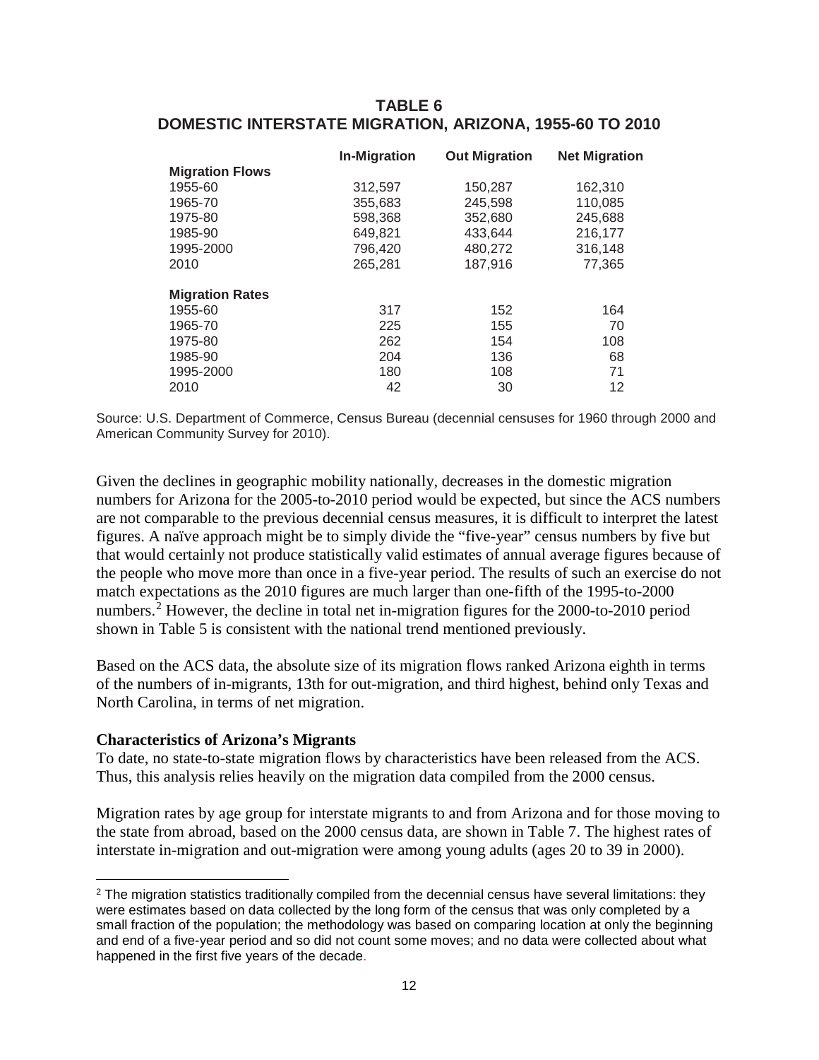## TABLE 6
## DOMESTIC INTERSTATE MIGRATION, ARIZONA, 1955-60 TO 2010

| | In-Migration | Out Migration | Net Migration |
|---|---|---|---|
| **Migration Flows** | | | |
| 1955-60 | 312,597 | 150,287 | 162,310 |
| 1965-70 | 355,683 | 245,598 | 110,085 |
| 1975-80 | 598,368 | 352,680 | 245,688 |
| 1985-90 | 649,821 | 433,644 | 216,177 |
| 1995-2000 | 796,420 | 480,272 | 316,148 |
| 2010 | 265,281 | 187,916 | 77,365 |
| **Migration Rates** | | | |
| 1955-60 | 317 | 152 | 164 |
| 1965-70 | 225 | 155 | 70 |
| 1975-80 | 262 | 154 | 108 |
| 1985-90 | 204 | 136 | 68 |
| 1995-2000 | 180 | 108 | 71 |
| 2010 | 42 | 30 | 12 |

Source: U.S. Department of Commerce, Census Bureau (decennial censuses for 1960 through 2000 and American Community Survey for 2010).

Given the declines in geographic mobility nationally, decreases in the domestic migration numbers for Arizona for the 2005-to-2010 period would be expected, but since the ACS numbers are not comparable to the previous decennial census measures, it is difficult to interpret the latest figures. A naïve approach might be to simply divide the "five-year" census numbers by five but that would certainly not produce statistically valid estimates of annual average figures because of the people who move more than once in a five-year period. The results of such an exercise do not match expectations as the 2010 figures are much larger than one-fifth of the 1995-to-2000 numbers.[2] However, the decline in total net in-migration figures for the 2000-to-2010 period shown in Table 5 is consistent with the national trend mentioned previously.

Based on the ACS data, the absolute size of its migration flows ranked Arizona eighth in terms of the numbers of in-migrants, 13th for out-migration, and third highest, behind only Texas and North Carolina, in terms of net migration.

### Characteristics of Arizona's Migrants

To date, no state-to-state migration flows by characteristics have been released from the ACS. Thus, this analysis relies heavily on the migration data compiled from the 2000 census.

Migration rates by age group for interstate migrants to and from Arizona and for those moving to the state from abroad, based on the 2000 census data, are shown in Table 7. The highest rates of interstate in-migration and out-migration were among young adults (ages 20 to 39 in 2000).

[2] The migration statistics traditionally compiled from the decennial census have several limitations: they were estimates based on data collected by the long form of the census that was only completed by a small fraction of the population; the methodology was based on comparing location at only the beginning and end of a five-year period and so did not count some moves; and no data were collected about what happened in the first five years of the decade.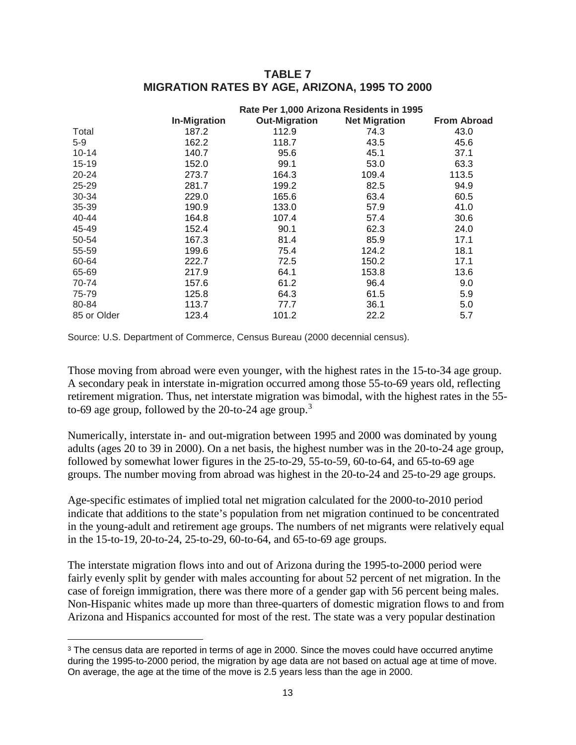**TABLE 7**
**MIGRATION RATES BY AGE, ARIZONA, 1995 TO 2000**

| | Rate Per 1,000 Arizona Residents in 1995 | | | |
|---|---|---|---|---|
| | **In-Migration** | **Out-Migration** | **Net Migration** | **From Abroad** |
| Total | 187.2 | 112.9 | 74.3 | 43.0 |
| 5-9 | 162.2 | 118.7 | 43.5 | 45.6 |
| 10-14 | 140.7 | 95.6 | 45.1 | 37.1 |
| 15-19 | 152.0 | 99.1 | 53.0 | 63.3 |
| 20-24 | 273.7 | 164.3 | 109.4 | 113.5 |
| 25-29 | 281.7 | 199.2 | 82.5 | 94.9 |
| 30-34 | 229.0 | 165.6 | 63.4 | 60.5 |
| 35-39 | 190.9 | 133.0 | 57.9 | 41.0 |
| 40-44 | 164.8 | 107.4 | 57.4 | 30.6 |
| 45-49 | 152.4 | 90.1 | 62.3 | 24.0 |
| 50-54 | 167.3 | 81.4 | 85.9 | 17.1 |
| 55-59 | 199.6 | 75.4 | 124.2 | 18.1 |
| 60-64 | 222.7 | 72.5 | 150.2 | 17.1 |
| 65-69 | 217.9 | 64.1 | 153.8 | 13.6 |
| 70-74 | 157.6 | 61.2 | 96.4 | 9.0 |
| 75-79 | 125.8 | 64.3 | 61.5 | 5.9 |
| 80-84 | 113.7 | 77.7 | 36.1 | 5.0 |
| 85 or Older | 123.4 | 101.2 | 22.2 | 5.7 |

Source: U.S. Department of Commerce, Census Bureau (2000 decennial census).

Those moving from abroad were even younger, with the highest rates in the 15-to-34 age group. A secondary peak in interstate in-migration occurred among those 55-to-69 years old, reflecting retirement migration. Thus, net interstate migration was bimodal, with the highest rates in the 55-to-69 age group, followed by the 20-to-24 age group.[3]

Numerically, interstate in- and out-migration between 1995 and 2000 was dominated by young adults (ages 20 to 39 in 2000). On a net basis, the highest number was in the 20-to-24 age group, followed by somewhat lower figures in the 25-to-29, 55-to-59, 60-to-64, and 65-to-69 age groups. The number moving from abroad was highest in the 20-to-24 and 25-to-29 age groups.

Age-specific estimates of implied total net migration calculated for the 2000-to-2010 period indicate that additions to the state's population from net migration continued to be concentrated in the young-adult and retirement age groups. The numbers of net migrants were relatively equal in the 15-to-19, 20-to-24, 25-to-29, 60-to-64, and 65-to-69 age groups.

The interstate migration flows into and out of Arizona during the 1995-to-2000 period were fairly evenly split by gender with males accounting for about 52 percent of net migration. In the case of foreign immigration, there was there more of a gender gap with 56 percent being males. Non-Hispanic whites made up more than three-quarters of domestic migration flows to and from Arizona and Hispanics accounted for most of the rest. The state was a very popular destination

[3] The census data are reported in terms of age in 2000. Since the moves could have occurred anytime during the 1995-to-2000 period, the migration by age data are not based on actual age at time of move. On average, the age at the time of the move is 2.5 years less than the age in 2000.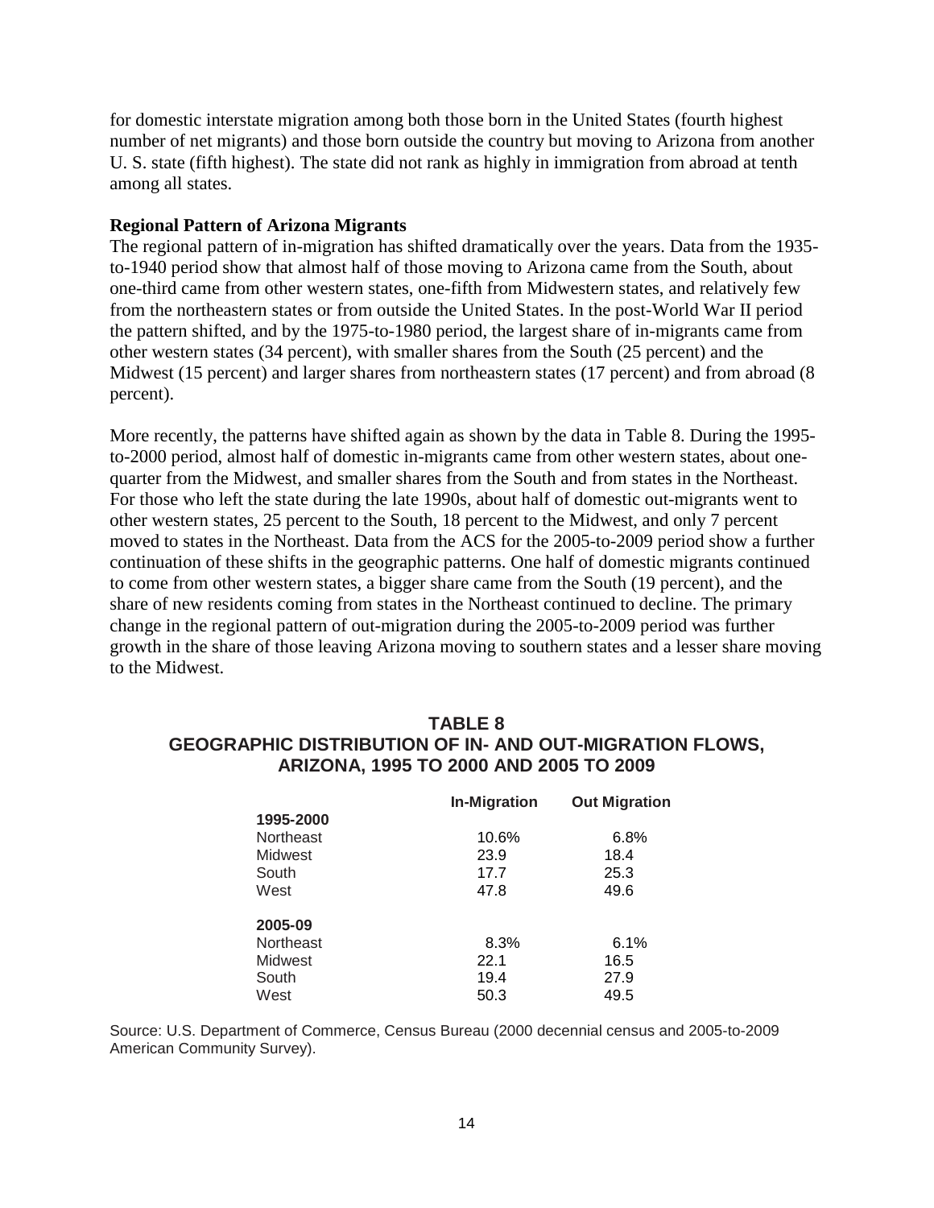for domestic interstate migration among both those born in the United States (fourth highest number of net migrants) and those born outside the country but moving to Arizona from another U. S. state (fifth highest). The state did not rank as highly in immigration from abroad at tenth among all states.

**Regional Pattern of Arizona Migrants**

The regional pattern of in-migration has shifted dramatically over the years. Data from the 1935-to-1940 period show that almost half of those moving to Arizona came from the South, about one-third came from other western states, one-fifth from Midwestern states, and relatively few from the northeastern states or from outside the United States. In the post-World War II period the pattern shifted, and by the 1975-to-1980 period, the largest share of in-migrants came from other western states (34 percent), with smaller shares from the South (25 percent) and the Midwest (15 percent) and larger shares from northeastern states (17 percent) and from abroad (8 percent).

More recently, the patterns have shifted again as shown by the data in Table 8. During the 1995-to-2000 period, almost half of domestic in-migrants came from other western states, about one-quarter from the Midwest, and smaller shares from the South and from states in the Northeast. For those who left the state during the late 1990s, about half of domestic out-migrants went to other western states, 25 percent to the South, 18 percent to the Midwest, and only 7 percent moved to states in the Northeast. Data from the ACS for the 2005-to-2009 period show a further continuation of these shifts in the geographic patterns. One half of domestic migrants continued to come from other western states, a bigger share came from the South (19 percent), and the share of new residents coming from states in the Northeast continued to decline. The primary change in the regional pattern of out-migration during the 2005-to-2009 period was further growth in the share of those leaving Arizona moving to southern states and a lesser share moving to the Midwest.

**TABLE 8**
**GEOGRAPHIC DISTRIBUTION OF IN- AND OUT-MIGRATION FLOWS, ARIZONA, 1995 TO 2000 AND 2005 TO 2009**

| | In-Migration | Out Migration |
|---|---|---|
| **1995-2000** | | |
| Northeast | 10.6% | 6.8% |
| Midwest | 23.9 | 18.4 |
| South | 17.7 | 25.3 |
| West | 47.8 | 49.6 |
| **2005-09** | | |
| Northeast | 8.3% | 6.1% |
| Midwest | 22.1 | 16.5 |
| South | 19.4 | 27.9 |
| West | 50.3 | 49.5 |

Source: U.S. Department of Commerce, Census Bureau (2000 decennial census and 2005-to-2009 American Community Survey).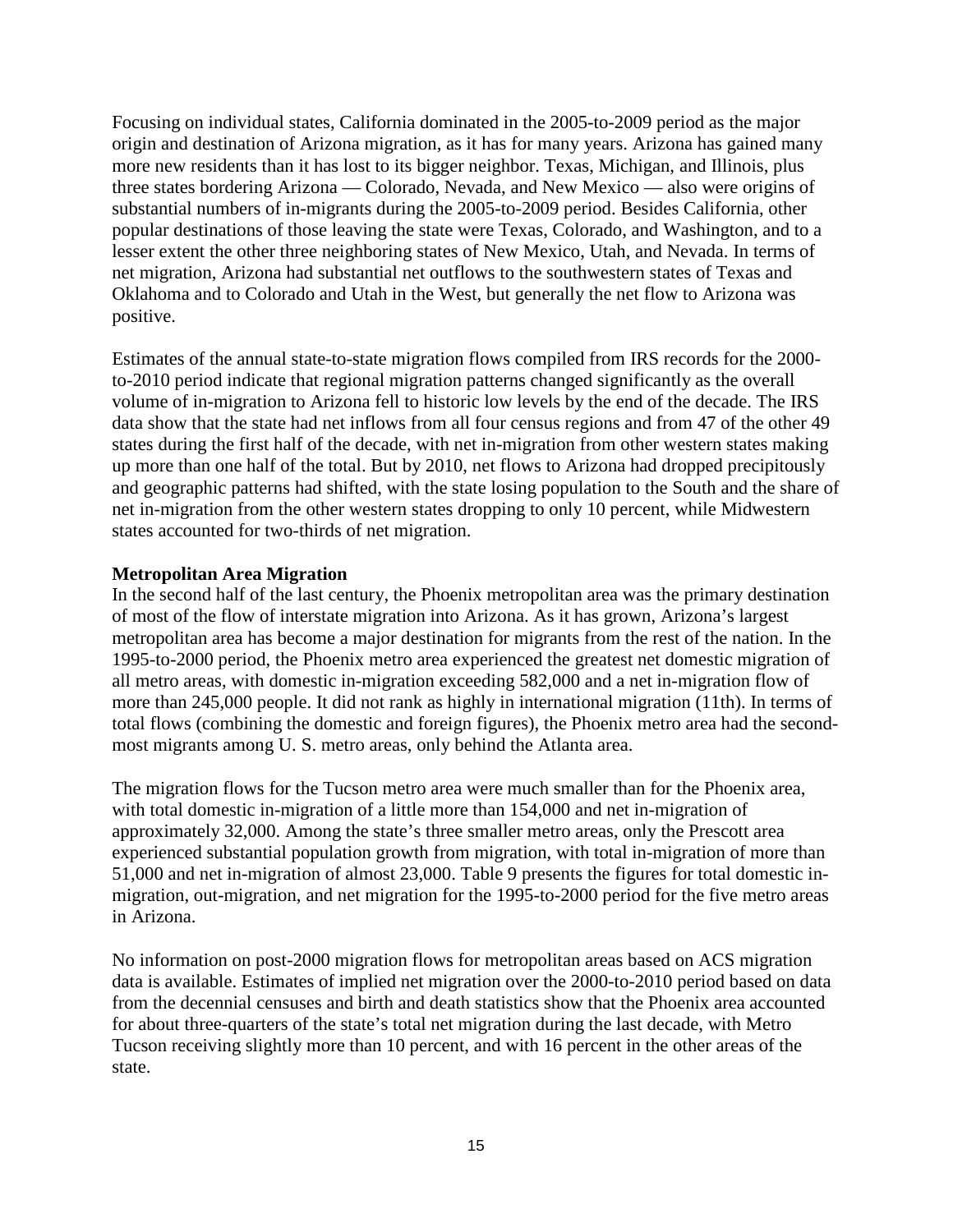Focusing on individual states, California dominated in the 2005-to-2009 period as the major origin and destination of Arizona migration, as it has for many years. Arizona has gained many more new residents than it has lost to its bigger neighbor. Texas, Michigan, and Illinois, plus three states bordering Arizona — Colorado, Nevada, and New Mexico — also were origins of substantial numbers of in-migrants during the 2005-to-2009 period. Besides California, other popular destinations of those leaving the state were Texas, Colorado, and Washington, and to a lesser extent the other three neighboring states of New Mexico, Utah, and Nevada. In terms of net migration, Arizona had substantial net outflows to the southwestern states of Texas and Oklahoma and to Colorado and Utah in the West, but generally the net flow to Arizona was positive.

Estimates of the annual state-to-state migration flows compiled from IRS records for the 2000-to-2010 period indicate that regional migration patterns changed significantly as the overall volume of in-migration to Arizona fell to historic low levels by the end of the decade. The IRS data show that the state had net inflows from all four census regions and from 47 of the other 49 states during the first half of the decade, with net in-migration from other western states making up more than one half of the total. But by 2010, net flows to Arizona had dropped precipitously and geographic patterns had shifted, with the state losing population to the South and the share of net in-migration from the other western states dropping to only 10 percent, while Midwestern states accounted for two-thirds of net migration.

**Metropolitan Area Migration**

In the second half of the last century, the Phoenix metropolitan area was the primary destination of most of the flow of interstate migration into Arizona. As it has grown, Arizona's largest metropolitan area has become a major destination for migrants from the rest of the nation. In the 1995-to-2000 period, the Phoenix metro area experienced the greatest net domestic migration of all metro areas, with domestic in-migration exceeding 582,000 and a net in-migration flow of more than 245,000 people. It did not rank as highly in international migration (11th). In terms of total flows (combining the domestic and foreign figures), the Phoenix metro area had the second-most migrants among U. S. metro areas, only behind the Atlanta area.

The migration flows for the Tucson metro area were much smaller than for the Phoenix area, with total domestic in-migration of a little more than 154,000 and net in-migration of approximately 32,000. Among the state's three smaller metro areas, only the Prescott area experienced substantial population growth from migration, with total in-migration of more than 51,000 and net in-migration of almost 23,000. Table 9 presents the figures for total domestic in-migration, out-migration, and net migration for the 1995-to-2000 period for the five metro areas in Arizona.

No information on post-2000 migration flows for metropolitan areas based on ACS migration data is available. Estimates of implied net migration over the 2000-to-2010 period based on data from the decennial censuses and birth and death statistics show that the Phoenix area accounted for about three-quarters of the state's total net migration during the last decade, with Metro Tucson receiving slightly more than 10 percent, and with 16 percent in the other areas of the state.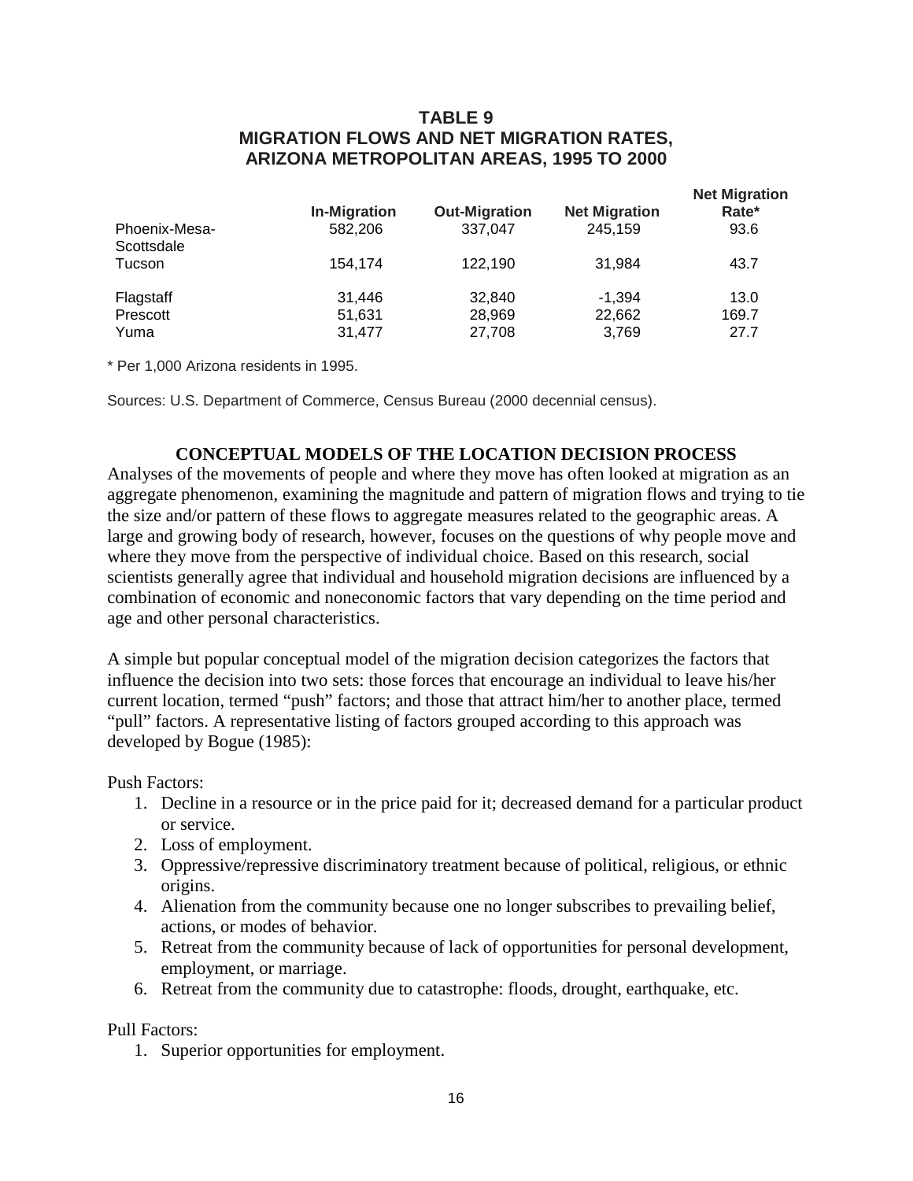# TABLE 9
# MIGRATION FLOWS AND NET MIGRATION RATES, ARIZONA METROPOLITAN AREAS, 1995 TO 2000

| | In-Migration | Out-Migration | Net Migration | Net Migration Rate* |
|---|---|---|---|---|
| Phoenix-Mesa-Scottsdale | 582,206 | 337,047 | 245,159 | 93.6 |
| Tucson | 154,174 | 122,190 | 31,984 | 43.7 |
| Flagstaff | 31,446 | 32,840 | -1,394 | 13.0 |
| Prescott | 51,631 | 28,969 | 22,662 | 169.7 |
| Yuma | 31,477 | 27,708 | 3,769 | 27.7 |

* Per 1,000 Arizona residents in 1995.

Sources: U.S. Department of Commerce, Census Bureau (2000 decennial census).

## CONCEPTUAL MODELS OF THE LOCATION DECISION PROCESS

Analyses of the movements of people and where they move has often looked at migration as an aggregate phenomenon, examining the magnitude and pattern of migration flows and trying to tie the size and/or pattern of these flows to aggregate measures related to the geographic areas. A large and growing body of research, however, focuses on the questions of why people move and where they move from the perspective of individual choice. Based on this research, social scientists generally agree that individual and household migration decisions are influenced by a combination of economic and noneconomic factors that vary depending on the time period and age and other personal characteristics.

A simple but popular conceptual model of the migration decision categorizes the factors that influence the decision into two sets: those forces that encourage an individual to leave his/her current location, termed "push" factors; and those that attract him/her to another place, termed "pull" factors. A representative listing of factors grouped according to this approach was developed by Bogue (1985):

Push Factors:

1. Decline in a resource or in the price paid for it; decreased demand for a particular product or service.
2. Loss of employment.
3. Oppressive/repressive discriminatory treatment because of political, religious, or ethnic origins.
4. Alienation from the community because one no longer subscribes to prevailing belief, actions, or modes of behavior.
5. Retreat from the community because of lack of opportunities for personal development, employment, or marriage.
6. Retreat from the community due to catastrophe: floods, drought, earthquake, etc.

Pull Factors:

1. Superior opportunities for employment.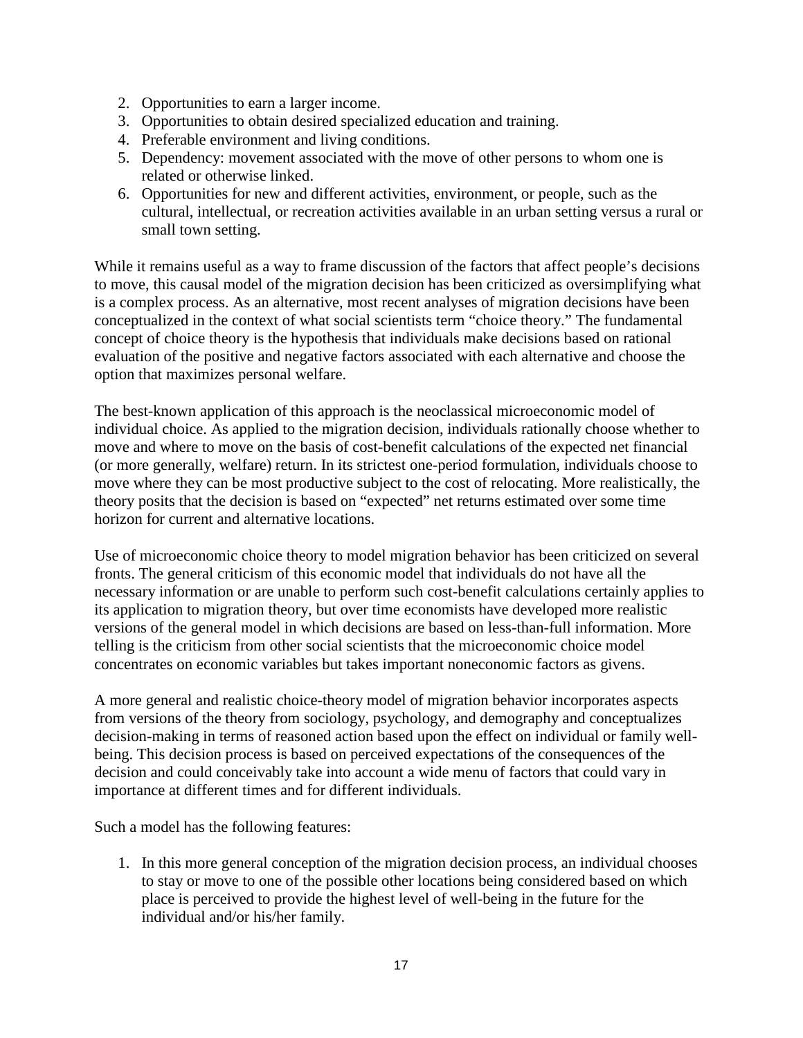2. Opportunities to earn a larger income.
3. Opportunities to obtain desired specialized education and training.
4. Preferable environment and living conditions.
5. Dependency: movement associated with the move of other persons to whom one is related or otherwise linked.
6. Opportunities for new and different activities, environment, or people, such as the cultural, intellectual, or recreation activities available in an urban setting versus a rural or small town setting.

While it remains useful as a way to frame discussion of the factors that affect people's decisions to move, this causal model of the migration decision has been criticized as oversimplifying what is a complex process. As an alternative, most recent analyses of migration decisions have been conceptualized in the context of what social scientists term "choice theory." The fundamental concept of choice theory is the hypothesis that individuals make decisions based on rational evaluation of the positive and negative factors associated with each alternative and choose the option that maximizes personal welfare.

The best-known application of this approach is the neoclassical microeconomic model of individual choice. As applied to the migration decision, individuals rationally choose whether to move and where to move on the basis of cost-benefit calculations of the expected net financial (or more generally, welfare) return. In its strictest one-period formulation, individuals choose to move where they can be most productive subject to the cost of relocating. More realistically, the theory posits that the decision is based on "expected" net returns estimated over some time horizon for current and alternative locations.

Use of microeconomic choice theory to model migration behavior has been criticized on several fronts. The general criticism of this economic model that individuals do not have all the necessary information or are unable to perform such cost-benefit calculations certainly applies to its application to migration theory, but over time economists have developed more realistic versions of the general model in which decisions are based on less-than-full information. More telling is the criticism from other social scientists that the microeconomic choice model concentrates on economic variables but takes important noneconomic factors as givens.

A more general and realistic choice-theory model of migration behavior incorporates aspects from versions of the theory from sociology, psychology, and demography and conceptualizes decision-making in terms of reasoned action based upon the effect on individual or family well-being. This decision process is based on perceived expectations of the consequences of the decision and could conceivably take into account a wide menu of factors that could vary in importance at different times and for different individuals.

Such a model has the following features:

1. In this more general conception of the migration decision process, an individual chooses to stay or move to one of the possible other locations being considered based on which place is perceived to provide the highest level of well-being in the future for the individual and/or his/her family.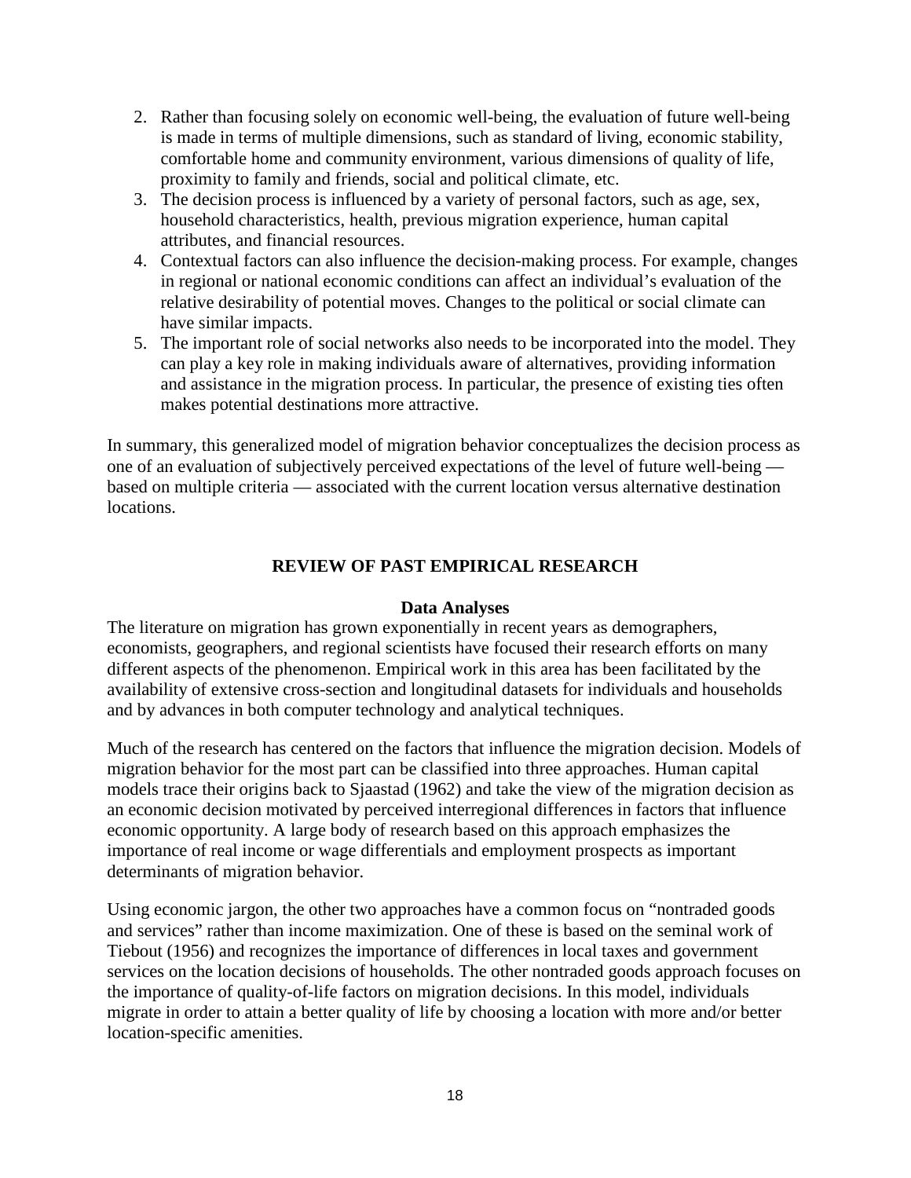2. Rather than focusing solely on economic well-being, the evaluation of future well-being is made in terms of multiple dimensions, such as standard of living, economic stability, comfortable home and community environment, various dimensions of quality of life, proximity to family and friends, social and political climate, etc.
3. The decision process is influenced by a variety of personal factors, such as age, sex, household characteristics, health, previous migration experience, human capital attributes, and financial resources.
4. Contextual factors can also influence the decision-making process. For example, changes in regional or national economic conditions can affect an individual's evaluation of the relative desirability of potential moves. Changes to the political or social climate can have similar impacts.
5. The important role of social networks also needs to be incorporated into the model. They can play a key role in making individuals aware of alternatives, providing information and assistance in the migration process. In particular, the presence of existing ties often makes potential destinations more attractive.

In summary, this generalized model of migration behavior conceptualizes the decision process as one of an evaluation of subjectively perceived expectations of the level of future well-being — based on multiple criteria — associated with the current location versus alternative destination locations.

## REVIEW OF PAST EMPIRICAL RESEARCH

### Data Analyses

The literature on migration has grown exponentially in recent years as demographers, economists, geographers, and regional scientists have focused their research efforts on many different aspects of the phenomenon. Empirical work in this area has been facilitated by the availability of extensive cross-section and longitudinal datasets for individuals and households and by advances in both computer technology and analytical techniques.

Much of the research has centered on the factors that influence the migration decision. Models of migration behavior for the most part can be classified into three approaches. Human capital models trace their origins back to Sjaastad (1962) and take the view of the migration decision as an economic decision motivated by perceived interregional differences in factors that influence economic opportunity. A large body of research based on this approach emphasizes the importance of real income or wage differentials and employment prospects as important determinants of migration behavior.

Using economic jargon, the other two approaches have a common focus on "nontraded goods and services" rather than income maximization. One of these is based on the seminal work of Tiebout (1956) and recognizes the importance of differences in local taxes and government services on the location decisions of households. The other nontraded goods approach focuses on the importance of quality-of-life factors on migration decisions. In this model, individuals migrate in order to attain a better quality of life by choosing a location with more and/or better location-specific amenities.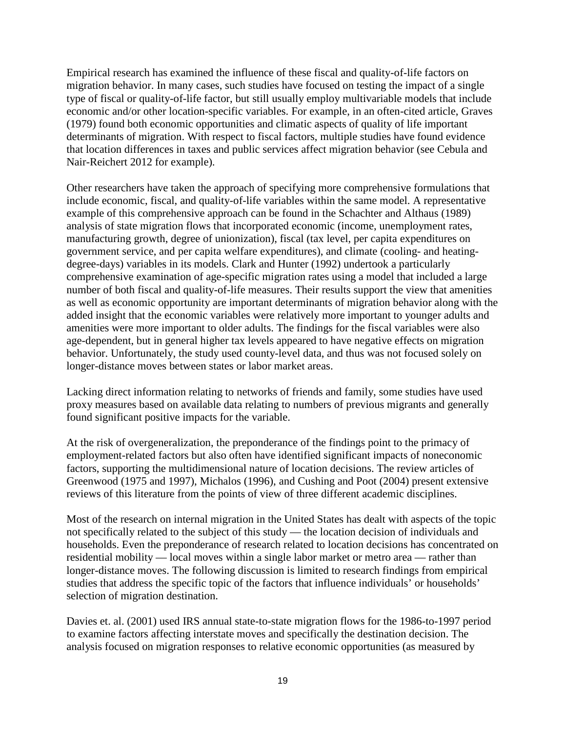Empirical research has examined the influence of these fiscal and quality-of-life factors on migration behavior. In many cases, such studies have focused on testing the impact of a single type of fiscal or quality-of-life factor, but still usually employ multivariable models that include economic and/or other location-specific variables. For example, in an often-cited article, Graves (1979) found both economic opportunities and climatic aspects of quality of life important determinants of migration. With respect to fiscal factors, multiple studies have found evidence that location differences in taxes and public services affect migration behavior (see Cebula and Nair-Reichert 2012 for example).

Other researchers have taken the approach of specifying more comprehensive formulations that include economic, fiscal, and quality-of-life variables within the same model. A representative example of this comprehensive approach can be found in the Schachter and Althaus (1989) analysis of state migration flows that incorporated economic (income, unemployment rates, manufacturing growth, degree of unionization), fiscal (tax level, per capita expenditures on government service, and per capita welfare expenditures), and climate (cooling- and heating-degree-days) variables in its models. Clark and Hunter (1992) undertook a particularly comprehensive examination of age-specific migration rates using a model that included a large number of both fiscal and quality-of-life measures. Their results support the view that amenities as well as economic opportunity are important determinants of migration behavior along with the added insight that the economic variables were relatively more important to younger adults and amenities were more important to older adults. The findings for the fiscal variables were also age-dependent, but in general higher tax levels appeared to have negative effects on migration behavior. Unfortunately, the study used county-level data, and thus was not focused solely on longer-distance moves between states or labor market areas.

Lacking direct information relating to networks of friends and family, some studies have used proxy measures based on available data relating to numbers of previous migrants and generally found significant positive impacts for the variable.

At the risk of overgeneralization, the preponderance of the findings point to the primacy of employment-related factors but also often have identified significant impacts of noneconomic factors, supporting the multidimensional nature of location decisions. The review articles of Greenwood (1975 and 1997), Michalos (1996), and Cushing and Poot (2004) present extensive reviews of this literature from the points of view of three different academic disciplines.

Most of the research on internal migration in the United States has dealt with aspects of the topic not specifically related to the subject of this study — the location decision of individuals and households. Even the preponderance of research related to location decisions has concentrated on residential mobility — local moves within a single labor market or metro area — rather than longer-distance moves. The following discussion is limited to research findings from empirical studies that address the specific topic of the factors that influence individuals' or households' selection of migration destination.

Davies et. al. (2001) used IRS annual state-to-state migration flows for the 1986-to-1997 period to examine factors affecting interstate moves and specifically the destination decision. The analysis focused on migration responses to relative economic opportunities (as measured by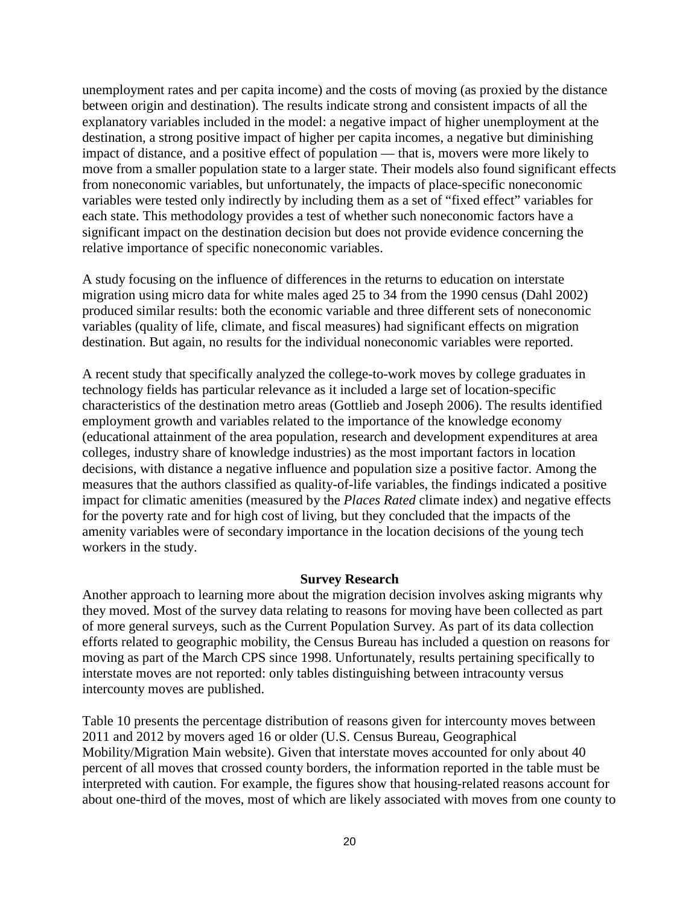unemployment rates and per capita income) and the costs of moving (as proxied by the distance between origin and destination). The results indicate strong and consistent impacts of all the explanatory variables included in the model: a negative impact of higher unemployment at the destination, a strong positive impact of higher per capita incomes, a negative but diminishing impact of distance, and a positive effect of population — that is, movers were more likely to move from a smaller population state to a larger state. Their models also found significant effects from noneconomic variables, but unfortunately, the impacts of place-specific noneconomic variables were tested only indirectly by including them as a set of "fixed effect" variables for each state. This methodology provides a test of whether such noneconomic factors have a significant impact on the destination decision but does not provide evidence concerning the relative importance of specific noneconomic variables.

A study focusing on the influence of differences in the returns to education on interstate migration using micro data for white males aged 25 to 34 from the 1990 census (Dahl 2002) produced similar results: both the economic variable and three different sets of noneconomic variables (quality of life, climate, and fiscal measures) had significant effects on migration destination. But again, no results for the individual noneconomic variables were reported.

A recent study that specifically analyzed the college-to-work moves by college graduates in technology fields has particular relevance as it included a large set of location-specific characteristics of the destination metro areas (Gottlieb and Joseph 2006). The results identified employment growth and variables related to the importance of the knowledge economy (educational attainment of the area population, research and development expenditures at area colleges, industry share of knowledge industries) as the most important factors in location decisions, with distance a negative influence and population size a positive factor. Among the measures that the authors classified as quality-of-life variables, the findings indicated a positive impact for climatic amenities (measured by the *Places Rated* climate index) and negative effects for the poverty rate and for high cost of living, but they concluded that the impacts of the amenity variables were of secondary importance in the location decisions of the young tech workers in the study.

## Survey Research

Another approach to learning more about the migration decision involves asking migrants why they moved. Most of the survey data relating to reasons for moving have been collected as part of more general surveys, such as the Current Population Survey. As part of its data collection efforts related to geographic mobility, the Census Bureau has included a question on reasons for moving as part of the March CPS since 1998. Unfortunately, results pertaining specifically to interstate moves are not reported: only tables distinguishing between intracounty versus intercounty moves are published.

Table 10 presents the percentage distribution of reasons given for intercounty moves between 2011 and 2012 by movers aged 16 or older (U.S. Census Bureau, Geographical Mobility/Migration Main website). Given that interstate moves accounted for only about 40 percent of all moves that crossed county borders, the information reported in the table must be interpreted with caution. For example, the figures show that housing-related reasons account for about one-third of the moves, most of which are likely associated with moves from one county to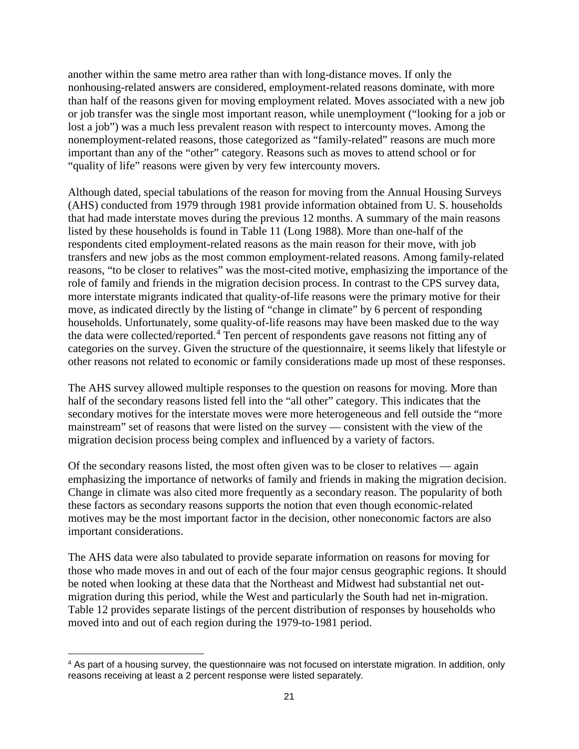another within the same metro area rather than with long-distance moves. If only the nonhousing-related answers are considered, employment-related reasons dominate, with more than half of the reasons given for moving employment related. Moves associated with a new job or job transfer was the single most important reason, while unemployment ("looking for a job or lost a job") was a much less prevalent reason with respect to intercounty moves. Among the nonemployment-related reasons, those categorized as "family-related" reasons are much more important than any of the "other" category. Reasons such as moves to attend school or for "quality of life" reasons were given by very few intercounty movers.

Although dated, special tabulations of the reason for moving from the Annual Housing Surveys (AHS) conducted from 1979 through 1981 provide information obtained from U. S. households that had made interstate moves during the previous 12 months. A summary of the main reasons listed by these households is found in Table 11 (Long 1988). More than one-half of the respondents cited employment-related reasons as the main reason for their move, with job transfers and new jobs as the most common employment-related reasons. Among family-related reasons, "to be closer to relatives" was the most-cited motive, emphasizing the importance of the role of family and friends in the migration decision process. In contrast to the CPS survey data, more interstate migrants indicated that quality-of-life reasons were the primary motive for their move, as indicated directly by the listing of "change in climate" by 6 percent of responding households. Unfortunately, some quality-of-life reasons may have been masked due to the way the data were collected/reported.[4] Ten percent of respondents gave reasons not fitting any of categories on the survey. Given the structure of the questionnaire, it seems likely that lifestyle or other reasons not related to economic or family considerations made up most of these responses.

The AHS survey allowed multiple responses to the question on reasons for moving. More than half of the secondary reasons listed fell into the "all other" category. This indicates that the secondary motives for the interstate moves were more heterogeneous and fell outside the "more mainstream" set of reasons that were listed on the survey — consistent with the view of the migration decision process being complex and influenced by a variety of factors.

Of the secondary reasons listed, the most often given was to be closer to relatives — again emphasizing the importance of networks of family and friends in making the migration decision. Change in climate was also cited more frequently as a secondary reason. The popularity of both these factors as secondary reasons supports the notion that even though economic-related motives may be the most important factor in the decision, other noneconomic factors are also important considerations.

The AHS data were also tabulated to provide separate information on reasons for moving for those who made moves in and out of each of the four major census geographic regions. It should be noted when looking at these data that the Northeast and Midwest had substantial net out-migration during this period, while the West and particularly the South had net in-migration. Table 12 provides separate listings of the percent distribution of responses by households who moved into and out of each region during the 1979-to-1981 period.

---

[4] As part of a housing survey, the questionnaire was not focused on interstate migration. In addition, only reasons receiving at least a 2 percent response were listed separately.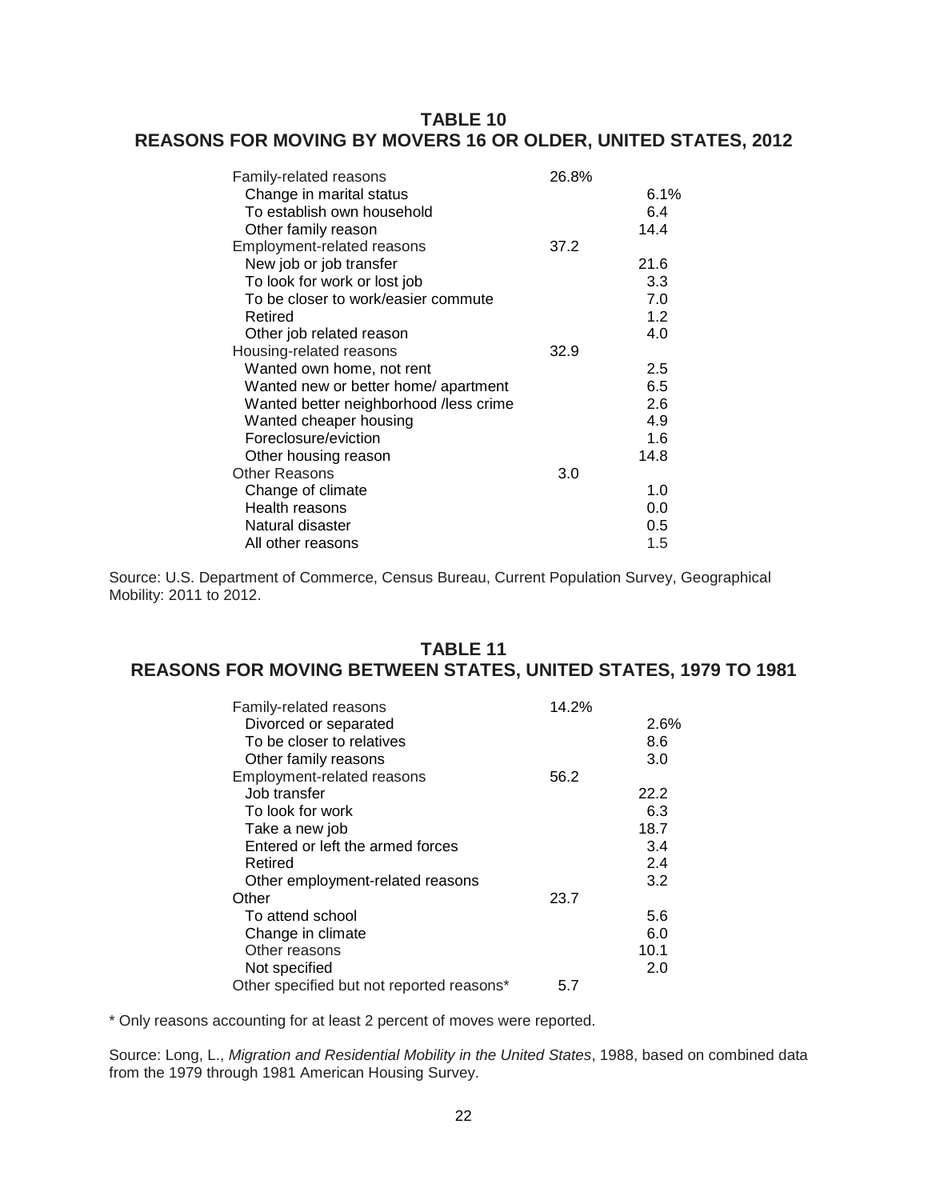## TABLE 10
## REASONS FOR MOVING BY MOVERS 16 OR OLDER, UNITED STATES, 2012

| | | |
|---|---|---|
| Family-related reasons | 26.8% | |
| Change in marital status | | 6.1% |
| To establish own household | | 6.4 |
| Other family reason | | 14.4 |
| Employment-related reasons | 37.2 | |
| New job or job transfer | | 21.6 |
| To look for work or lost job | | 3.3 |
| To be closer to work/easier commute | | 7.0 |
| Retired | | 1.2 |
| Other job related reason | | 4.0 |
| Housing-related reasons | 32.9 | |
| Wanted own home, not rent | | 2.5 |
| Wanted new or better home/ apartment | | 6.5 |
| Wanted better neighborhood /less crime | | 2.6 |
| Wanted cheaper housing | | 4.9 |
| Foreclosure/eviction | | 1.6 |
| Other housing reason | | 14.8 |
| Other Reasons | 3.0 | |
| Change of climate | | 1.0 |
| Health reasons | | 0.0 |
| Natural disaster | | 0.5 |
| All other reasons | | 1.5 |

Source: U.S. Department of Commerce, Census Bureau, Current Population Survey, Geographical Mobility: 2011 to 2012.

## TABLE 11
## REASONS FOR MOVING BETWEEN STATES, UNITED STATES, 1979 TO 1981

| | | |
|---|---|---|
| Family-related reasons | 14.2% | |
| Divorced or separated | | 2.6% |
| To be closer to relatives | | 8.6 |
| Other family reasons | | 3.0 |
| Employment-related reasons | 56.2 | |
| Job transfer | | 22.2 |
| To look for work | | 6.3 |
| Take a new job | | 18.7 |
| Entered or left the armed forces | | 3.4 |
| Retired | | 2.4 |
| Other employment-related reasons | | 3.2 |
| Other | 23.7 | |
| To attend school | | 5.6 |
| Change in climate | | 6.0 |
| Other reasons | | 10.1 |
| Not specified | | 2.0 |
| Other specified but not reported reasons* | 5.7 | |

\* Only reasons accounting for at least 2 percent of moves were reported.

Source: Long, L., *Migration and Residential Mobility in the United States*, 1988, based on combined data from the 1979 through 1981 American Housing Survey.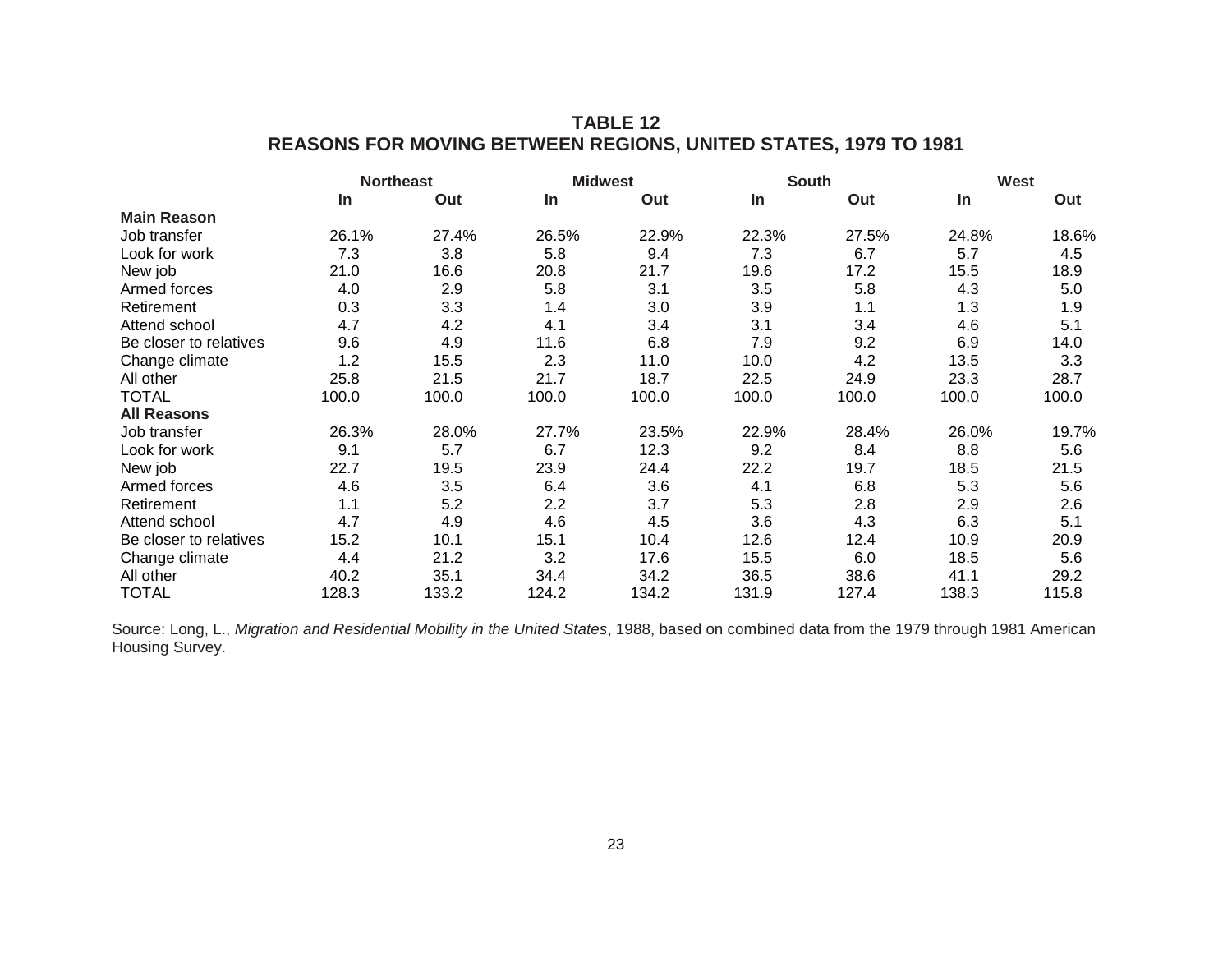## TABLE 12
## REASONS FOR MOVING BETWEEN REGIONS, UNITED STATES, 1979 TO 1981

| | Northeast | | Midwest | | South | | West | |
|---|---|---|---|---|---|---|---|---|
| | In | Out | In | Out | In | Out | In | Out |
| **Main Reason** | | | | | | | | |
| Job transfer | 26.1% | 27.4% | 26.5% | 22.9% | 22.3% | 27.5% | 24.8% | 18.6% |
| Look for work | 7.3 | 3.8 | 5.8 | 9.4 | 7.3 | 6.7 | 5.7 | 4.5 |
| New job | 21.0 | 16.6 | 20.8 | 21.7 | 19.6 | 17.2 | 15.5 | 18.9 |
| Armed forces | 4.0 | 2.9 | 5.8 | 3.1 | 3.5 | 5.8 | 4.3 | 5.0 |
| Retirement | 0.3 | 3.3 | 1.4 | 3.0 | 3.9 | 1.1 | 1.3 | 1.9 |
| Attend school | 4.7 | 4.2 | 4.1 | 3.4 | 3.1 | 3.4 | 4.6 | 5.1 |
| Be closer to relatives | 9.6 | 4.9 | 11.6 | 6.8 | 7.9 | 9.2 | 6.9 | 14.0 |
| Change climate | 1.2 | 15.5 | 2.3 | 11.0 | 10.0 | 4.2 | 13.5 | 3.3 |
| All other | 25.8 | 21.5 | 21.7 | 18.7 | 22.5 | 24.9 | 23.3 | 28.7 |
| TOTAL | 100.0 | 100.0 | 100.0 | 100.0 | 100.0 | 100.0 | 100.0 | 100.0 |
| **All Reasons** | | | | | | | | |
| Job transfer | 26.3% | 28.0% | 27.7% | 23.5% | 22.9% | 28.4% | 26.0% | 19.7% |
| Look for work | 9.1 | 5.7 | 6.7 | 12.3 | 9.2 | 8.4 | 8.8 | 5.6 |
| New job | 22.7 | 19.5 | 23.9 | 24.4 | 22.2 | 19.7 | 18.5 | 21.5 |
| Armed forces | 4.6 | 3.5 | 6.4 | 3.6 | 4.1 | 6.8 | 5.3 | 5.6 |
| Retirement | 1.1 | 5.2 | 2.2 | 3.7 | 5.3 | 2.8 | 2.9 | 2.6 |
| Attend school | 4.7 | 4.9 | 4.6 | 4.5 | 3.6 | 4.3 | 6.3 | 5.1 |
| Be closer to relatives | 15.2 | 10.1 | 15.1 | 10.4 | 12.6 | 12.4 | 10.9 | 20.9 |
| Change climate | 4.4 | 21.2 | 3.2 | 17.6 | 15.5 | 6.0 | 18.5 | 5.6 |
| All other | 40.2 | 35.1 | 34.4 | 34.2 | 36.5 | 38.6 | 41.1 | 29.2 |
| TOTAL | 128.3 | 133.2 | 124.2 | 134.2 | 131.9 | 127.4 | 138.3 | 115.8 |

Source: Long, L., *Migration and Residential Mobility in the United States*, 1988, based on combined data from the 1979 through 1981 American Housing Survey.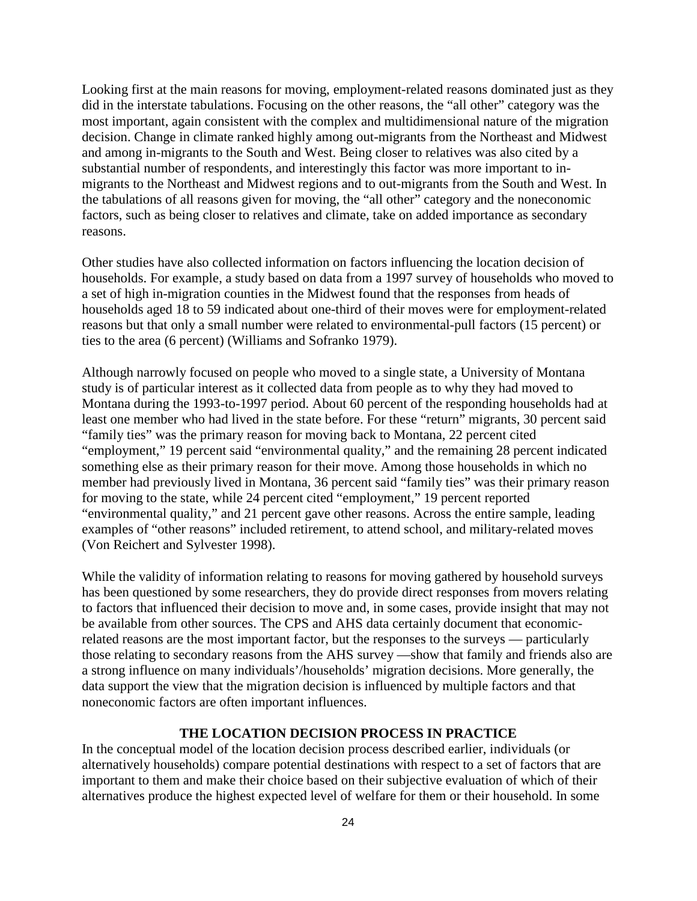Looking first at the main reasons for moving, employment-related reasons dominated just as they did in the interstate tabulations. Focusing on the other reasons, the "all other" category was the most important, again consistent with the complex and multidimensional nature of the migration decision. Change in climate ranked highly among out-migrants from the Northeast and Midwest and among in-migrants to the South and West. Being closer to relatives was also cited by a substantial number of respondents, and interestingly this factor was more important to in-migrants to the Northeast and Midwest regions and to out-migrants from the South and West. In the tabulations of all reasons given for moving, the "all other" category and the noneconomic factors, such as being closer to relatives and climate, take on added importance as secondary reasons.

Other studies have also collected information on factors influencing the location decision of households. For example, a study based on data from a 1997 survey of households who moved to a set of high in-migration counties in the Midwest found that the responses from heads of households aged 18 to 59 indicated about one-third of their moves were for employment-related reasons but that only a small number were related to environmental-pull factors (15 percent) or ties to the area (6 percent) (Williams and Sofranko 1979).

Although narrowly focused on people who moved to a single state, a University of Montana study is of particular interest as it collected data from people as to why they had moved to Montana during the 1993-to-1997 period. About 60 percent of the responding households had at least one member who had lived in the state before. For these "return" migrants, 30 percent said "family ties" was the primary reason for moving back to Montana, 22 percent cited "employment," 19 percent said "environmental quality," and the remaining 28 percent indicated something else as their primary reason for their move. Among those households in which no member had previously lived in Montana, 36 percent said "family ties" was their primary reason for moving to the state, while 24 percent cited "employment," 19 percent reported "environmental quality," and 21 percent gave other reasons. Across the entire sample, leading examples of "other reasons" included retirement, to attend school, and military-related moves (Von Reichert and Sylvester 1998).

While the validity of information relating to reasons for moving gathered by household surveys has been questioned by some researchers, they do provide direct responses from movers relating to factors that influenced their decision to move and, in some cases, provide insight that may not be available from other sources. The CPS and AHS data certainly document that economic-related reasons are the most important factor, but the responses to the surveys — particularly those relating to secondary reasons from the AHS survey —show that family and friends also are a strong influence on many individuals'/households' migration decisions. More generally, the data support the view that the migration decision is influenced by multiple factors and that noneconomic factors are often important influences.

## THE LOCATION DECISION PROCESS IN PRACTICE

In the conceptual model of the location decision process described earlier, individuals (or alternatively households) compare potential destinations with respect to a set of factors that are important to them and make their choice based on their subjective evaluation of which of their alternatives produce the highest expected level of welfare for them or their household. In some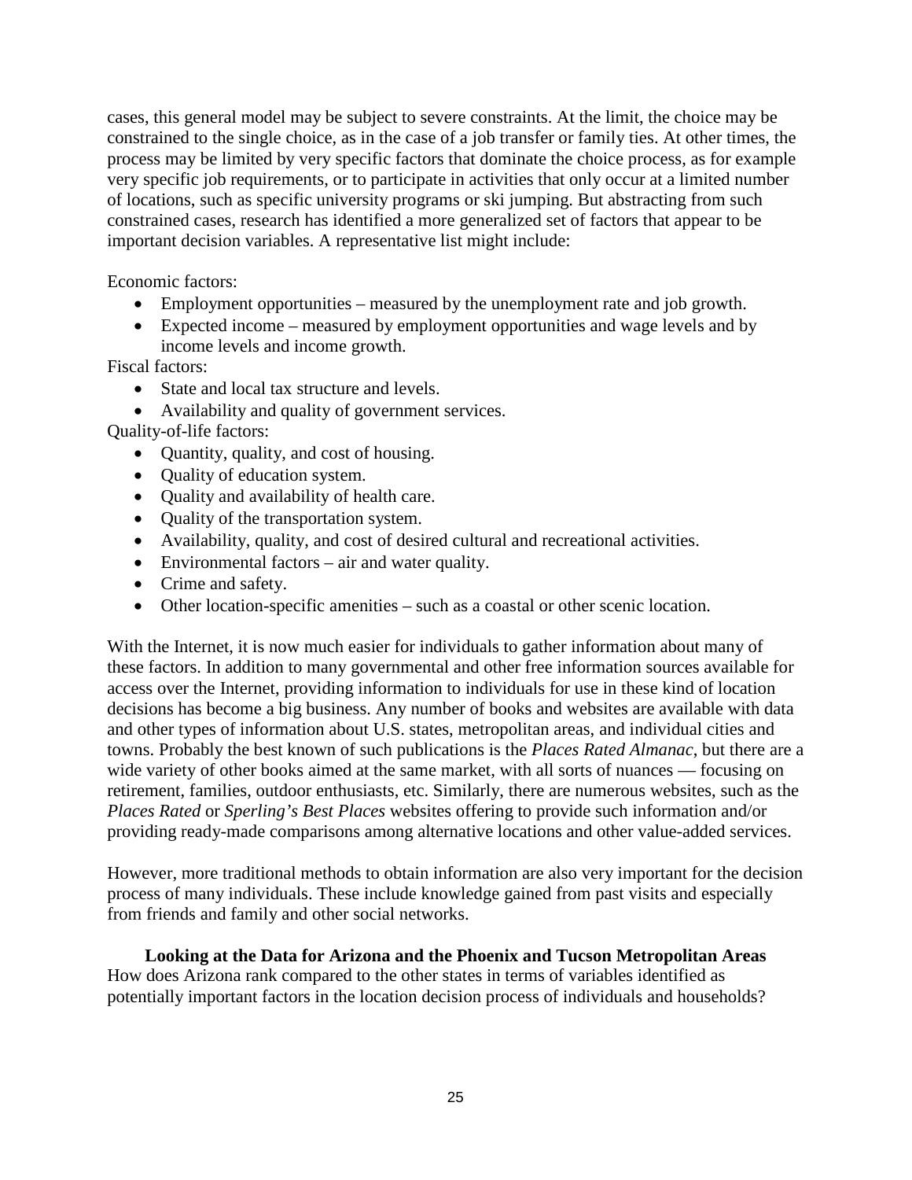cases, this general model may be subject to severe constraints. At the limit, the choice may be constrained to the single choice, as in the case of a job transfer or family ties. At other times, the process may be limited by very specific factors that dominate the choice process, as for example very specific job requirements, or to participate in activities that only occur at a limited number of locations, such as specific university programs or ski jumping. But abstracting from such constrained cases, research has identified a more generalized set of factors that appear to be important decision variables. A representative list might include:

Economic factors:

- Employment opportunities – measured by the unemployment rate and job growth.
- Expected income – measured by employment opportunities and wage levels and by income levels and income growth.

Fiscal factors:

- State and local tax structure and levels.
- Availability and quality of government services.

Quality-of-life factors:

- Quantity, quality, and cost of housing.
- Quality of education system.
- Quality and availability of health care.
- Quality of the transportation system.
- Availability, quality, and cost of desired cultural and recreational activities.
- Environmental factors – air and water quality.
- Crime and safety.
- Other location-specific amenities – such as a coastal or other scenic location.

With the Internet, it is now much easier for individuals to gather information about many of these factors. In addition to many governmental and other free information sources available for access over the Internet, providing information to individuals for use in these kind of location decisions has become a big business. Any number of books and websites are available with data and other types of information about U.S. states, metropolitan areas, and individual cities and towns. Probably the best known of such publications is the *Places Rated Almanac*, but there are a wide variety of other books aimed at the same market, with all sorts of nuances — focusing on retirement, families, outdoor enthusiasts, etc. Similarly, there are numerous websites, such as the *Places Rated* or *Sperling's Best Places* websites offering to provide such information and/or providing ready-made comparisons among alternative locations and other value-added services.

However, more traditional methods to obtain information are also very important for the decision process of many individuals. These include knowledge gained from past visits and especially from friends and family and other social networks.

### Looking at the Data for Arizona and the Phoenix and Tucson Metropolitan Areas

How does Arizona rank compared to the other states in terms of variables identified as potentially important factors in the location decision process of individuals and households?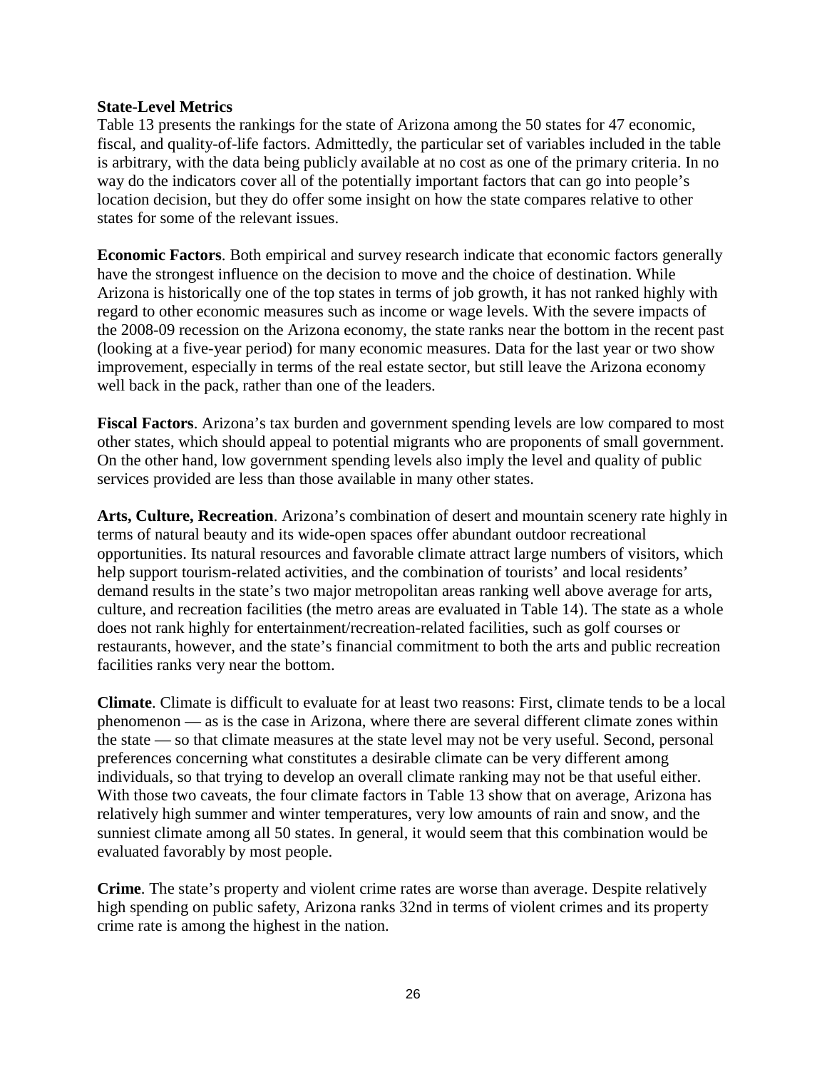**State-Level Metrics**

Table 13 presents the rankings for the state of Arizona among the 50 states for 47 economic, fiscal, and quality-of-life factors. Admittedly, the particular set of variables included in the table is arbitrary, with the data being publicly available at no cost as one of the primary criteria. In no way do the indicators cover all of the potentially important factors that can go into people's location decision, but they do offer some insight on how the state compares relative to other states for some of the relevant issues.

**Economic Factors**. Both empirical and survey research indicate that economic factors generally have the strongest influence on the decision to move and the choice of destination. While Arizona is historically one of the top states in terms of job growth, it has not ranked highly with regard to other economic measures such as income or wage levels. With the severe impacts of the 2008-09 recession on the Arizona economy, the state ranks near the bottom in the recent past (looking at a five-year period) for many economic measures. Data for the last year or two show improvement, especially in terms of the real estate sector, but still leave the Arizona economy well back in the pack, rather than one of the leaders.

**Fiscal Factors**. Arizona's tax burden and government spending levels are low compared to most other states, which should appeal to potential migrants who are proponents of small government. On the other hand, low government spending levels also imply the level and quality of public services provided are less than those available in many other states.

**Arts, Culture, Recreation**. Arizona's combination of desert and mountain scenery rate highly in terms of natural beauty and its wide-open spaces offer abundant outdoor recreational opportunities. Its natural resources and favorable climate attract large numbers of visitors, which help support tourism-related activities, and the combination of tourists' and local residents' demand results in the state's two major metropolitan areas ranking well above average for arts, culture, and recreation facilities (the metro areas are evaluated in Table 14). The state as a whole does not rank highly for entertainment/recreation-related facilities, such as golf courses or restaurants, however, and the state's financial commitment to both the arts and public recreation facilities ranks very near the bottom.

**Climate**. Climate is difficult to evaluate for at least two reasons: First, climate tends to be a local phenomenon — as is the case in Arizona, where there are several different climate zones within the state — so that climate measures at the state level may not be very useful. Second, personal preferences concerning what constitutes a desirable climate can be very different among individuals, so that trying to develop an overall climate ranking may not be that useful either. With those two caveats, the four climate factors in Table 13 show that on average, Arizona has relatively high summer and winter temperatures, very low amounts of rain and snow, and the sunniest climate among all 50 states. In general, it would seem that this combination would be evaluated favorably by most people.

**Crime**. The state's property and violent crime rates are worse than average. Despite relatively high spending on public safety, Arizona ranks 32nd in terms of violent crimes and its property crime rate is among the highest in the nation.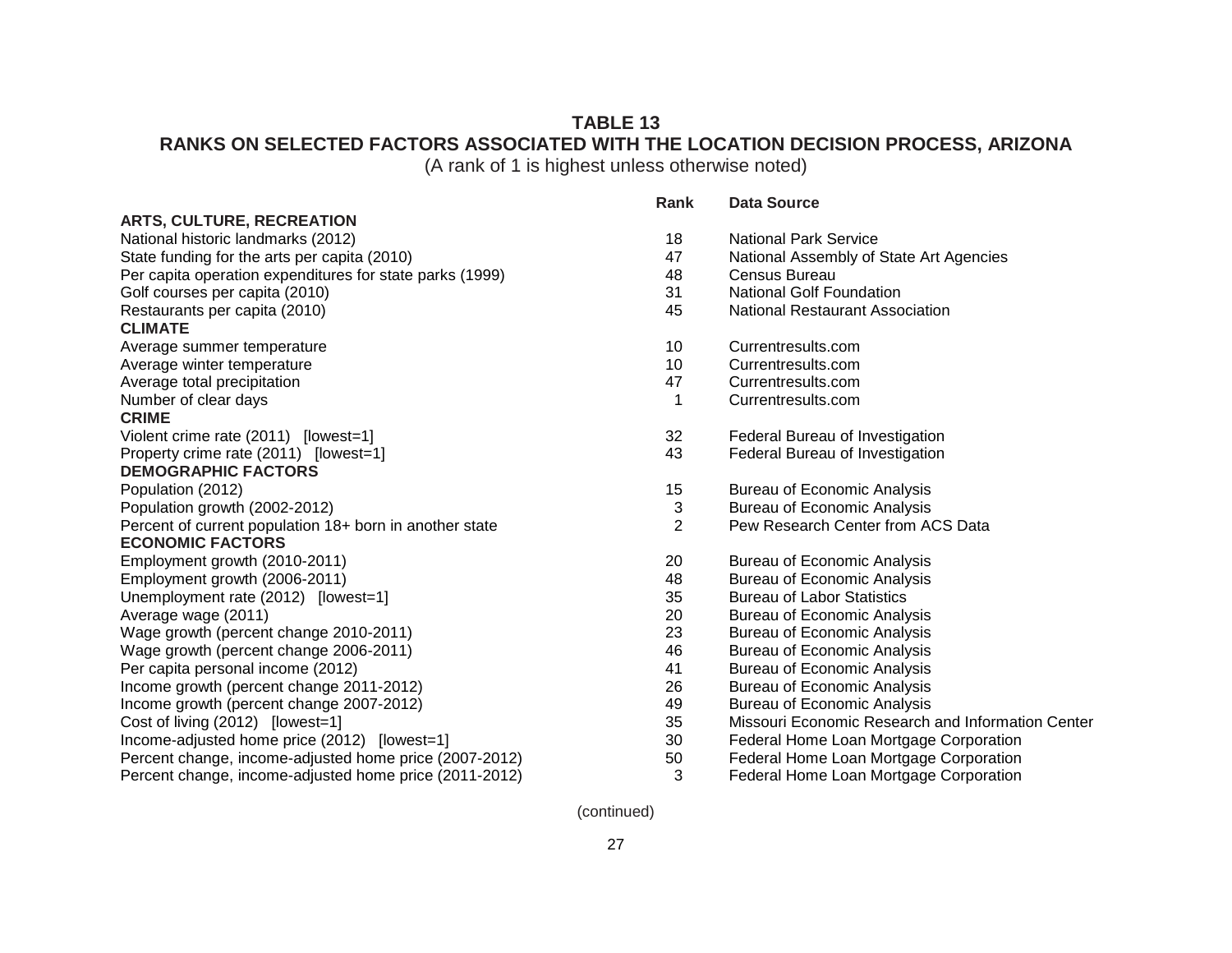## TABLE 13
## RANKS ON SELECTED FACTORS ASSOCIATED WITH THE LOCATION DECISION PROCESS, ARIZONA

(A rank of 1 is highest unless otherwise noted)

| | Rank | Data Source |
|---|---|---|
| **ARTS, CULTURE, RECREATION** | | |
| National historic landmarks (2012) | 18 | National Park Service |
| State funding for the arts per capita (2010) | 47 | National Assembly of State Art Agencies |
| Per capita operation expenditures for state parks (1999) | 48 | Census Bureau |
| Golf courses per capita (2010) | 31 | National Golf Foundation |
| Restaurants per capita (2010) | 45 | National Restaurant Association |
| **CLIMATE** | | |
| Average summer temperature | 10 | Currentresults.com |
| Average winter temperature | 10 | Currentresults.com |
| Average total precipitation | 47 | Currentresults.com |
| Number of clear days | 1 | Currentresults.com |
| **CRIME** | | |
| Violent crime rate (2011) [lowest=1] | 32 | Federal Bureau of Investigation |
| Property crime rate (2011) [lowest=1] | 43 | Federal Bureau of Investigation |
| **DEMOGRAPHIC FACTORS** | | |
| Population (2012) | 15 | Bureau of Economic Analysis |
| Population growth (2002-2012) | 3 | Bureau of Economic Analysis |
| Percent of current population 18+ born in another state | 2 | Pew Research Center from ACS Data |
| **ECONOMIC FACTORS** | | |
| Employment growth (2010-2011) | 20 | Bureau of Economic Analysis |
| Employment growth (2006-2011) | 48 | Bureau of Economic Analysis |
| Unemployment rate (2012) [lowest=1] | 35 | Bureau of Labor Statistics |
| Average wage (2011) | 20 | Bureau of Economic Analysis |
| Wage growth (percent change 2010-2011) | 23 | Bureau of Economic Analysis |
| Wage growth (percent change 2006-2011) | 46 | Bureau of Economic Analysis |
| Per capita personal income (2012) | 41 | Bureau of Economic Analysis |
| Income growth (percent change 2011-2012) | 26 | Bureau of Economic Analysis |
| Income growth (percent change 2007-2012) | 49 | Bureau of Economic Analysis |
| Cost of living (2012) [lowest=1] | 35 | Missouri Economic Research and Information Center |
| Income-adjusted home price (2012) [lowest=1] | 30 | Federal Home Loan Mortgage Corporation |
| Percent change, income-adjusted home price (2007-2012) | 50 | Federal Home Loan Mortgage Corporation |
| Percent change, income-adjusted home price (2011-2012) | 3 | Federal Home Loan Mortgage Corporation |

(continued)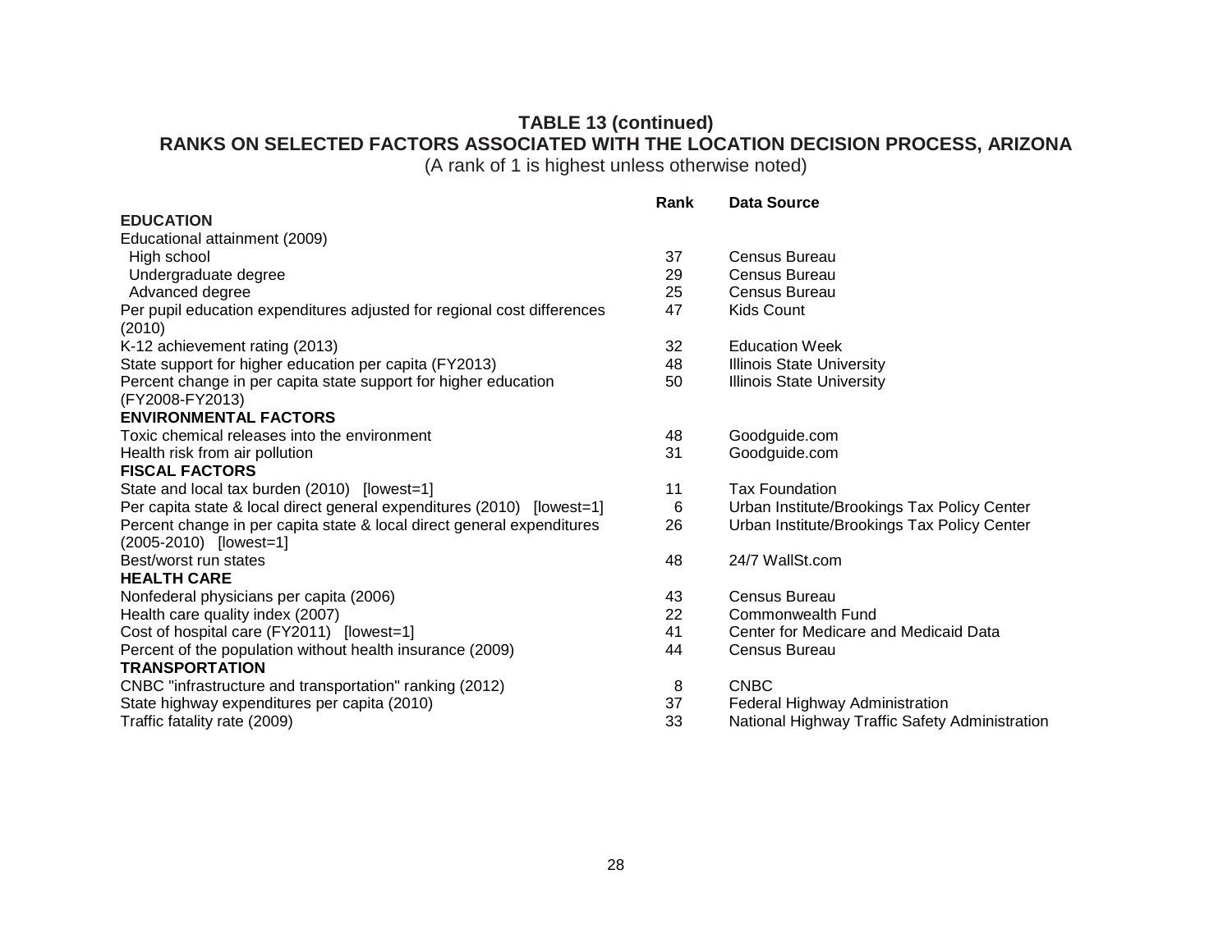## TABLE 13 (continued)
## RANKS ON SELECTED FACTORS ASSOCIATED WITH THE LOCATION DECISION PROCESS, ARIZONA

(A rank of 1 is highest unless otherwise noted)

| | Rank | Data Source |
|---|---|---|
| **EDUCATION** | | |
| Educational attainment (2009) | | |
| High school | 37 | Census Bureau |
| Undergraduate degree | 29 | Census Bureau |
| Advanced degree | 25 | Census Bureau |
| Per pupil education expenditures adjusted for regional cost differences (2010) | 47 | Kids Count |
| K-12 achievement rating (2013) | 32 | Education Week |
| State support for higher education per capita (FY2013) | 48 | Illinois State University |
| Percent change in per capita state support for higher education (FY2008-FY2013) | 50 | Illinois State University |
| **ENVIRONMENTAL FACTORS** | | |
| Toxic chemical releases into the environment | 48 | Goodguide.com |
| Health risk from air pollution | 31 | Goodguide.com |
| **FISCAL FACTORS** | | |
| State and local tax burden (2010) [lowest=1] | 11 | Tax Foundation |
| Per capita state & local direct general expenditures (2010) [lowest=1] | 6 | Urban Institute/Brookings Tax Policy Center |
| Percent change in per capita state & local direct general expenditures (2005-2010) [lowest=1] | 26 | Urban Institute/Brookings Tax Policy Center |
| Best/worst run states | 48 | 24/7 WallSt.com |
| **HEALTH CARE** | | |
| Nonfederal physicians per capita (2006) | 43 | Census Bureau |
| Health care quality index (2007) | 22 | Commonwealth Fund |
| Cost of hospital care (FY2011) [lowest=1] | 41 | Center for Medicare and Medicaid Data |
| Percent of the population without health insurance (2009) | 44 | Census Bureau |
| **TRANSPORTATION** | | |
| CNBC "infrastructure and transportation" ranking (2012) | 8 | CNBC |
| State highway expenditures per capita (2010) | 37 | Federal Highway Administration |
| Traffic fatality rate (2009) | 33 | National Highway Traffic Safety Administration |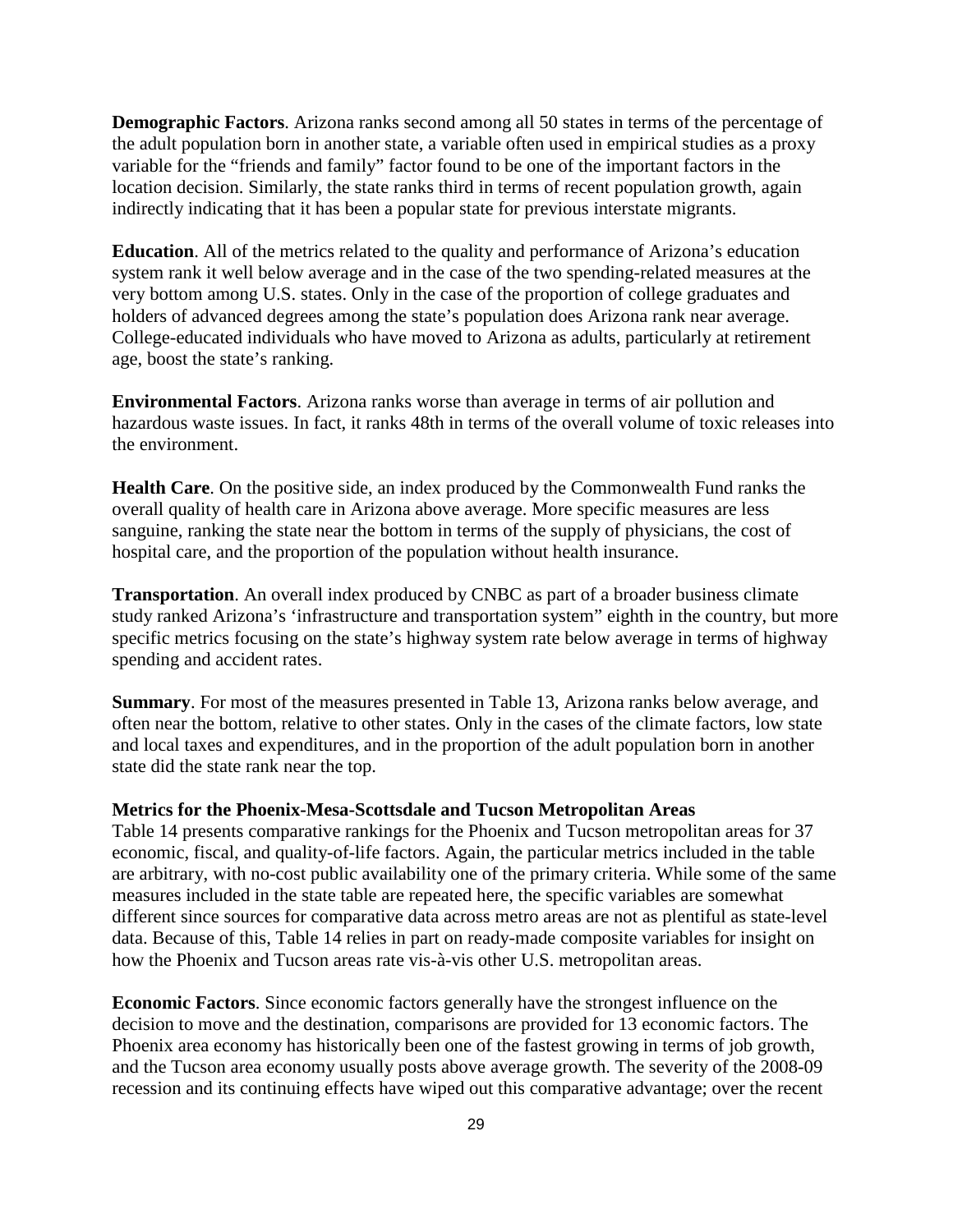**Demographic Factors**. Arizona ranks second among all 50 states in terms of the percentage of the adult population born in another state, a variable often used in empirical studies as a proxy variable for the "friends and family" factor found to be one of the important factors in the location decision. Similarly, the state ranks third in terms of recent population growth, again indirectly indicating that it has been a popular state for previous interstate migrants.

**Education**. All of the metrics related to the quality and performance of Arizona's education system rank it well below average and in the case of the two spending-related measures at the very bottom among U.S. states. Only in the case of the proportion of college graduates and holders of advanced degrees among the state's population does Arizona rank near average. College-educated individuals who have moved to Arizona as adults, particularly at retirement age, boost the state's ranking.

**Environmental Factors**. Arizona ranks worse than average in terms of air pollution and hazardous waste issues. In fact, it ranks 48th in terms of the overall volume of toxic releases into the environment.

**Health Care**. On the positive side, an index produced by the Commonwealth Fund ranks the overall quality of health care in Arizona above average. More specific measures are less sanguine, ranking the state near the bottom in terms of the supply of physicians, the cost of hospital care, and the proportion of the population without health insurance.

**Transportation**. An overall index produced by CNBC as part of a broader business climate study ranked Arizona's 'infrastructure and transportation system" eighth in the country, but more specific metrics focusing on the state's highway system rate below average in terms of highway spending and accident rates.

**Summary**. For most of the measures presented in Table 13, Arizona ranks below average, and often near the bottom, relative to other states. Only in the cases of the climate factors, low state and local taxes and expenditures, and in the proportion of the adult population born in another state did the state rank near the top.

### Metrics for the Phoenix-Mesa-Scottsdale and Tucson Metropolitan Areas

Table 14 presents comparative rankings for the Phoenix and Tucson metropolitan areas for 37 economic, fiscal, and quality-of-life factors. Again, the particular metrics included in the table are arbitrary, with no-cost public availability one of the primary criteria. While some of the same measures included in the state table are repeated here, the specific variables are somewhat different since sources for comparative data across metro areas are not as plentiful as state-level data. Because of this, Table 14 relies in part on ready-made composite variables for insight on how the Phoenix and Tucson areas rate vis-à-vis other U.S. metropolitan areas.

**Economic Factors**. Since economic factors generally have the strongest influence on the decision to move and the destination, comparisons are provided for 13 economic factors. The Phoenix area economy has historically been one of the fastest growing in terms of job growth, and the Tucson area economy usually posts above average growth. The severity of the 2008-09 recession and its continuing effects have wiped out this comparative advantage; over the recent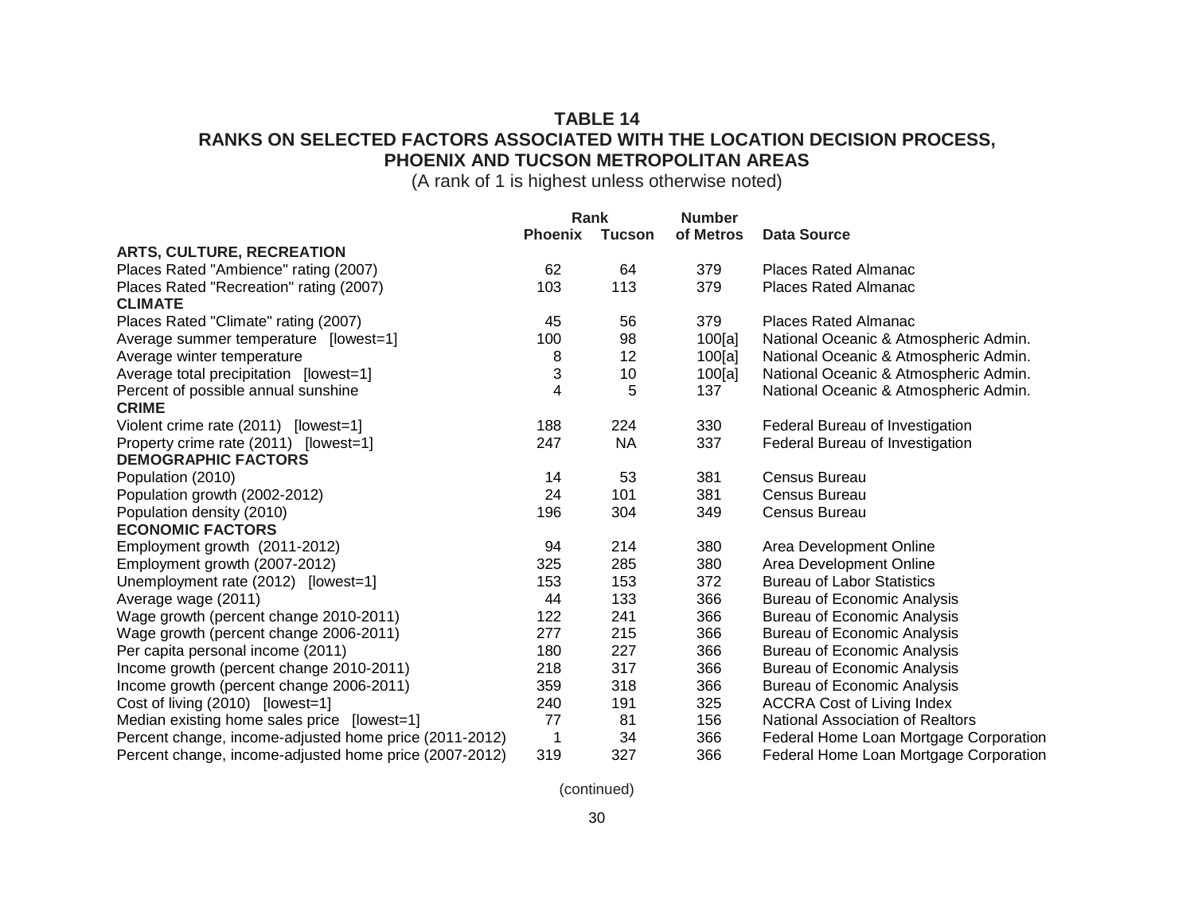**TABLE 14**
**RANKS ON SELECTED FACTORS ASSOCIATED WITH THE LOCATION DECISION PROCESS, PHOENIX AND TUCSON METROPOLITAN AREAS**
(A rank of 1 is highest unless otherwise noted)

| | Rank | | Number | |
|---|---|---|---|---|
| | Phoenix | Tucson | of Metros | Data Source |
| **ARTS, CULTURE, RECREATION** | | | | |
| Places Rated "Ambience" rating (2007) | 62 | 64 | 379 | Places Rated Almanac |
| Places Rated "Recreation" rating (2007) | 103 | 113 | 379 | Places Rated Almanac |
| **CLIMATE** | | | | |
| Places Rated "Climate" rating (2007) | 45 | 56 | 379 | Places Rated Almanac |
| Average summer temperature [lowest=1] | 100 | 98 | 100[a] | National Oceanic & Atmospheric Admin. |
| Average winter temperature | 8 | 12 | 100[a] | National Oceanic & Atmospheric Admin. |
| Average total precipitation [lowest=1] | 3 | 10 | 100[a] | National Oceanic & Atmospheric Admin. |
| Percent of possible annual sunshine | 4 | 5 | 137 | National Oceanic & Atmospheric Admin. |
| **CRIME** | | | | |
| Violent crime rate (2011) [lowest=1] | 188 | 224 | 330 | Federal Bureau of Investigation |
| Property crime rate (2011) [lowest=1] | 247 | NA | 337 | Federal Bureau of Investigation |
| **DEMOGRAPHIC FACTORS** | | | | |
| Population (2010) | 14 | 53 | 381 | Census Bureau |
| Population growth (2002-2012) | 24 | 101 | 381 | Census Bureau |
| Population density (2010) | 196 | 304 | 349 | Census Bureau |
| **ECONOMIC FACTORS** | | | | |
| Employment growth (2011-2012) | 94 | 214 | 380 | Area Development Online |
| Employment growth (2007-2012) | 325 | 285 | 380 | Area Development Online |
| Unemployment rate (2012) [lowest=1] | 153 | 153 | 372 | Bureau of Labor Statistics |
| Average wage (2011) | 44 | 133 | 366 | Bureau of Economic Analysis |
| Wage growth (percent change 2010-2011) | 122 | 241 | 366 | Bureau of Economic Analysis |
| Wage growth (percent change 2006-2011) | 277 | 215 | 366 | Bureau of Economic Analysis |
| Per capita personal income (2011) | 180 | 227 | 366 | Bureau of Economic Analysis |
| Income growth (percent change 2010-2011) | 218 | 317 | 366 | Bureau of Economic Analysis |
| Income growth (percent change 2006-2011) | 359 | 318 | 366 | Bureau of Economic Analysis |
| Cost of living (2010) [lowest=1] | 240 | 191 | 325 | ACCRA Cost of Living Index |
| Median existing home sales price [lowest=1] | 77 | 81 | 156 | National Association of Realtors |
| Percent change, income-adjusted home price (2011-2012) | 1 | 34 | 366 | Federal Home Loan Mortgage Corporation |
| Percent change, income-adjusted home price (2007-2012) | 319 | 327 | 366 | Federal Home Loan Mortgage Corporation |

(continued)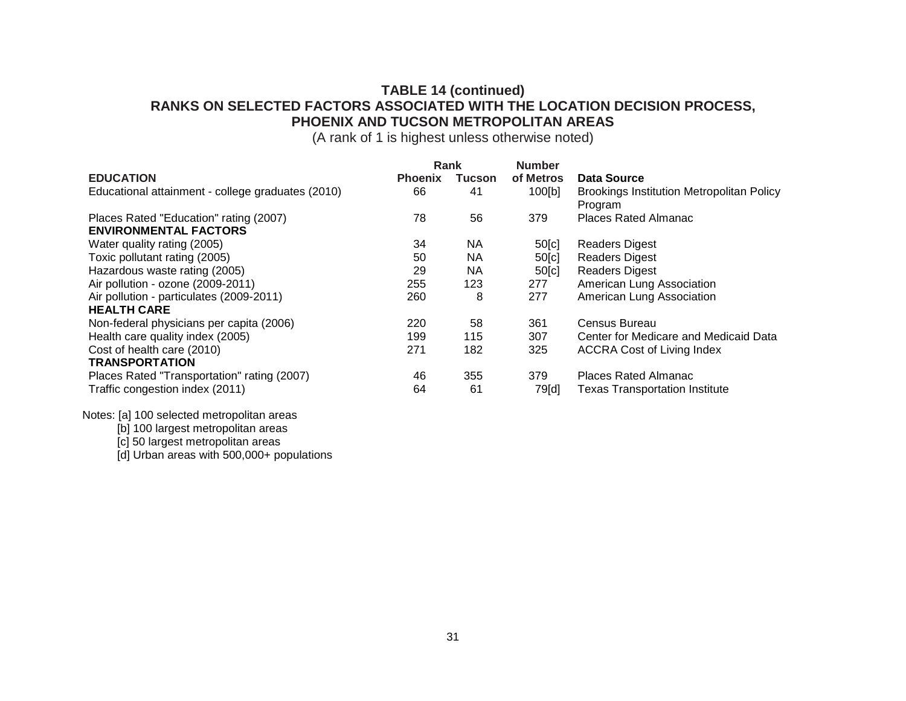**TABLE 14 (continued)**
**RANKS ON SELECTED FACTORS ASSOCIATED WITH THE LOCATION DECISION PROCESS, PHOENIX AND TUCSON METROPOLITAN AREAS**
(A rank of 1 is highest unless otherwise noted)

| | Rank | | Number | |
|---|---|---|---|---|
| **EDUCATION** | **Phoenix** | **Tucson** | **of Metros** | **Data Source** |
| Educational attainment - college graduates (2010) | 66 | 41 | 100[b] | Brookings Institution Metropolitan Policy Program |
| Places Rated "Education" rating (2007) | 78 | 56 | 379 | Places Rated Almanac |
| **ENVIRONMENTAL FACTORS** | | | | |
| Water quality rating (2005) | 34 | NA | 50[c] | Readers Digest |
| Toxic pollutant rating (2005) | 50 | NA | 50[c] | Readers Digest |
| Hazardous waste rating (2005) | 29 | NA | 50[c] | Readers Digest |
| Air pollution - ozone (2009-2011) | 255 | 123 | 277 | American Lung Association |
| Air pollution - particulates (2009-2011) | 260 | 8 | 277 | American Lung Association |
| **HEALTH CARE** | | | | |
| Non-federal physicians per capita (2006) | 220 | 58 | 361 | Census Bureau |
| Health care quality index (2005) | 199 | 115 | 307 | Center for Medicare and Medicaid Data |
| Cost of health care (2010) | 271 | 182 | 325 | ACCRA Cost of Living Index |
| **TRANSPORTATION** | | | | |
| Places Rated "Transportation" rating (2007) | 46 | 355 | 379 | Places Rated Almanac |
| Traffic congestion index (2011) | 64 | 61 | 79[d] | Texas Transportation Institute |

Notes: [a] 100 selected metropolitan areas
[b] 100 largest metropolitan areas
[c] 50 largest metropolitan areas
[d] Urban areas with 500,000+ populations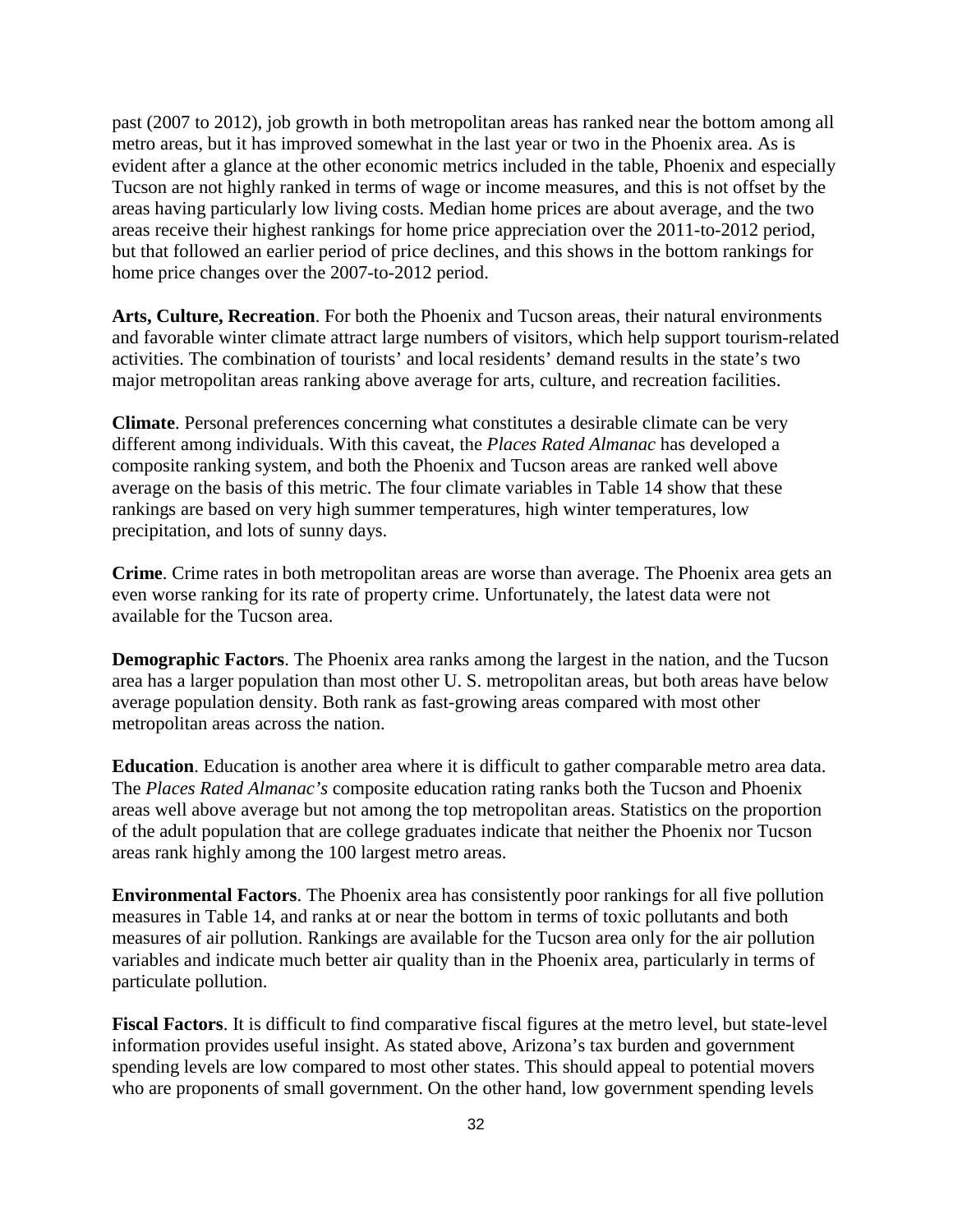past (2007 to 2012), job growth in both metropolitan areas has ranked near the bottom among all metro areas, but it has improved somewhat in the last year or two in the Phoenix area. As is evident after a glance at the other economic metrics included in the table, Phoenix and especially Tucson are not highly ranked in terms of wage or income measures, and this is not offset by the areas having particularly low living costs. Median home prices are about average, and the two areas receive their highest rankings for home price appreciation over the 2011-to-2012 period, but that followed an earlier period of price declines, and this shows in the bottom rankings for home price changes over the 2007-to-2012 period.

**Arts, Culture, Recreation**. For both the Phoenix and Tucson areas, their natural environments and favorable winter climate attract large numbers of visitors, which help support tourism-related activities. The combination of tourists' and local residents' demand results in the state's two major metropolitan areas ranking above average for arts, culture, and recreation facilities.

**Climate**. Personal preferences concerning what constitutes a desirable climate can be very different among individuals. With this caveat, the *Places Rated Almanac* has developed a composite ranking system, and both the Phoenix and Tucson areas are ranked well above average on the basis of this metric. The four climate variables in Table 14 show that these rankings are based on very high summer temperatures, high winter temperatures, low precipitation, and lots of sunny days.

**Crime**. Crime rates in both metropolitan areas are worse than average. The Phoenix area gets an even worse ranking for its rate of property crime. Unfortunately, the latest data were not available for the Tucson area.

**Demographic Factors**. The Phoenix area ranks among the largest in the nation, and the Tucson area has a larger population than most other U. S. metropolitan areas, but both areas have below average population density. Both rank as fast-growing areas compared with most other metropolitan areas across the nation.

**Education**. Education is another area where it is difficult to gather comparable metro area data. The *Places Rated Almanac's* composite education rating ranks both the Tucson and Phoenix areas well above average but not among the top metropolitan areas. Statistics on the proportion of the adult population that are college graduates indicate that neither the Phoenix nor Tucson areas rank highly among the 100 largest metro areas.

**Environmental Factors**. The Phoenix area has consistently poor rankings for all five pollution measures in Table 14, and ranks at or near the bottom in terms of toxic pollutants and both measures of air pollution. Rankings are available for the Tucson area only for the air pollution variables and indicate much better air quality than in the Phoenix area, particularly in terms of particulate pollution.

**Fiscal Factors**. It is difficult to find comparative fiscal figures at the metro level, but state-level information provides useful insight. As stated above, Arizona's tax burden and government spending levels are low compared to most other states. This should appeal to potential movers who are proponents of small government. On the other hand, low government spending levels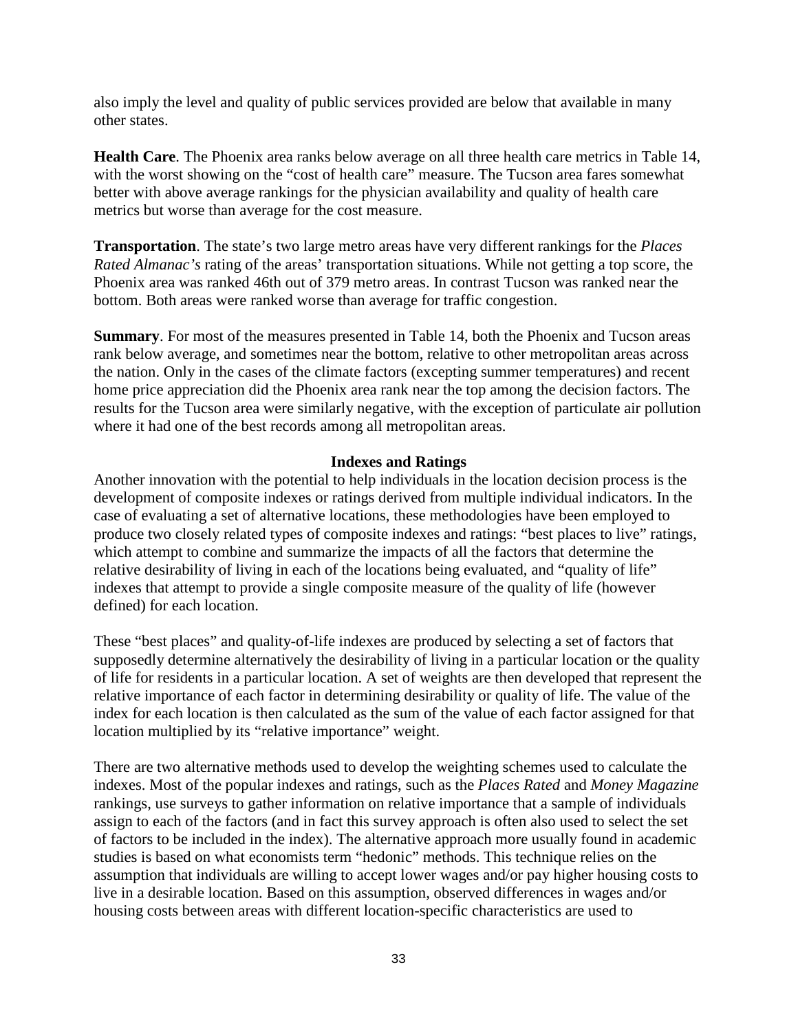also imply the level and quality of public services provided are below that available in many other states.

**Health Care**. The Phoenix area ranks below average on all three health care metrics in Table 14, with the worst showing on the "cost of health care" measure. The Tucson area fares somewhat better with above average rankings for the physician availability and quality of health care metrics but worse than average for the cost measure.

**Transportation**. The state's two large metro areas have very different rankings for the *Places Rated Almanac's* rating of the areas' transportation situations. While not getting a top score, the Phoenix area was ranked 46th out of 379 metro areas. In contrast Tucson was ranked near the bottom. Both areas were ranked worse than average for traffic congestion.

**Summary**. For most of the measures presented in Table 14, both the Phoenix and Tucson areas rank below average, and sometimes near the bottom, relative to other metropolitan areas across the nation. Only in the cases of the climate factors (excepting summer temperatures) and recent home price appreciation did the Phoenix area rank near the top among the decision factors. The results for the Tucson area were similarly negative, with the exception of particulate air pollution where it had one of the best records among all metropolitan areas.

## Indexes and Ratings

Another innovation with the potential to help individuals in the location decision process is the development of composite indexes or ratings derived from multiple individual indicators. In the case of evaluating a set of alternative locations, these methodologies have been employed to produce two closely related types of composite indexes and ratings: "best places to live" ratings, which attempt to combine and summarize the impacts of all the factors that determine the relative desirability of living in each of the locations being evaluated, and "quality of life" indexes that attempt to provide a single composite measure of the quality of life (however defined) for each location.

These "best places" and quality-of-life indexes are produced by selecting a set of factors that supposedly determine alternatively the desirability of living in a particular location or the quality of life for residents in a particular location. A set of weights are then developed that represent the relative importance of each factor in determining desirability or quality of life. The value of the index for each location is then calculated as the sum of the value of each factor assigned for that location multiplied by its "relative importance" weight.

There are two alternative methods used to develop the weighting schemes used to calculate the indexes. Most of the popular indexes and ratings, such as the *Places Rated* and *Money Magazine* rankings, use surveys to gather information on relative importance that a sample of individuals assign to each of the factors (and in fact this survey approach is often also used to select the set of factors to be included in the index). The alternative approach more usually found in academic studies is based on what economists term "hedonic" methods. This technique relies on the assumption that individuals are willing to accept lower wages and/or pay higher housing costs to live in a desirable location. Based on this assumption, observed differences in wages and/or housing costs between areas with different location-specific characteristics are used to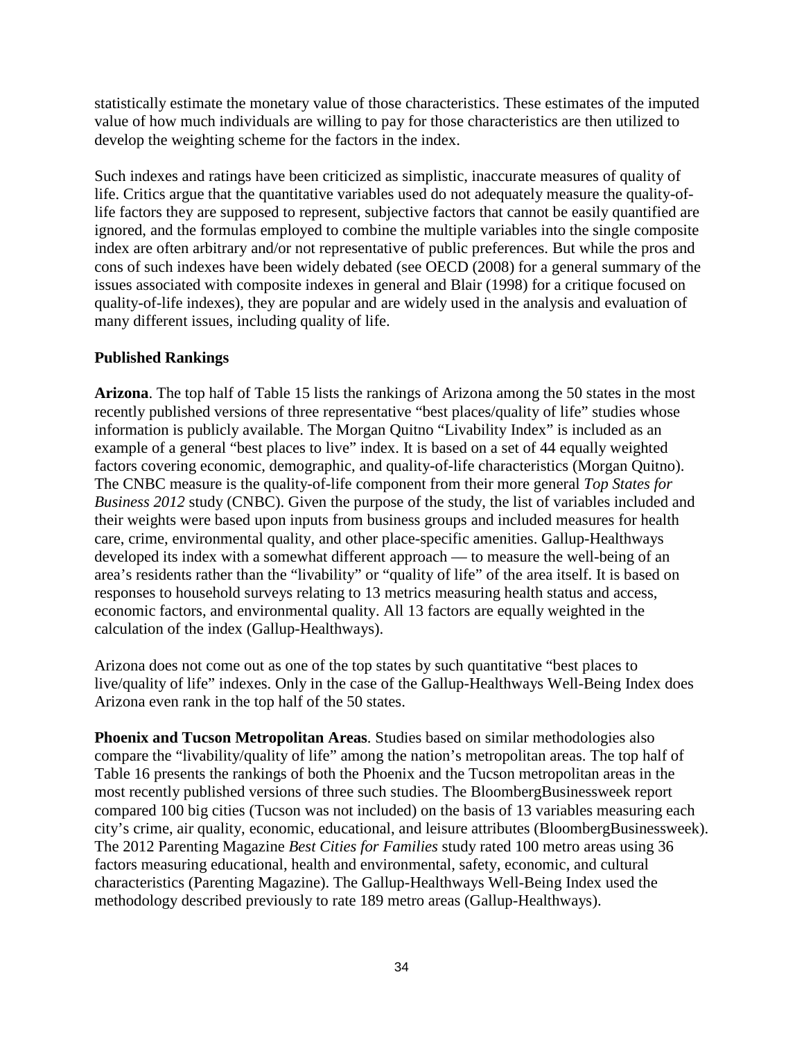statistically estimate the monetary value of those characteristics. These estimates of the imputed value of how much individuals are willing to pay for those characteristics are then utilized to develop the weighting scheme for the factors in the index.

Such indexes and ratings have been criticized as simplistic, inaccurate measures of quality of life. Critics argue that the quantitative variables used do not adequately measure the quality-of-life factors they are supposed to represent, subjective factors that cannot be easily quantified are ignored, and the formulas employed to combine the multiple variables into the single composite index are often arbitrary and/or not representative of public preferences. But while the pros and cons of such indexes have been widely debated (see OECD (2008) for a general summary of the issues associated with composite indexes in general and Blair (1998) for a critique focused on quality-of-life indexes), they are popular and are widely used in the analysis and evaluation of many different issues, including quality of life.

### Published Rankings

**Arizona**. The top half of Table 15 lists the rankings of Arizona among the 50 states in the most recently published versions of three representative "best places/quality of life" studies whose information is publicly available. The Morgan Quitno "Livability Index" is included as an example of a general "best places to live" index. It is based on a set of 44 equally weighted factors covering economic, demographic, and quality-of-life characteristics (Morgan Quitno). The CNBC measure is the quality-of-life component from their more general *Top States for Business 2012* study (CNBC). Given the purpose of the study, the list of variables included and their weights were based upon inputs from business groups and included measures for health care, crime, environmental quality, and other place-specific amenities. Gallup-Healthways developed its index with a somewhat different approach — to measure the well-being of an area's residents rather than the "livability" or "quality of life" of the area itself. It is based on responses to household surveys relating to 13 metrics measuring health status and access, economic factors, and environmental quality. All 13 factors are equally weighted in the calculation of the index (Gallup-Healthways).

Arizona does not come out as one of the top states by such quantitative "best places to live/quality of life" indexes. Only in the case of the Gallup-Healthways Well-Being Index does Arizona even rank in the top half of the 50 states.

**Phoenix and Tucson Metropolitan Areas**. Studies based on similar methodologies also compare the "livability/quality of life" among the nation's metropolitan areas. The top half of Table 16 presents the rankings of both the Phoenix and the Tucson metropolitan areas in the most recently published versions of three such studies. The BloombergBusinessweek report compared 100 big cities (Tucson was not included) on the basis of 13 variables measuring each city's crime, air quality, economic, educational, and leisure attributes (BloombergBusinessweek). The 2012 Parenting Magazine *Best Cities for Families* study rated 100 metro areas using 36 factors measuring educational, health and environmental, safety, economic, and cultural characteristics (Parenting Magazine). The Gallup-Healthways Well-Being Index used the methodology described previously to rate 189 metro areas (Gallup-Healthways).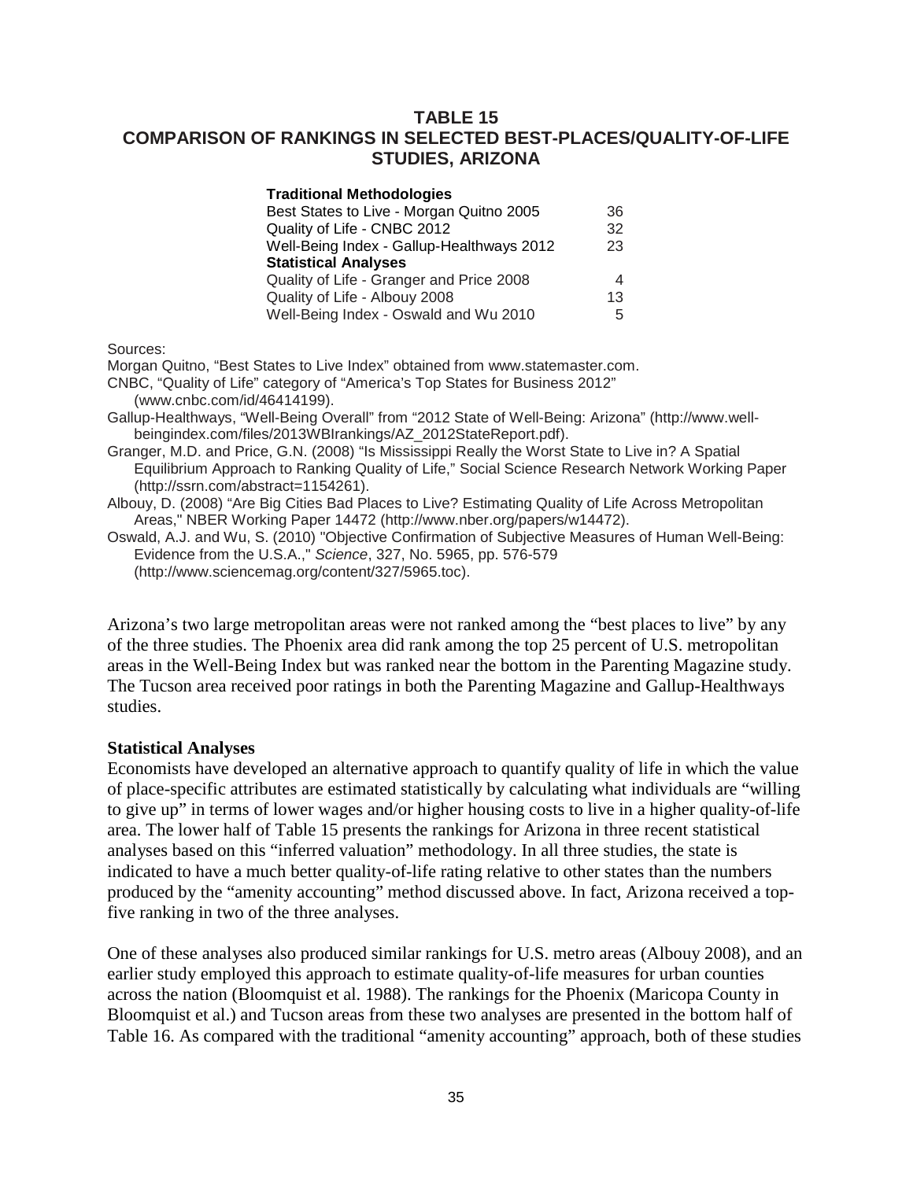# TABLE 15
# COMPARISON OF RANKINGS IN SELECTED BEST-PLACES/QUALITY-OF-LIFE STUDIES, ARIZONA

| | |
|---|---|
| **Traditional Methodologies** | |
| Best States to Live - Morgan Quitno 2005 | 36 |
| Quality of Life - CNBC 2012 | 32 |
| Well-Being Index - Gallup-Healthways 2012 | 23 |
| **Statistical Analyses** | |
| Quality of Life - Granger and Price 2008 | 4 |
| Quality of Life - Albouy 2008 | 13 |
| Well-Being Index - Oswald and Wu 2010 | 5 |

Sources:

Morgan Quitno, "Best States to Live Index" obtained from www.statemaster.com.

CNBC, "Quality of Life" category of "America's Top States for Business 2012" (www.cnbc.com/id/46414199).

Gallup-Healthways, "Well-Being Overall" from "2012 State of Well-Being: Arizona" (http://www.well-beingindex.com/files/2013WBIrankings/AZ_2012StateReport.pdf).

Granger, M.D. and Price, G.N. (2008) "Is Mississippi Really the Worst State to Live in? A Spatial Equilibrium Approach to Ranking Quality of Life," Social Science Research Network Working Paper (http://ssrn.com/abstract=1154261).

Albouy, D. (2008) "Are Big Cities Bad Places to Live? Estimating Quality of Life Across Metropolitan Areas," NBER Working Paper 14472 (http://www.nber.org/papers/w14472).

Oswald, A.J. and Wu, S. (2010) "Objective Confirmation of Subjective Measures of Human Well-Being: Evidence from the U.S.A.," *Science*, 327, No. 5965, pp. 576-579 (http://www.sciencemag.org/content/327/5965.toc).

Arizona's two large metropolitan areas were not ranked among the "best places to live" by any of the three studies. The Phoenix area did rank among the top 25 percent of U.S. metropolitan areas in the Well-Being Index but was ranked near the bottom in the Parenting Magazine study. The Tucson area received poor ratings in both the Parenting Magazine and Gallup-Healthways studies.

### Statistical Analyses

Economists have developed an alternative approach to quantify quality of life in which the value of place-specific attributes are estimated statistically by calculating what individuals are "willing to give up" in terms of lower wages and/or higher housing costs to live in a higher quality-of-life area. The lower half of Table 15 presents the rankings for Arizona in three recent statistical analyses based on this "inferred valuation" methodology. In all three studies, the state is indicated to have a much better quality-of-life rating relative to other states than the numbers produced by the "amenity accounting" method discussed above. In fact, Arizona received a top-five ranking in two of the three analyses.

One of these analyses also produced similar rankings for U.S. metro areas (Albouy 2008), and an earlier study employed this approach to estimate quality-of-life measures for urban counties across the nation (Bloomquist et al. 1988). The rankings for the Phoenix (Maricopa County in Bloomquist et al.) and Tucson areas from these two analyses are presented in the bottom half of Table 16. As compared with the traditional "amenity accounting" approach, both of these studies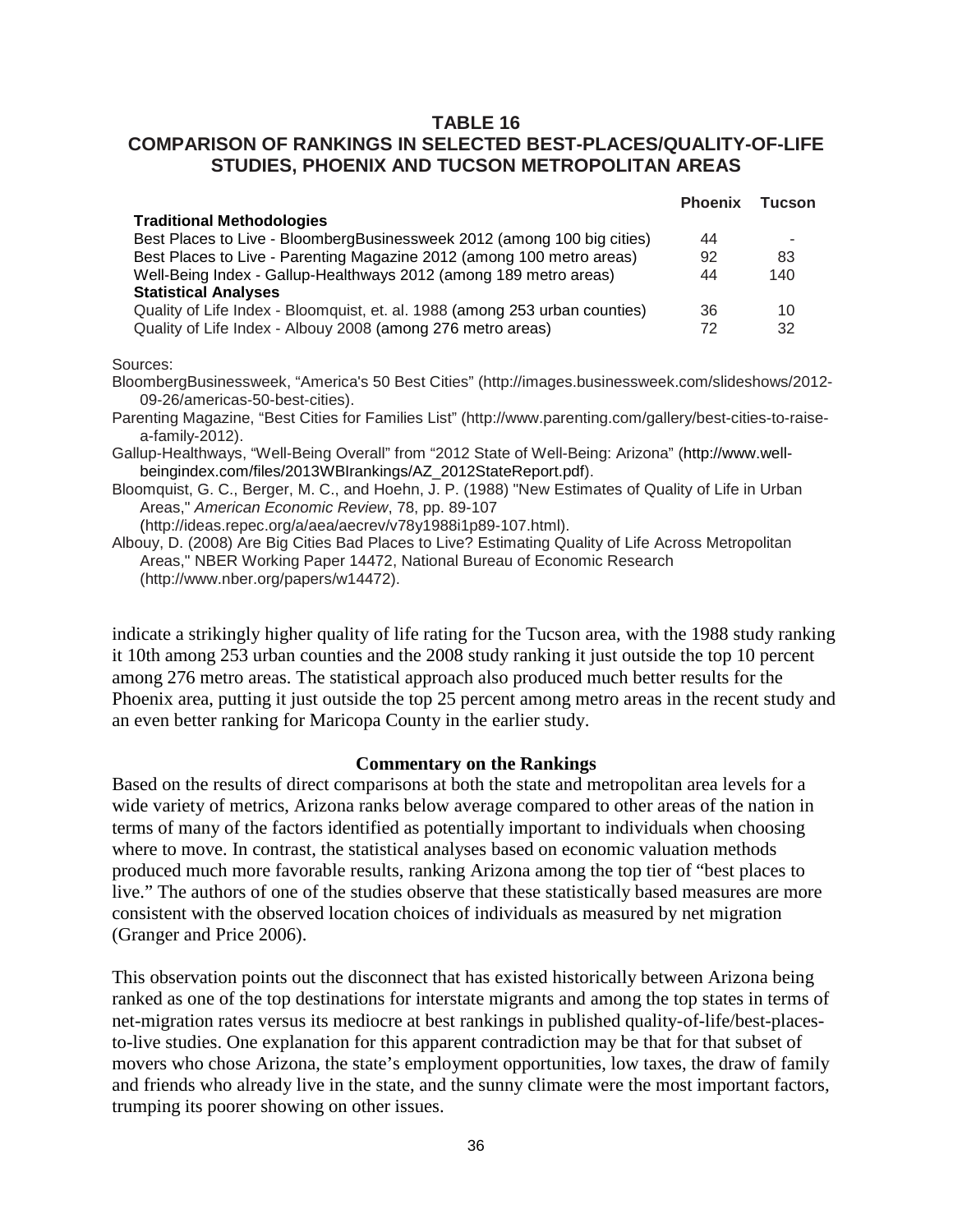## TABLE 16
## COMPARISON OF RANKINGS IN SELECTED BEST-PLACES/QUALITY-OF-LIFE STUDIES, PHOENIX AND TUCSON METROPOLITAN AREAS

| | Phoenix | Tucson |
|---|---|---|
| **Traditional Methodologies** | | |
| Best Places to Live - BloombergBusinessweek 2012 (among 100 big cities) | 44 | - |
| Best Places to Live - Parenting Magazine 2012 (among 100 metro areas) | 92 | 83 |
| Well-Being Index - Gallup-Healthways 2012 (among 189 metro areas) | 44 | 140 |
| **Statistical Analyses** | | |
| Quality of Life Index - Bloomquist, et. al. 1988 (among 253 urban counties) | 36 | 10 |
| Quality of Life Index - Albouy 2008 (among 276 metro areas) | 72 | 32 |

Sources:

BloombergBusinessweek, "America's 50 Best Cities" (http://images.businessweek.com/slideshows/2012-09-26/americas-50-best-cities).

Parenting Magazine, "Best Cities for Families List" (http://www.parenting.com/gallery/best-cities-to-raise-a-family-2012).

Gallup-Healthways, "Well-Being Overall" from "2012 State of Well-Being: Arizona" (http://www.well-beingindex.com/files/2013WBIrankings/AZ_2012StateReport.pdf).

Bloomquist, G. C., Berger, M. C., and Hoehn, J. P. (1988) "New Estimates of Quality of Life in Urban Areas," *American Economic Review*, 78, pp. 89-107 (http://ideas.repec.org/a/aea/aecrev/v78y1988i1p89-107.html).

Albouy, D. (2008) Are Big Cities Bad Places to Live? Estimating Quality of Life Across Metropolitan Areas," NBER Working Paper 14472, National Bureau of Economic Research (http://www.nber.org/papers/w14472).

indicate a strikingly higher quality of life rating for the Tucson area, with the 1988 study ranking it 10th among 253 urban counties and the 2008 study ranking it just outside the top 10 percent among 276 metro areas. The statistical approach also produced much better results for the Phoenix area, putting it just outside the top 25 percent among metro areas in the recent study and an even better ranking for Maricopa County in the earlier study.

### Commentary on the Rankings

Based on the results of direct comparisons at both the state and metropolitan area levels for a wide variety of metrics, Arizona ranks below average compared to other areas of the nation in terms of many of the factors identified as potentially important to individuals when choosing where to move. In contrast, the statistical analyses based on economic valuation methods produced much more favorable results, ranking Arizona among the top tier of "best places to live." The authors of one of the studies observe that these statistically based measures are more consistent with the observed location choices of individuals as measured by net migration (Granger and Price 2006).

This observation points out the disconnect that has existed historically between Arizona being ranked as one of the top destinations for interstate migrants and among the top states in terms of net-migration rates versus its mediocre at best rankings in published quality-of-life/best-places-to-live studies. One explanation for this apparent contradiction may be that for that subset of movers who chose Arizona, the state's employment opportunities, low taxes, the draw of family and friends who already live in the state, and the sunny climate were the most important factors, trumping its poorer showing on other issues.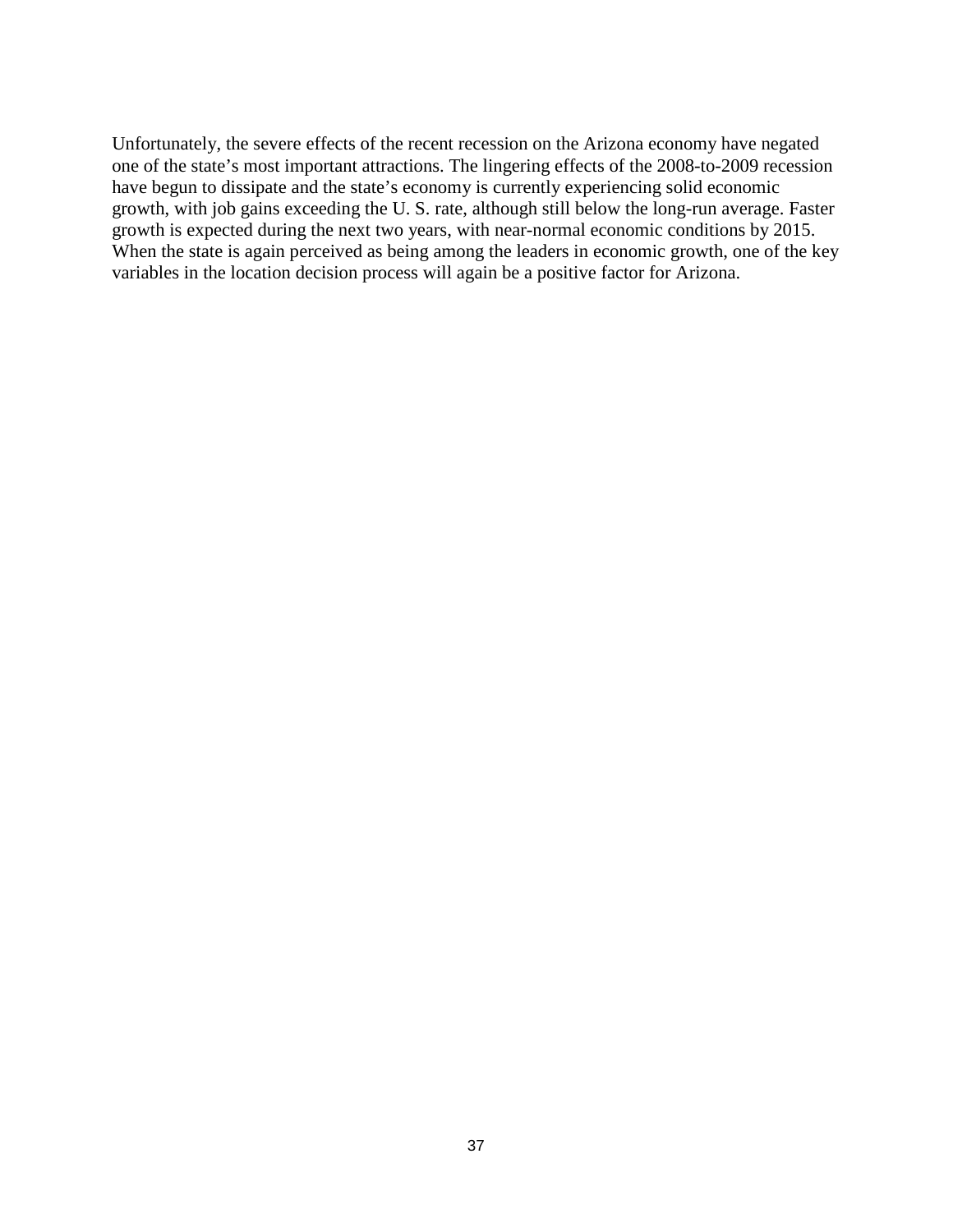Unfortunately, the severe effects of the recent recession on the Arizona economy have negated one of the state's most important attractions. The lingering effects of the 2008-to-2009 recession have begun to dissipate and the state's economy is currently experiencing solid economic growth, with job gains exceeding the U. S. rate, although still below the long-run average. Faster growth is expected during the next two years, with near-normal economic conditions by 2015. When the state is again perceived as being among the leaders in economic growth, one of the key variables in the location decision process will again be a positive factor for Arizona.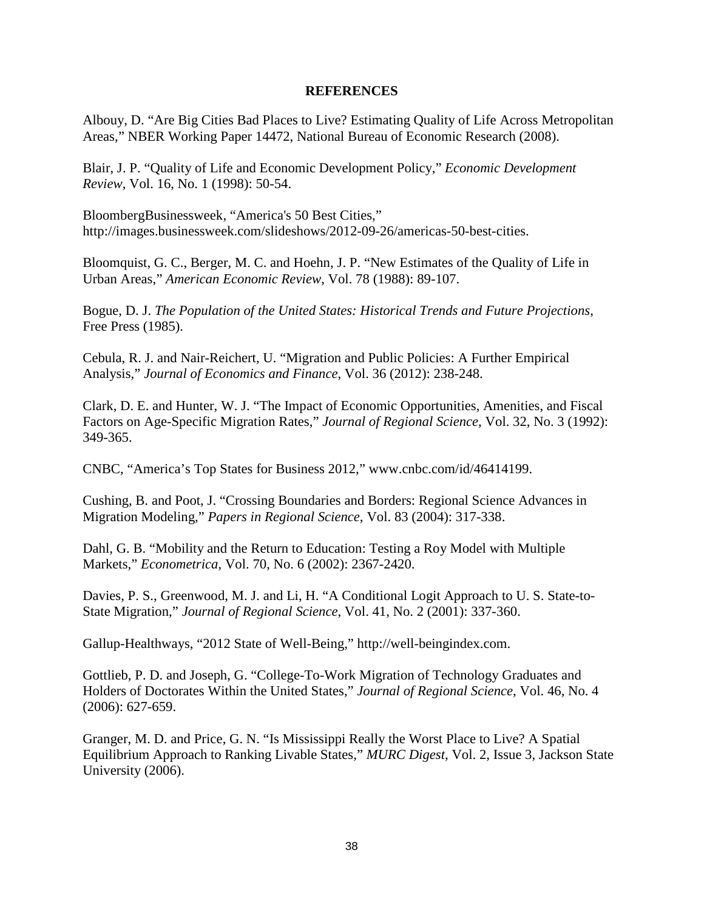**REFERENCES**

Albouy, D. “Are Big Cities Bad Places to Live? Estimating Quality of Life Across Metropolitan Areas,” NBER Working Paper 14472, National Bureau of Economic Research (2008).

Blair, J. P. “Quality of Life and Economic Development Policy,” *Economic Development Review*, Vol. 16, No. 1 (1998): 50-54.

BloombergBusinessweek, “America's 50 Best Cities,” http://images.businessweek.com/slideshows/2012-09-26/americas-50-best-cities.

Bloomquist, G. C., Berger, M. C. and Hoehn, J. P. “New Estimates of the Quality of Life in Urban Areas,” *American Economic Review*, Vol. 78 (1988): 89-107.

Bogue, D. J. *The Population of the United States: Historical Trends and Future Projections*, Free Press (1985).

Cebula, R. J. and Nair-Reichert, U. “Migration and Public Policies: A Further Empirical Analysis,” *Journal of Economics and Finance*, Vol. 36 (2012): 238-248.

Clark, D. E. and Hunter, W. J. “The Impact of Economic Opportunities, Amenities, and Fiscal Factors on Age-Specific Migration Rates,” *Journal of Regional Science*, Vol. 32, No. 3 (1992): 349-365.

CNBC, “America’s Top States for Business 2012,” www.cnbc.com/id/46414199.

Cushing, B. and Poot, J. “Crossing Boundaries and Borders: Regional Science Advances in Migration Modeling,” *Papers in Regional Science*, Vol. 83 (2004): 317-338.

Dahl, G. B. “Mobility and the Return to Education: Testing a Roy Model with Multiple Markets,” *Econometrica*, Vol. 70, No. 6 (2002): 2367-2420.

Davies, P. S., Greenwood, M. J. and Li, H. “A Conditional Logit Approach to U. S. State-to-State Migration,” *Journal of Regional Science*, Vol. 41, No. 2 (2001): 337-360.

Gallup-Healthways, “2012 State of Well-Being,” http://well-beingindex.com.

Gottlieb, P. D. and Joseph, G. “College-To-Work Migration of Technology Graduates and Holders of Doctorates Within the United States,” *Journal of Regional Science*, Vol. 46, No. 4 (2006): 627-659.

Granger, M. D. and Price, G. N. “Is Mississippi Really the Worst Place to Live? A Spatial Equilibrium Approach to Ranking Livable States,” *MURC Digest*, Vol. 2, Issue 3, Jackson State University (2006).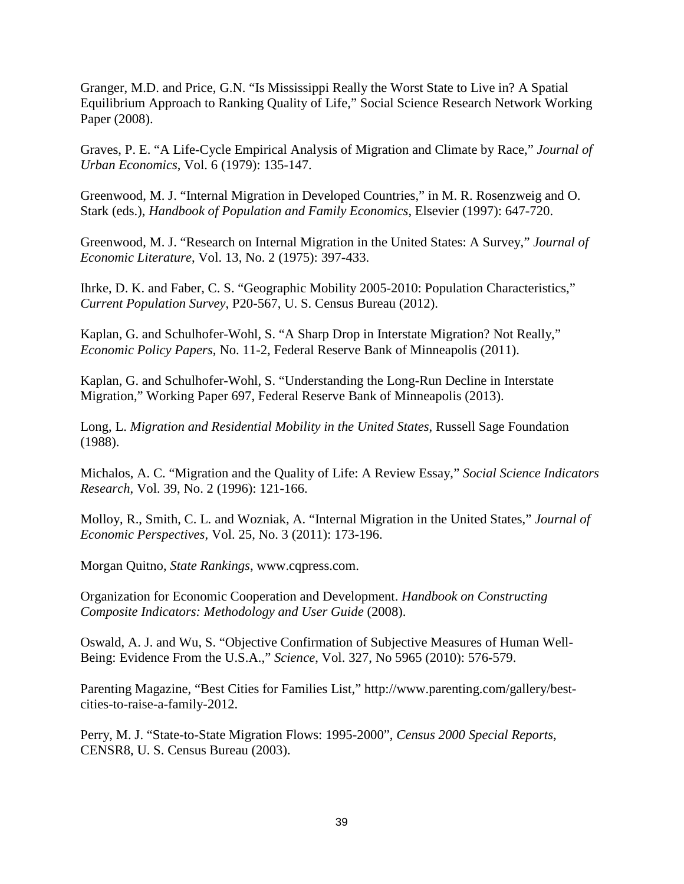Granger, M.D. and Price, G.N. "Is Mississippi Really the Worst State to Live in? A Spatial Equilibrium Approach to Ranking Quality of Life," Social Science Research Network Working Paper (2008).

Graves, P. E. "A Life-Cycle Empirical Analysis of Migration and Climate by Race," *Journal of Urban Economics*, Vol. 6 (1979): 135-147.

Greenwood, M. J. "Internal Migration in Developed Countries," in M. R. Rosenzweig and O. Stark (eds.), *Handbook of Population and Family Economics*, Elsevier (1997): 647-720.

Greenwood, M. J. "Research on Internal Migration in the United States: A Survey," *Journal of Economic Literature*, Vol. 13, No. 2 (1975): 397-433.

Ihrke, D. K. and Faber, C. S. "Geographic Mobility 2005-2010: Population Characteristics," *Current Population Survey*, P20-567, U. S. Census Bureau (2012).

Kaplan, G. and Schulhofer-Wohl, S. "A Sharp Drop in Interstate Migration? Not Really," *Economic Policy Papers*, No. 11-2, Federal Reserve Bank of Minneapolis (2011).

Kaplan, G. and Schulhofer-Wohl, S. "Understanding the Long-Run Decline in Interstate Migration," Working Paper 697, Federal Reserve Bank of Minneapolis (2013).

Long, L. *Migration and Residential Mobility in the United States*, Russell Sage Foundation (1988).

Michalos, A. C. "Migration and the Quality of Life: A Review Essay," *Social Science Indicators Research*, Vol. 39, No. 2 (1996): 121-166.

Molloy, R., Smith, C. L. and Wozniak, A. "Internal Migration in the United States," *Journal of Economic Perspectives*, Vol. 25, No. 3 (2011): 173-196.

Morgan Quitno, *State Rankings*, www.cqpress.com.

Organization for Economic Cooperation and Development. *Handbook on Constructing Composite Indicators: Methodology and User Guide* (2008).

Oswald, A. J. and Wu, S. "Objective Confirmation of Subjective Measures of Human Well-Being: Evidence From the U.S.A.," *Science*, Vol. 327, No 5965 (2010): 576-579.

Parenting Magazine, "Best Cities for Families List," http://www.parenting.com/gallery/best-cities-to-raise-a-family-2012.

Perry, M. J. "State-to-State Migration Flows: 1995-2000", *Census 2000 Special Reports*, CENSR8, U. S. Census Bureau (2003).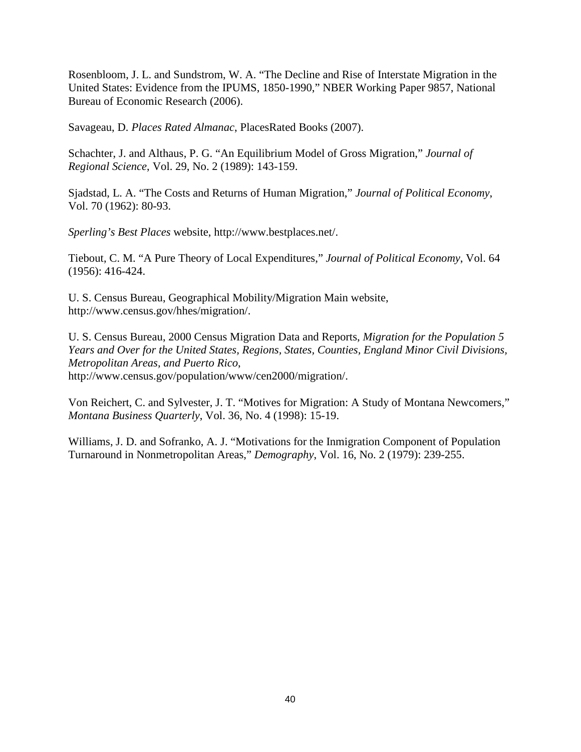Rosenbloom, J. L. and Sundstrom, W. A. “The Decline and Rise of Interstate Migration in the United States: Evidence from the IPUMS, 1850-1990,” NBER Working Paper 9857, National Bureau of Economic Research (2006).

Savageau, D. *Places Rated Almanac*, PlacesRated Books (2007).

Schachter, J. and Althaus, P. G. “An Equilibrium Model of Gross Migration,” *Journal of Regional Science*, Vol. 29, No. 2 (1989): 143-159.

Sjadstad, L. A. “The Costs and Returns of Human Migration,” *Journal of Political Economy*, Vol. 70 (1962): 80-93.

*Sperling’s Best Places* website, http://www.bestplaces.net/.

Tiebout, C. M. “A Pure Theory of Local Expenditures,” *Journal of Political Economy*, Vol. 64 (1956): 416-424.

U. S. Census Bureau, Geographical Mobility/Migration Main website, http://www.census.gov/hhes/migration/.

U. S. Census Bureau, 2000 Census Migration Data and Reports, *Migration for the Population 5 Years and Over for the United States, Regions, States, Counties, England Minor Civil Divisions, Metropolitan Areas, and Puerto Rico*, http://www.census.gov/population/www/cen2000/migration/.

Von Reichert, C. and Sylvester, J. T. “Motives for Migration: A Study of Montana Newcomers,” *Montana Business Quarterly*, Vol. 36, No. 4 (1998): 15-19.

Williams, J. D. and Sofranko, A. J. “Motivations for the Inmigration Component of Population Turnaround in Nonmetropolitan Areas,” *Demography*, Vol. 16, No. 2 (1979): 239-255.